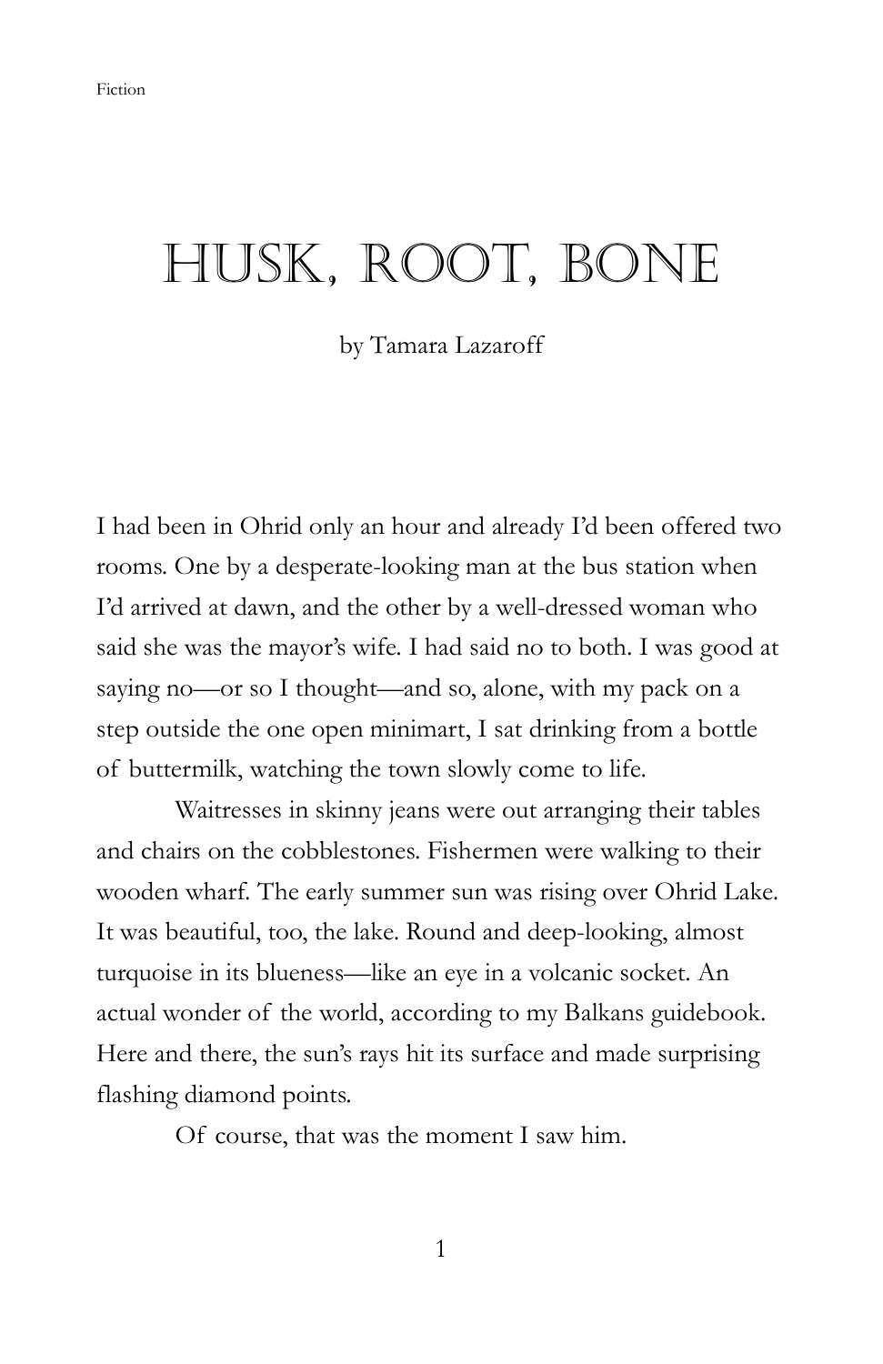Fiction

# HUSK, ROOT, BONE

by Tamara Lazaroff

I had been in Ohrid only an hour and already I'd been offered two rooms. One by a desperate-looking man at the bus station when I'd arrived at dawn, and the other by a well-dressed woman who said she was the mayor's wife. I had said no to both. I was good at saying no—or so I thought—and so, alone, with my pack on a step outside the one open minimart, I sat drinking from a bottle of buttermilk, watching the town slowly come to life.

Waitresses in skinny jeans were out arranging their tables and chairs on the cobblestones. Fishermen were walking to their wooden wharf. The early summer sun was rising over Ohrid Lake. It was beautiful, too, the lake. Round and deep-looking, almost turquoise in its blueness—like an eye in a volcanic socket. An actual wonder of the world, according to my Balkans guidebook. Here and there, the sun's rays hit its surface and made surprising flashing diamond points.

Of course, that was the moment I saw him.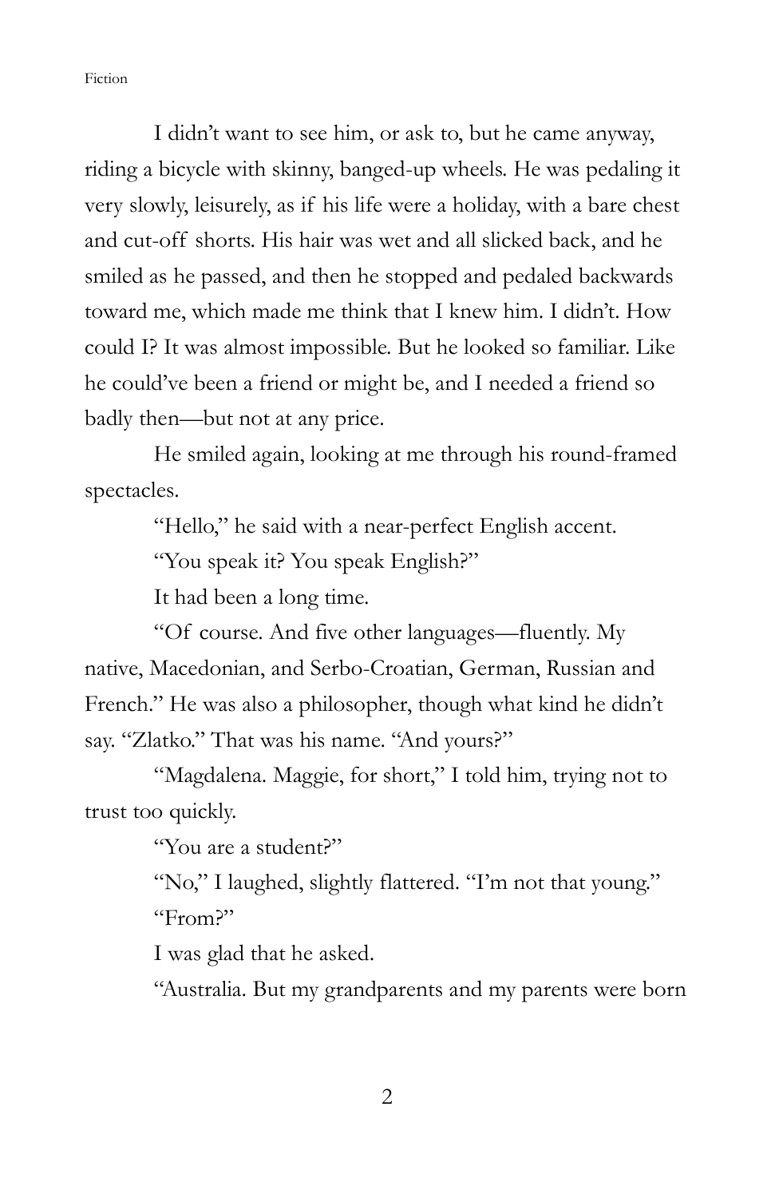I didn't want to see him, or ask to, but he came anyway, riding a bicycle with skinny, banged-up wheels. He was pedaling it very slowly, leisurely, as if his life were a holiday, with a bare chest and cut-off shorts. His hair was wet and all slicked back, and he smiled as he passed, and then he stopped and pedaled backwards toward me, which made me think that I knew him. I didn't. How could I? It was almost impossible. But he looked so familiar. Like he could've been a friend or might be, and I needed a friend so badly then—but not at any price.

He smiled again, looking at me through his round-framed spectacles.

"Hello," he said with a near-perfect English accent.

"You speak it? You speak English?"

It had been a long time.

"Of course. And five other languages—fluently. My native, Macedonian, and Serbo-Croatian, German, Russian and French." He was also a philosopher, though what kind he didn't say. "Zlatko." That was his name. "And yours?"

"Magdalena. Maggie, for short," I told him, trying not to trust too quickly.

"You are a student?"

"No," I laughed, slightly flattered. "I'm not that young."

"From?"

I was glad that he asked.

"Australia. But my grandparents and my parents were born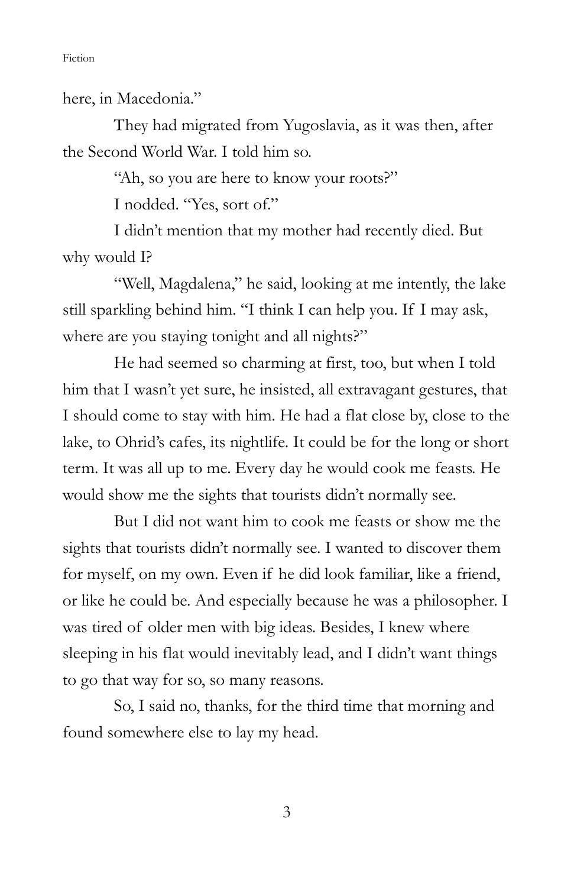here, in Macedonia."

They had migrated from Yugoslavia, as it was then, after the Second World War. I told him so.

"Ah, so you are here to know your roots?"

I nodded. "Yes, sort of."

I didn't mention that my mother had recently died. But why would I?

"Well, Magdalena," he said, looking at me intently, the lake still sparkling behind him. "I think I can help you. If I may ask, where are you staying tonight and all nights?"

He had seemed so charming at first, too, but when I told him that I wasn't yet sure, he insisted, all extravagant gestures, that I should come to stay with him. He had a flat close by, close to the lake, to Ohrid's cafes, its nightlife. It could be for the long or short term. It was all up to me. Every day he would cook me feasts. He would show me the sights that tourists didn't normally see.

But I did not want him to cook me feasts or show me the sights that tourists didn't normally see. I wanted to discover them for myself, on my own. Even if he did look familiar, like a friend, or like he could be. And especially because he was a philosopher. I was tired of older men with big ideas. Besides, I knew where sleeping in his flat would inevitably lead, and I didn't want things to go that way for so, so many reasons.

So, I said no, thanks, for the third time that morning and found somewhere else to lay my head.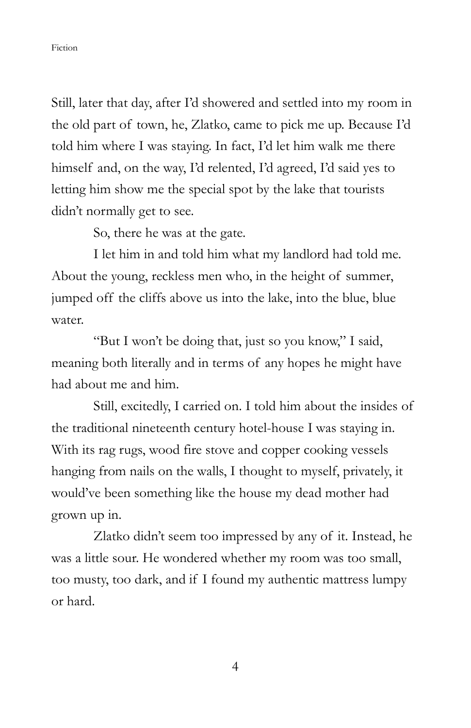Still, later that day, after I'd showered and settled into my room in the old part of town, he, Zlatko, came to pick me up. Because I'd told him where I was staying. In fact, I'd let him walk me there himself and, on the way, I'd relented, I'd agreed, I'd said yes to letting him show me the special spot by the lake that tourists didn't normally get to see.

So, there he was at the gate.

I let him in and told him what my landlord had told me. About the young, reckless men who, in the height of summer, jumped off the cliffs above us into the lake, into the blue, blue water.

"But I won't be doing that, just so you know," I said, meaning both literally and in terms of any hopes he might have had about me and him.

Still, excitedly, I carried on. I told him about the insides of the traditional nineteenth century hotel-house I was staying in. With its rag rugs, wood fire stove and copper cooking vessels hanging from nails on the walls, I thought to myself, privately, it would've been something like the house my dead mother had grown up in.

Zlatko didn't seem too impressed by any of it. Instead, he was a little sour. He wondered whether my room was too small, too musty, too dark, and if I found my authentic mattress lumpy or hard.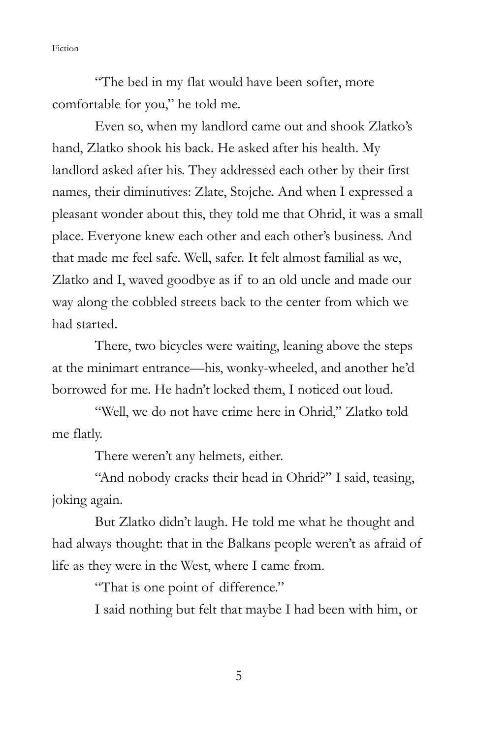"The bed in my flat would have been softer, more comfortable for you," he told me.

Even so, when my landlord came out and shook Zlatko's hand, Zlatko shook his back. He asked after his health. My landlord asked after his. They addressed each other by their first names, their diminutives: Zlate, Stojche. And when I expressed a pleasant wonder about this, they told me that Ohrid, it was a small place. Everyone knew each other and each other's business. And that made me feel safe. Well, safer. It felt almost familial as we, Zlatko and I, waved goodbye as if to an old uncle and made our way along the cobbled streets back to the center from which we had started.

There, two bicycles were waiting, leaning above the steps at the minimart entrance—his, wonky-wheeled, and another he'd borrowed for me. He hadn't locked them, I noticed out loud.

"Well, we do not have crime here in Ohrid," Zlatko told me flatly.

There weren't any helmets*,* either.

"And nobody cracks their head in Ohrid?" I said, teasing, joking again.

But Zlatko didn't laugh. He told me what he thought and had always thought: that in the Balkans people weren't as afraid of life as they were in the West, where I came from.

"That is one point of difference."

I said nothing but felt that maybe I had been with him, or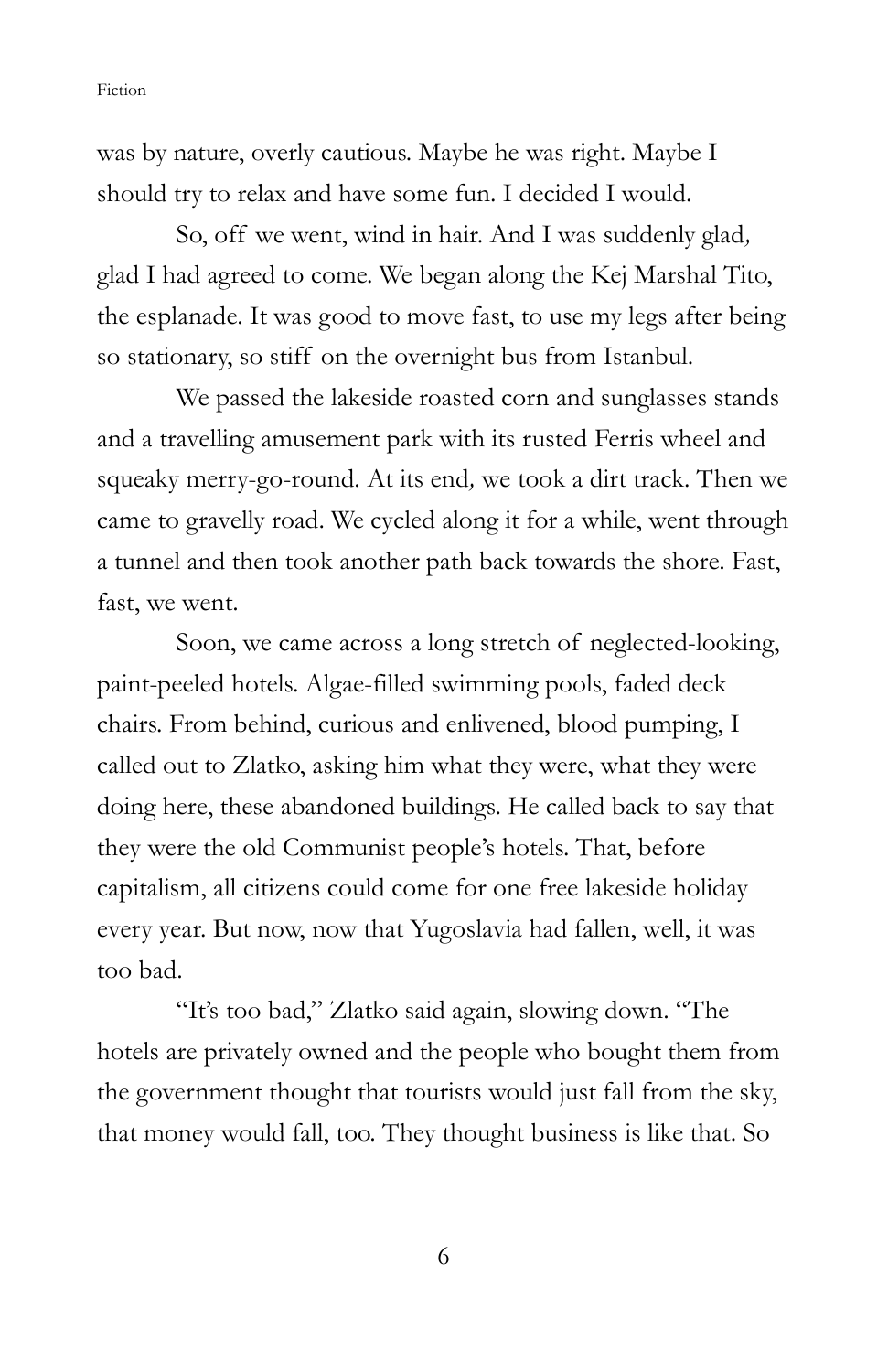was by nature, overly cautious. Maybe he was right. Maybe I should try to relax and have some fun. I decided I would.

So, off we went, wind in hair. And I was suddenly glad, glad I had agreed to come. We began along the Kej Marshal Tito, the esplanade. It was good to move fast, to use my legs after being so stationary, so stiff on the overnight bus from Istanbul.

We passed the lakeside roasted corn and sunglasses stands and a travelling amusement park with its rusted Ferris wheel and squeaky merry-go-round. At its end, we took a dirt track. Then we came to gravelly road. We cycled along it for a while, went through a tunnel and then took another path back towards the shore. Fast, fast, we went.

Soon, we came across a long stretch of neglected-looking, paint-peeled hotels. Algae-filled swimming pools, faded deck chairs. From behind, curious and enlivened, blood pumping, I called out to Zlatko, asking him what they were, what they were doing here, these abandoned buildings. He called back to say that they were the old Communist people's hotels. That, before capitalism, all citizens could come for one free lakeside holiday every year. But now, now that Yugoslavia had fallen, well, it was too bad.

"It's too bad," Zlatko said again, slowing down. "The hotels are privately owned and the people who bought them from the government thought that tourists would just fall from the sky, that money would fall, too. They thought business is like that. So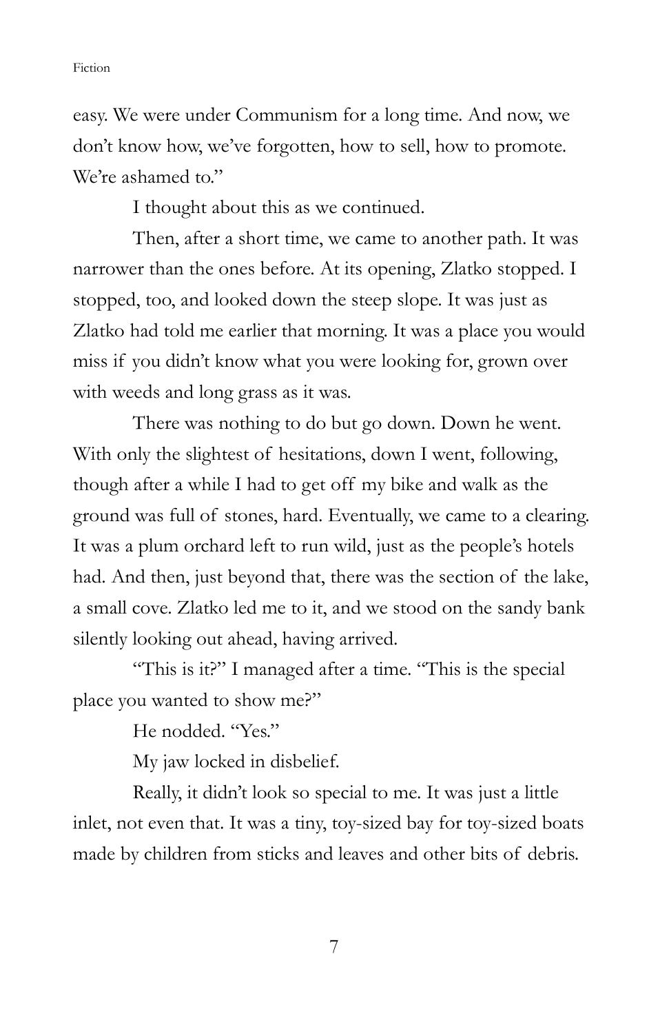easy. We were under Communism for a long time. And now, we don't know how, we've forgotten, how to sell, how to promote. We're ashamed to."

I thought about this as we continued.

Then, after a short time, we came to another path. It was narrower than the ones before. At its opening, Zlatko stopped. I stopped, too, and looked down the steep slope. It was just as Zlatko had told me earlier that morning. It was a place you would miss if you didn't know what you were looking for, grown over with weeds and long grass as it was.

There was nothing to do but go down. Down he went. With only the slightest of hesitations, down I went, following, though after a while I had to get off my bike and walk as the ground was full of stones, hard. Eventually, we came to a clearing. It was a plum orchard left to run wild, just as the people's hotels had. And then, just beyond that, there was the section of the lake, a small cove. Zlatko led me to it, and we stood on the sandy bank silently looking out ahead, having arrived.

"This is it?" I managed after a time. "This is the special place you wanted to show me?"

He nodded. "Yes."

My jaw locked in disbelief.

Really, it didn't look so special to me. It was just a little inlet, not even that. It was a tiny, toy-sized bay for toy-sized boats made by children from sticks and leaves and other bits of debris.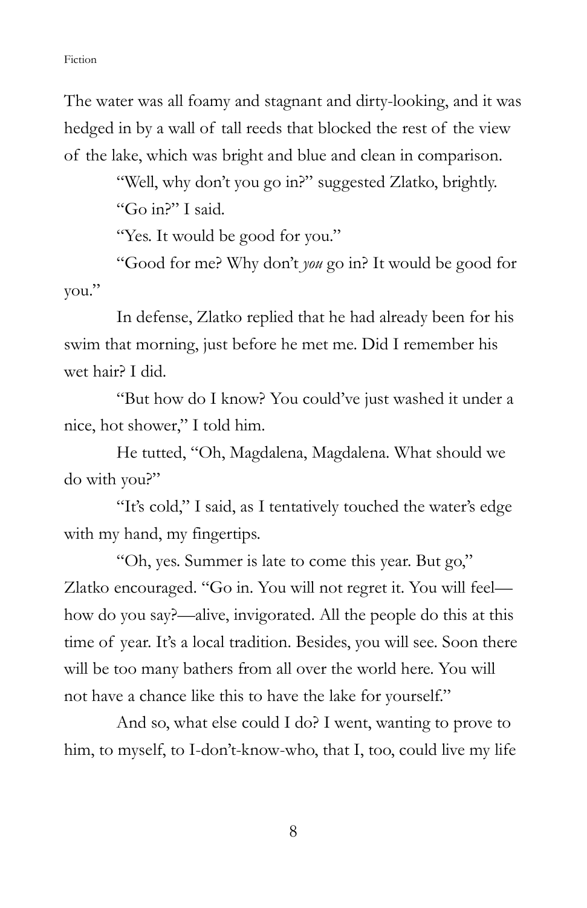The water was all foamy and stagnant and dirty-looking, and it was hedged in by a wall of tall reeds that blocked the rest of the view of the lake, which was bright and blue and clean in comparison.

"Well, why don't you go in?" suggested Zlatko, brightly.

"Go in?" I said.

"Yes. It would be good for you."

"Good for me? Why don't *you* go in? It would be good for you."

In defense, Zlatko replied that he had already been for his swim that morning, just before he met me. Did I remember his wet hair? I did.

"But how do I know? You could've just washed it under a nice, hot shower," I told him.

He tutted, "Oh, Magdalena, Magdalena. What should we do with you?"

"It's cold," I said, as I tentatively touched the water's edge with my hand, my fingertips.

"Oh, yes. Summer is late to come this year. But go," Zlatko encouraged. "Go in. You will not regret it. You will feel—how do you say?—alive, invigorated. All the people do this at this time of year. It's a local tradition. Besides, you will see. Soon there will be too many bathers from all over the world here. You will not have a chance like this to have the lake for yourself."

And so, what else could I do? I went, wanting to prove to him, to myself, to I-don't-know-who, that I, too, could live my life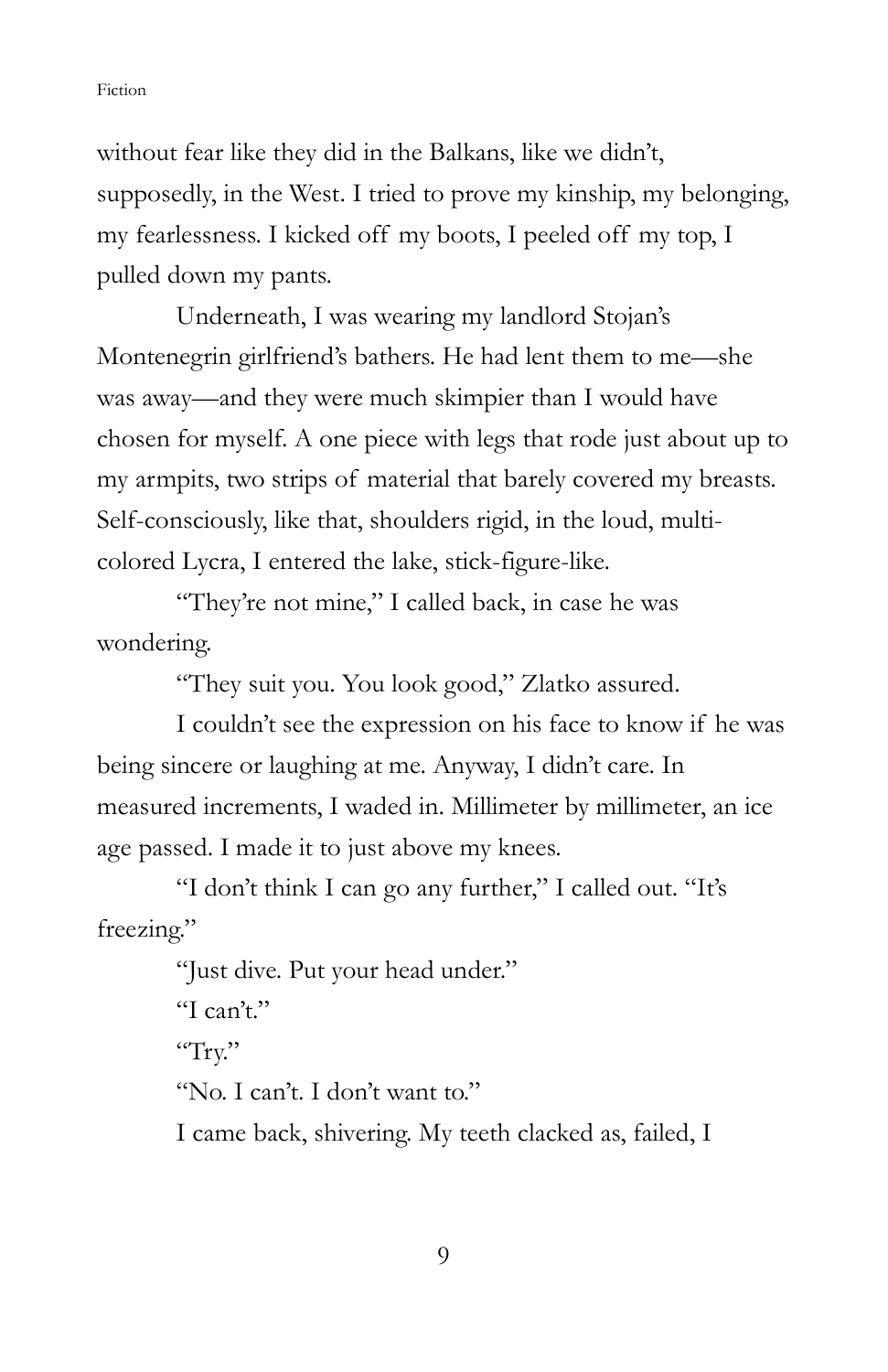without fear like they did in the Balkans, like we didn't, supposedly, in the West. I tried to prove my kinship, my belonging, my fearlessness. I kicked off my boots, I peeled off my top, I pulled down my pants.

Underneath, I was wearing my landlord Stojan's Montenegrin girlfriend's bathers. He had lent them to me—she was away—and they were much skimpier than I would have chosen for myself. A one piece with legs that rode just about up to my armpits, two strips of material that barely covered my breasts. Self-consciously, like that, shoulders rigid, in the loud, multi-colored Lycra, I entered the lake, stick-figure-like.

"They're not mine," I called back, in case he was wondering.

"They suit you. You look good," Zlatko assured.

I couldn't see the expression on his face to know if he was being sincere or laughing at me. Anyway, I didn't care. In measured increments, I waded in. Millimeter by millimeter, an ice age passed. I made it to just above my knees.

"I don't think I can go any further," I called out. "It's freezing."

"Just dive. Put your head under."

"I can't."

"Try."

"No. I can't. I don't want to."

I came back, shivering. My teeth clacked as, failed, I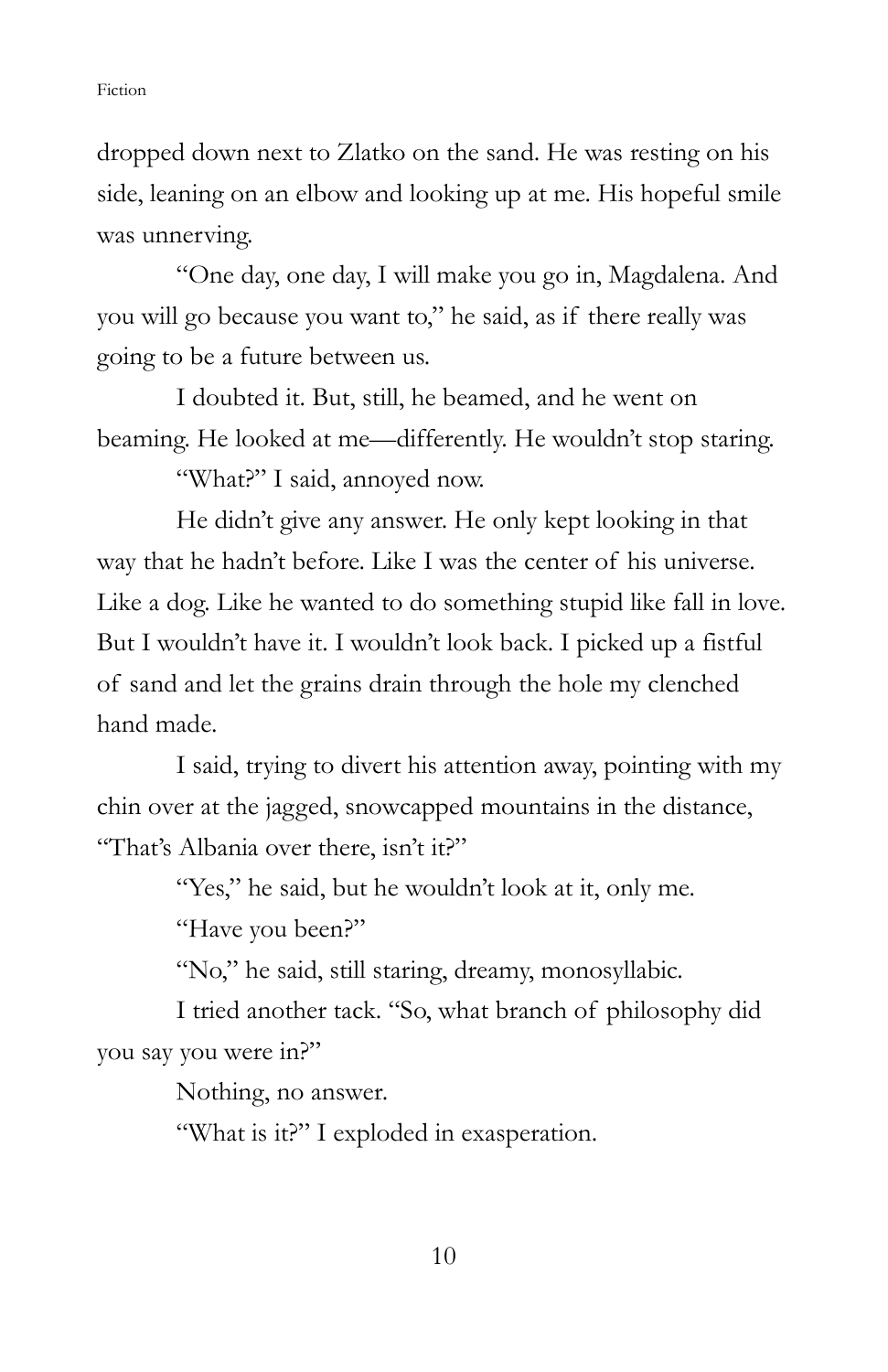dropped down next to Zlatko on the sand. He was resting on his side, leaning on an elbow and looking up at me. His hopeful smile was unnerving.

"One day, one day, I will make you go in, Magdalena. And you will go because you want to," he said, as if there really was going to be a future between us.

I doubted it. But, still, he beamed, and he went on beaming. He looked at me—differently. He wouldn't stop staring.

"What?" I said, annoyed now.

He didn't give any answer. He only kept looking in that way that he hadn't before. Like I was the center of his universe. Like a dog. Like he wanted to do something stupid like fall in love. But I wouldn't have it. I wouldn't look back. I picked up a fistful of sand and let the grains drain through the hole my clenched hand made.

I said, trying to divert his attention away, pointing with my chin over at the jagged, snowcapped mountains in the distance, "That's Albania over there, isn't it?"

"Yes," he said, but he wouldn't look at it, only me.

"Have you been?"

"No," he said, still staring, dreamy, monosyllabic.

I tried another tack. "So, what branch of philosophy did you say you were in?"

Nothing, no answer.

"What is it?" I exploded in exasperation.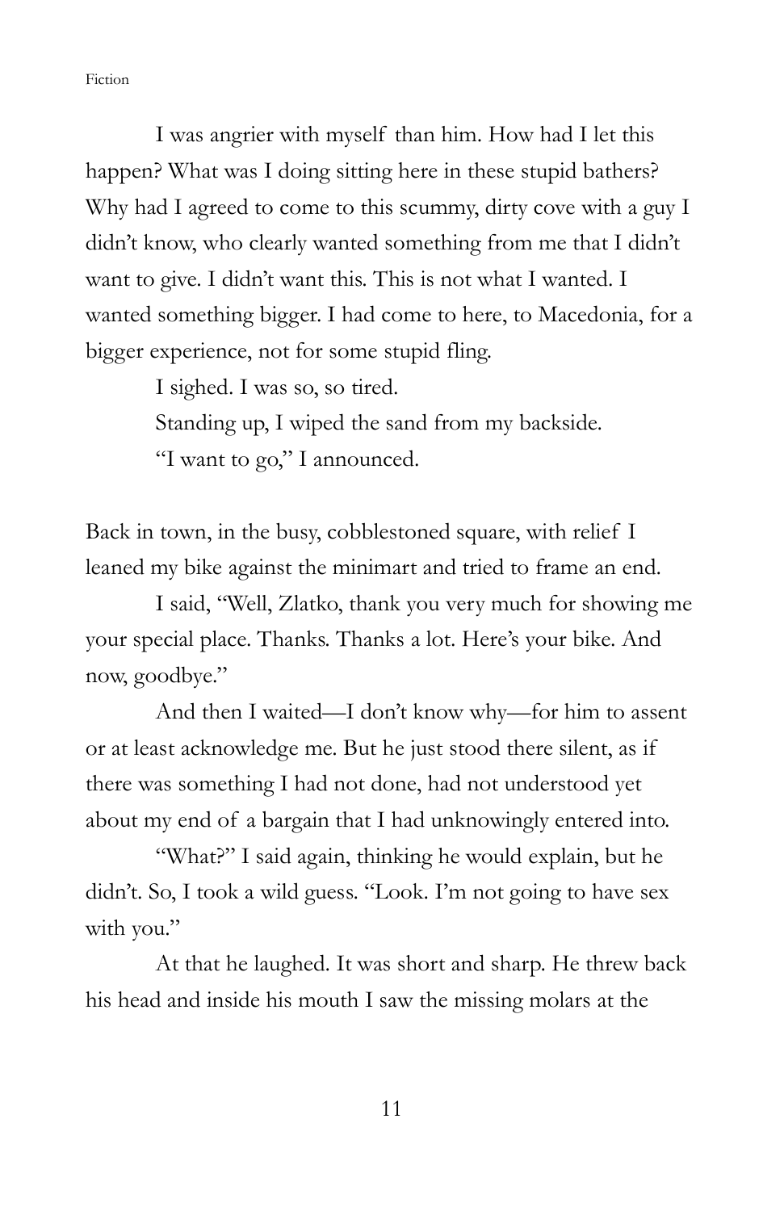I was angrier with myself than him. How had I let this happen? What was I doing sitting here in these stupid bathers? Why had I agreed to come to this scummy, dirty cove with a guy I didn't know, who clearly wanted something from me that I didn't want to give. I didn't want this. This is not what I wanted. I wanted something bigger. I had come to here, to Macedonia, for a bigger experience, not for some stupid fling.

I sighed. I was so, so tired.

Standing up, I wiped the sand from my backside.

"I want to go," I announced.

Back in town, in the busy, cobblestoned square, with relief I leaned my bike against the minimart and tried to frame an end.

I said, "Well, Zlatko, thank you very much for showing me your special place. Thanks. Thanks a lot. Here's your bike. And now, goodbye."

And then I waited—I don't know why—for him to assent or at least acknowledge me. But he just stood there silent, as if there was something I had not done, had not understood yet about my end of a bargain that I had unknowingly entered into.

"What?" I said again, thinking he would explain, but he didn't. So, I took a wild guess. "Look. I'm not going to have sex with you."

At that he laughed. It was short and sharp. He threw back his head and inside his mouth I saw the missing molars at the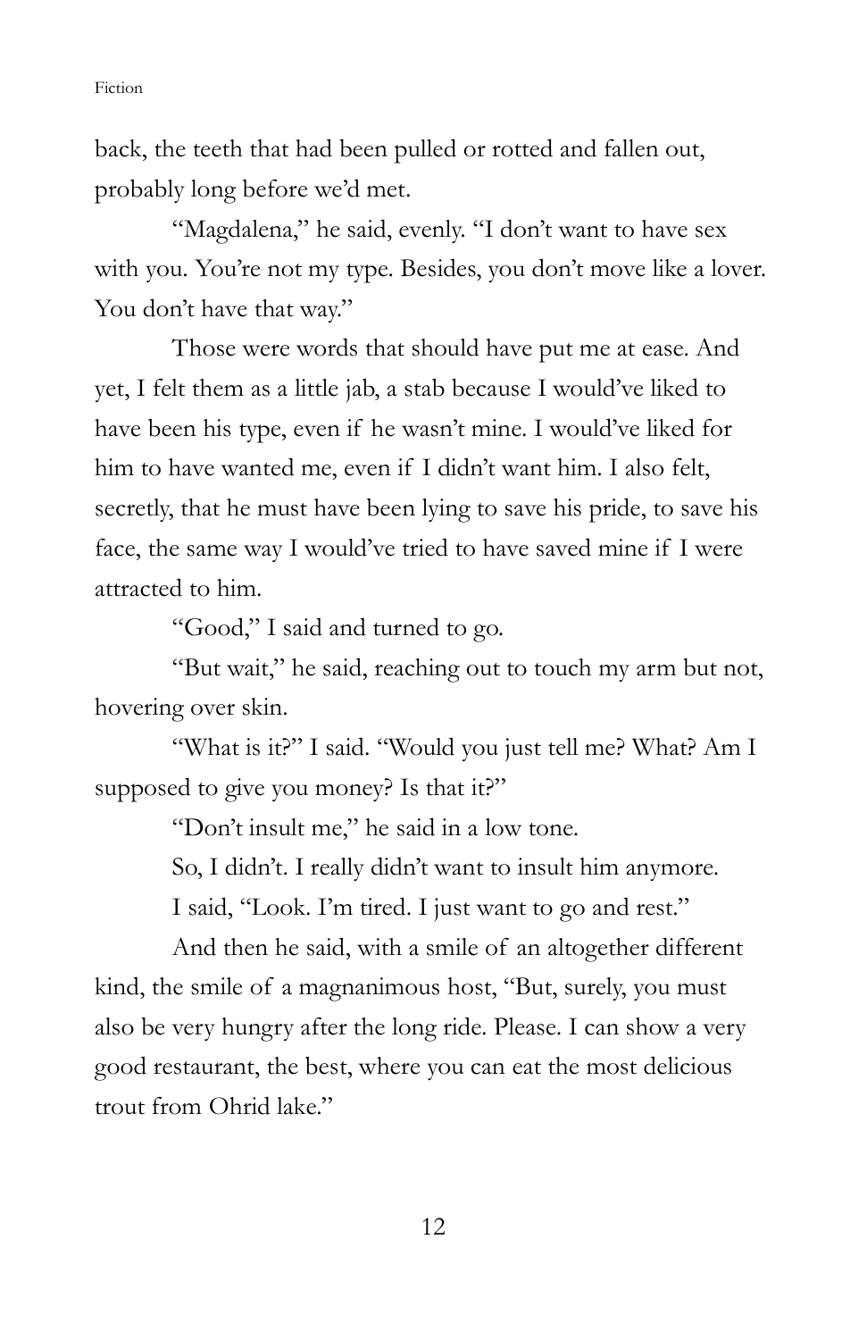back, the teeth that had been pulled or rotted and fallen out, probably long before we'd met.

"Magdalena," he said, evenly. "I don't want to have sex with you. You're not my type. Besides, you don't move like a lover. You don't have that way."

Those were words that should have put me at ease. And yet, I felt them as a little jab, a stab because I would've liked to have been his type, even if he wasn't mine. I would've liked for him to have wanted me, even if I didn't want him. I also felt, secretly, that he must have been lying to save his pride, to save his face, the same way I would've tried to have saved mine if I were attracted to him.

"Good," I said and turned to go.

"But wait," he said, reaching out to touch my arm but not, hovering over skin.

"What is it?" I said. "Would you just tell me? What? Am I supposed to give you money? Is that it?"

"Don't insult me," he said in a low tone.

So, I didn't. I really didn't want to insult him anymore.

I said, "Look. I'm tired. I just want to go and rest."

And then he said, with a smile of an altogether different kind, the smile of a magnanimous host, "But, surely, you must also be very hungry after the long ride. Please. I can show a very good restaurant, the best, where you can eat the most delicious trout from Ohrid lake."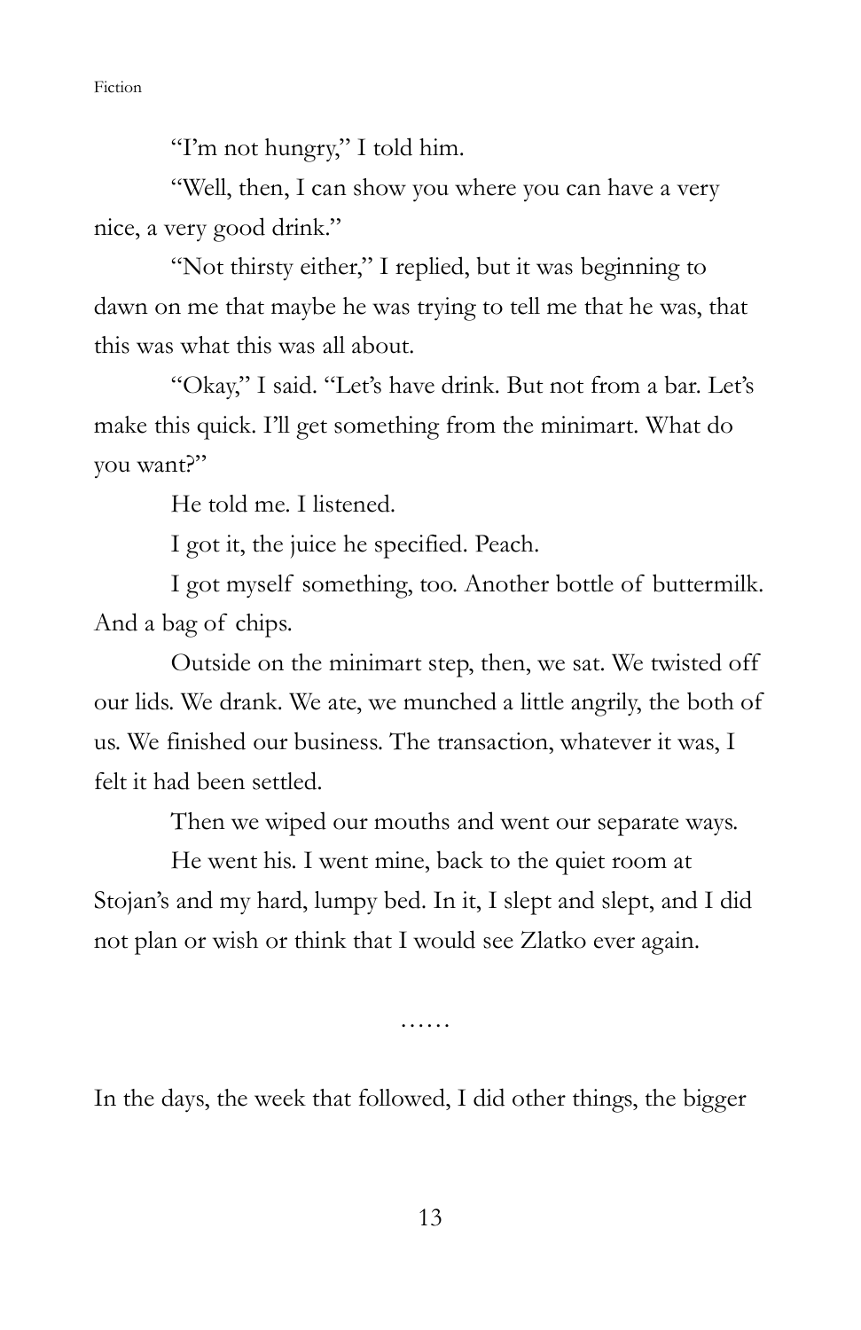"I'm not hungry," I told him.

"Well, then, I can show you where you can have a very nice, a very good drink."

"Not thirsty either," I replied, but it was beginning to dawn on me that maybe he was trying to tell me that he was, that this was what this was all about.

"Okay," I said. "Let's have drink. But not from a bar. Let's make this quick. I'll get something from the minimart. What do you want?"

He told me. I listened.

I got it, the juice he specified. Peach.

I got myself something, too. Another bottle of buttermilk. And a bag of chips.

Outside on the minimart step, then, we sat. We twisted off our lids. We drank. We ate, we munched a little angrily, the both of us. We finished our business. The transaction, whatever it was, I felt it had been settled.

Then we wiped our mouths and went our separate ways.

He went his. I went mine, back to the quiet room at Stojan's and my hard, lumpy bed. In it, I slept and slept, and I did not plan or wish or think that I would see Zlatko ever again.

……

In the days, the week that followed, I did other things, the bigger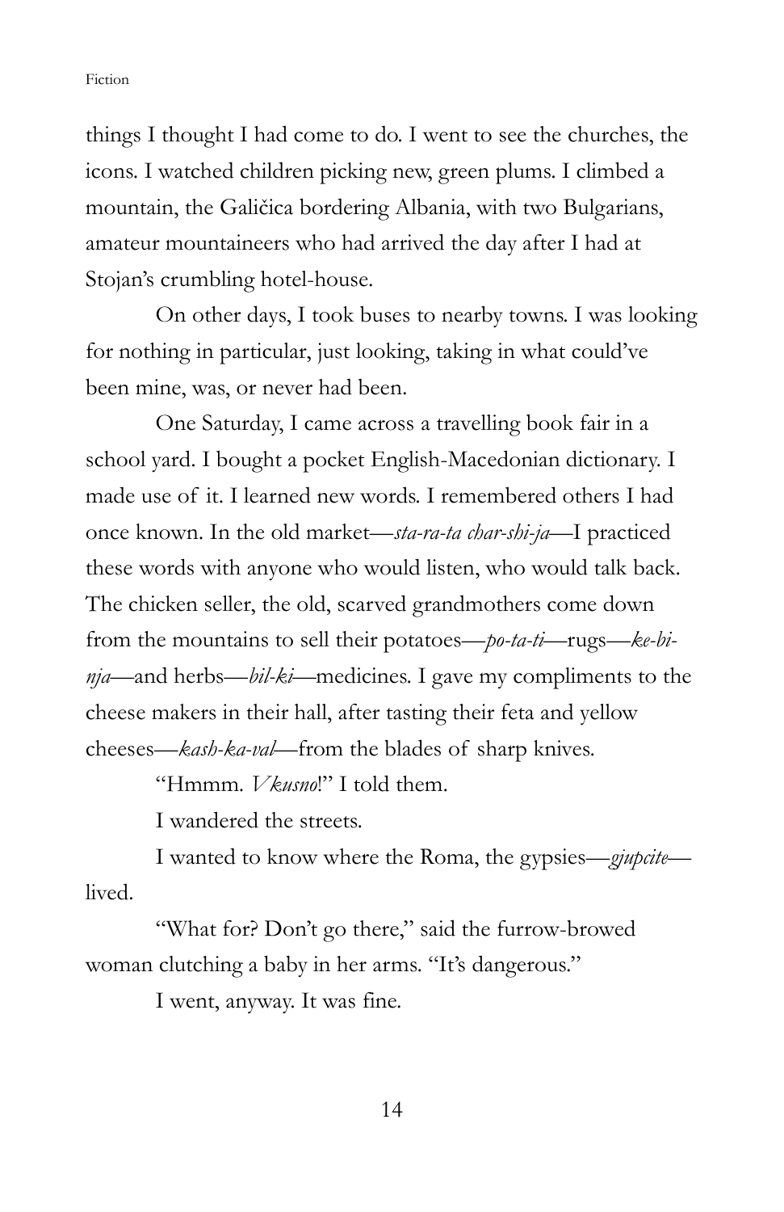things I thought I had come to do. I went to see the churches, the icons. I watched children picking new, green plums. I climbed a mountain, the Galičica bordering Albania, with two Bulgarians, amateur mountaineers who had arrived the day after I had at Stojan's crumbling hotel-house.

On other days, I took buses to nearby towns. I was looking for nothing in particular, just looking, taking in what could've been mine, was, or never had been.

One Saturday, I came across a travelling book fair in a school yard. I bought a pocket English-Macedonian dictionary. I made use of it. I learned new words. I remembered others I had once known. In the old market—*sta-ra-ta char-shi-ja*—I practiced these words with anyone who would listen, who would talk back. The chicken seller, the old, scarved grandmothers come down from the mountains to sell their potatoes—*po-ta-ti*—rugs—*ke-bi-nja*—and herbs—*bil-ki*—medicines. I gave my compliments to the cheese makers in their hall, after tasting their feta and yellow cheeses—*kash-ka-val*—from the blades of sharp knives.

"Hmmm. *Vkusno*!" I told them.

I wandered the streets.

I wanted to know where the Roma, the gypsies—*gjupcite*—lived.

"What for? Don't go there," said the furrow-browed woman clutching a baby in her arms. "It's dangerous."

I went, anyway. It was fine.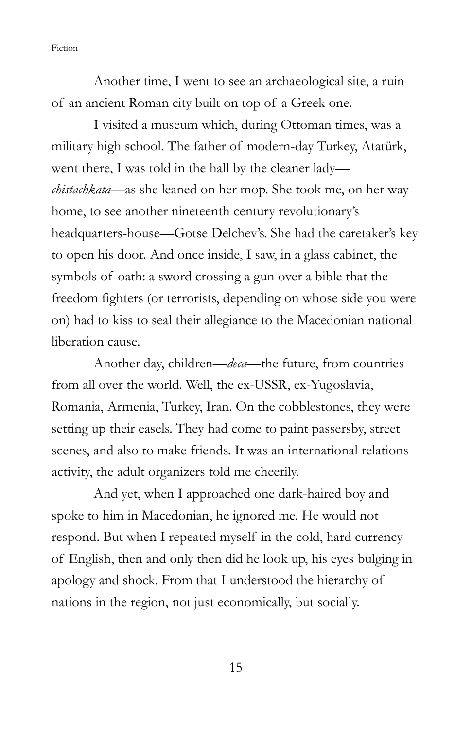Another time, I went to see an archaeological site, a ruin of an ancient Roman city built on top of a Greek one.

I visited a museum which, during Ottoman times, was a military high school. The father of modern-day Turkey, Atatürk, went there, I was told in the hall by the cleaner lady—*chistachkata*—as she leaned on her mop. She took me, on her way home, to see another nineteenth century revolutionary's headquarters-house—Gotse Delchev's. She had the caretaker's key to open his door. And once inside, I saw, in a glass cabinet, the symbols of oath: a sword crossing a gun over a bible that the freedom fighters (or terrorists, depending on whose side you were on) had to kiss to seal their allegiance to the Macedonian national liberation cause.

Another day, children—*deca*—the future, from countries from all over the world. Well, the ex-USSR, ex-Yugoslavia, Romania, Armenia, Turkey, Iran. On the cobblestones, they were setting up their easels. They had come to paint passersby, street scenes, and also to make friends. It was an international relations activity, the adult organizers told me cheerily.

And yet, when I approached one dark-haired boy and spoke to him in Macedonian, he ignored me. He would not respond. But when I repeated myself in the cold, hard currency of English, then and only then did he look up, his eyes bulging in apology and shock. From that I understood the hierarchy of nations in the region, not just economically, but socially.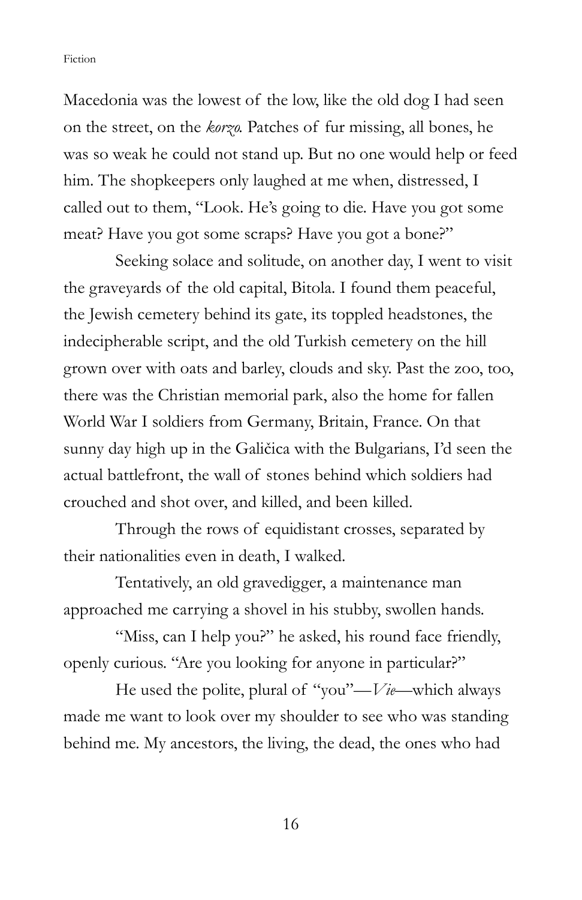Macedonia was the lowest of the low, like the old dog I had seen on the street, on the *korzo*. Patches of fur missing, all bones, he was so weak he could not stand up. But no one would help or feed him. The shopkeepers only laughed at me when, distressed, I called out to them, "Look. He's going to die. Have you got some meat? Have you got some scraps? Have you got a bone?"

Seeking solace and solitude, on another day, I went to visit the graveyards of the old capital, Bitola. I found them peaceful, the Jewish cemetery behind its gate, its toppled headstones, the indecipherable script, and the old Turkish cemetery on the hill grown over with oats and barley, clouds and sky. Past the zoo, too, there was the Christian memorial park, also the home for fallen World War I soldiers from Germany, Britain, France. On that sunny day high up in the Galičica with the Bulgarians, I'd seen the actual battlefront, the wall of stones behind which soldiers had crouched and shot over, and killed, and been killed.

Through the rows of equidistant crosses, separated by their nationalities even in death, I walked.

Tentatively, an old gravedigger, a maintenance man approached me carrying a shovel in his stubby, swollen hands.

"Miss, can I help you?" he asked, his round face friendly, openly curious. "Are you looking for anyone in particular?"

He used the polite, plural of "you"—*Vie*—which always made me want to look over my shoulder to see who was standing behind me. My ancestors, the living, the dead, the ones who had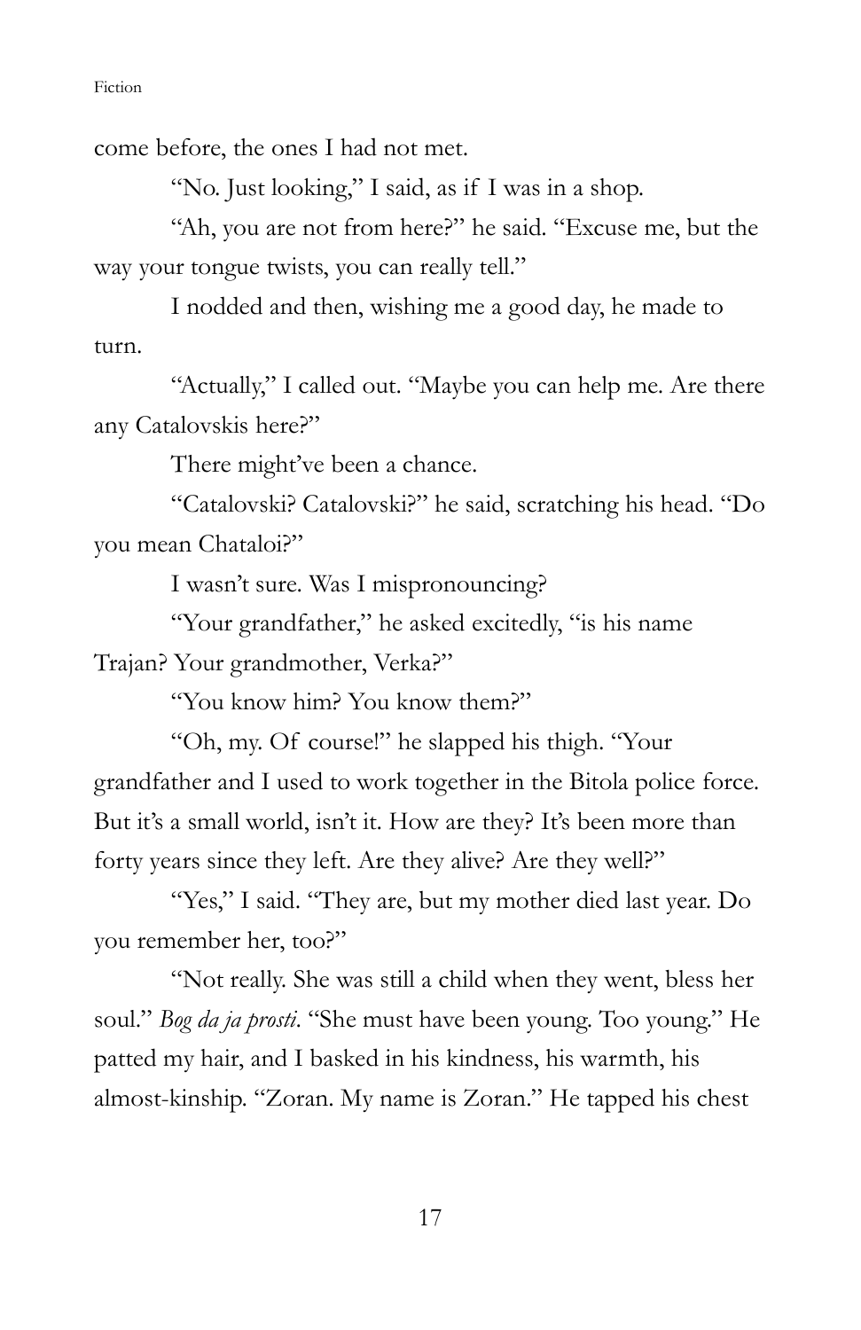come before, the ones I had not met.

"No. Just looking," I said, as if I was in a shop.

"Ah, you are not from here?" he said. "Excuse me, but the way your tongue twists, you can really tell."

I nodded and then, wishing me a good day, he made to turn.

"Actually," I called out. "Maybe you can help me. Are there any Catalovskis here?"

There might've been a chance.

"Catalovski? Catalovski?" he said, scratching his head. "Do you mean Chataloi?"

I wasn't sure. Was I mispronouncing?

"Your grandfather," he asked excitedly, "is his name Trajan? Your grandmother, Verka?"

"You know him? You know them?"

"Oh, my. Of course!" he slapped his thigh. "Your grandfather and I used to work together in the Bitola police force. But it's a small world, isn't it. How are they? It's been more than forty years since they left. Are they alive? Are they well?"

"Yes," I said. "They are, but my mother died last year. Do you remember her, too?"

"Not really. She was still a child when they went, bless her soul." *Bog da ja prosti*. "She must have been young. Too young." He patted my hair, and I basked in his kindness, his warmth, his almost-kinship. "Zoran. My name is Zoran." He tapped his chest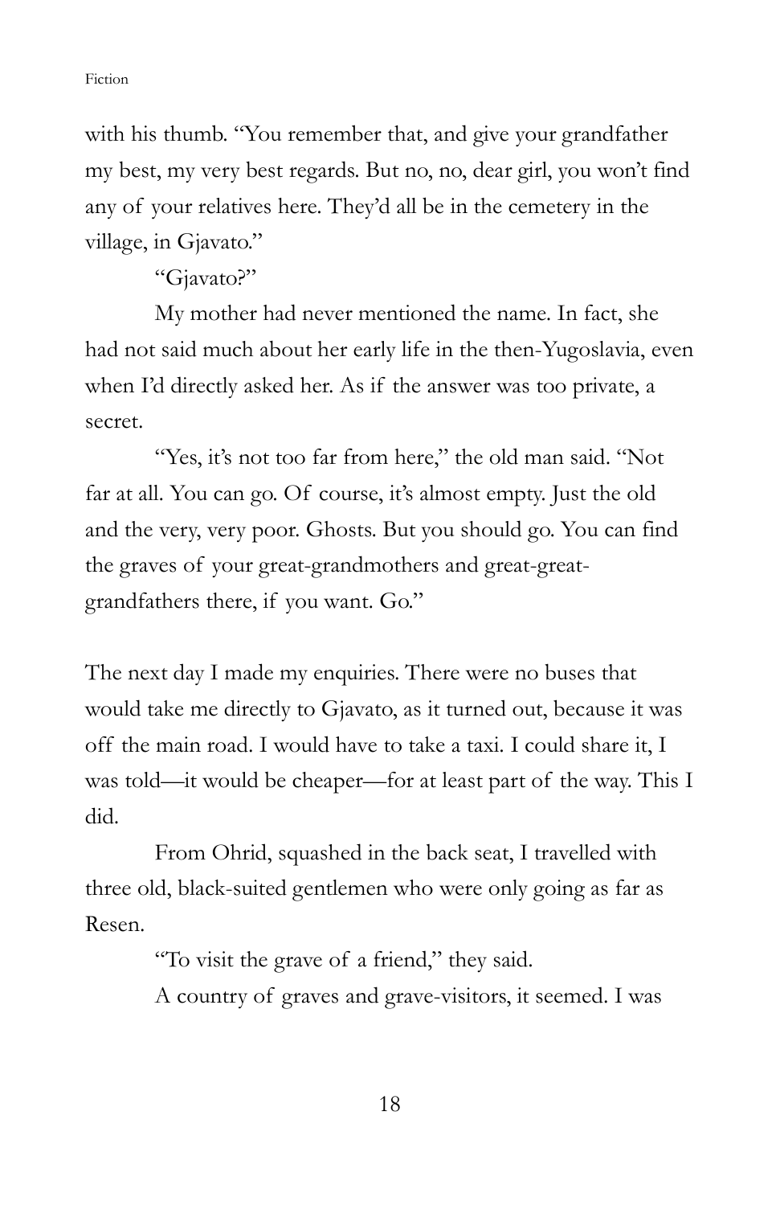with his thumb. "You remember that, and give your grandfather my best, my very best regards. But no, no, dear girl, you won't find any of your relatives here. They'd all be in the cemetery in the village, in Gjavato."

"Gjavato?"

My mother had never mentioned the name. In fact, she had not said much about her early life in the then-Yugoslavia, even when I'd directly asked her. As if the answer was too private, a secret.

"Yes, it's not too far from here," the old man said. "Not far at all. You can go. Of course, it's almost empty. Just the old and the very, very poor. Ghosts. But you should go. You can find the graves of your great-grandmothers and great-great-grandfathers there, if you want. Go."

The next day I made my enquiries. There were no buses that would take me directly to Gjavato, as it turned out, because it was off the main road. I would have to take a taxi. I could share it, I was told—it would be cheaper—for at least part of the way. This I did.

From Ohrid, squashed in the back seat, I travelled with three old, black-suited gentlemen who were only going as far as Resen.

"To visit the grave of a friend," they said.

A country of graves and grave-visitors, it seemed. I was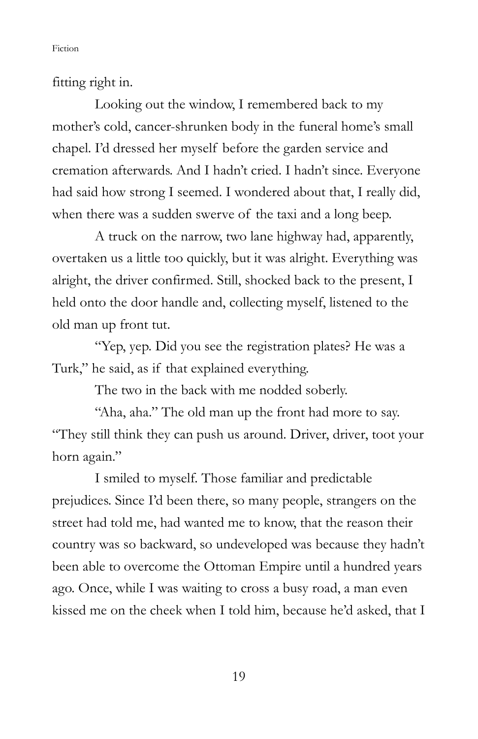fitting right in.

Looking out the window, I remembered back to my mother's cold, cancer-shrunken body in the funeral home's small chapel. I'd dressed her myself before the garden service and cremation afterwards. And I hadn't cried. I hadn't since. Everyone had said how strong I seemed. I wondered about that, I really did, when there was a sudden swerve of the taxi and a long beep.

A truck on the narrow, two lane highway had, apparently, overtaken us a little too quickly, but it was alright. Everything was alright, the driver confirmed. Still, shocked back to the present, I held onto the door handle and, collecting myself, listened to the old man up front tut.

"Yep, yep. Did you see the registration plates? He was a Turk," he said, as if that explained everything.

The two in the back with me nodded soberly.

"Aha, aha." The old man up the front had more to say. "They still think they can push us around. Driver, driver, toot your horn again."

I smiled to myself. Those familiar and predictable prejudices. Since I'd been there, so many people, strangers on the street had told me, had wanted me to know, that the reason their country was so backward, so undeveloped was because they hadn't been able to overcome the Ottoman Empire until a hundred years ago. Once, while I was waiting to cross a busy road, a man even kissed me on the cheek when I told him, because he'd asked, that I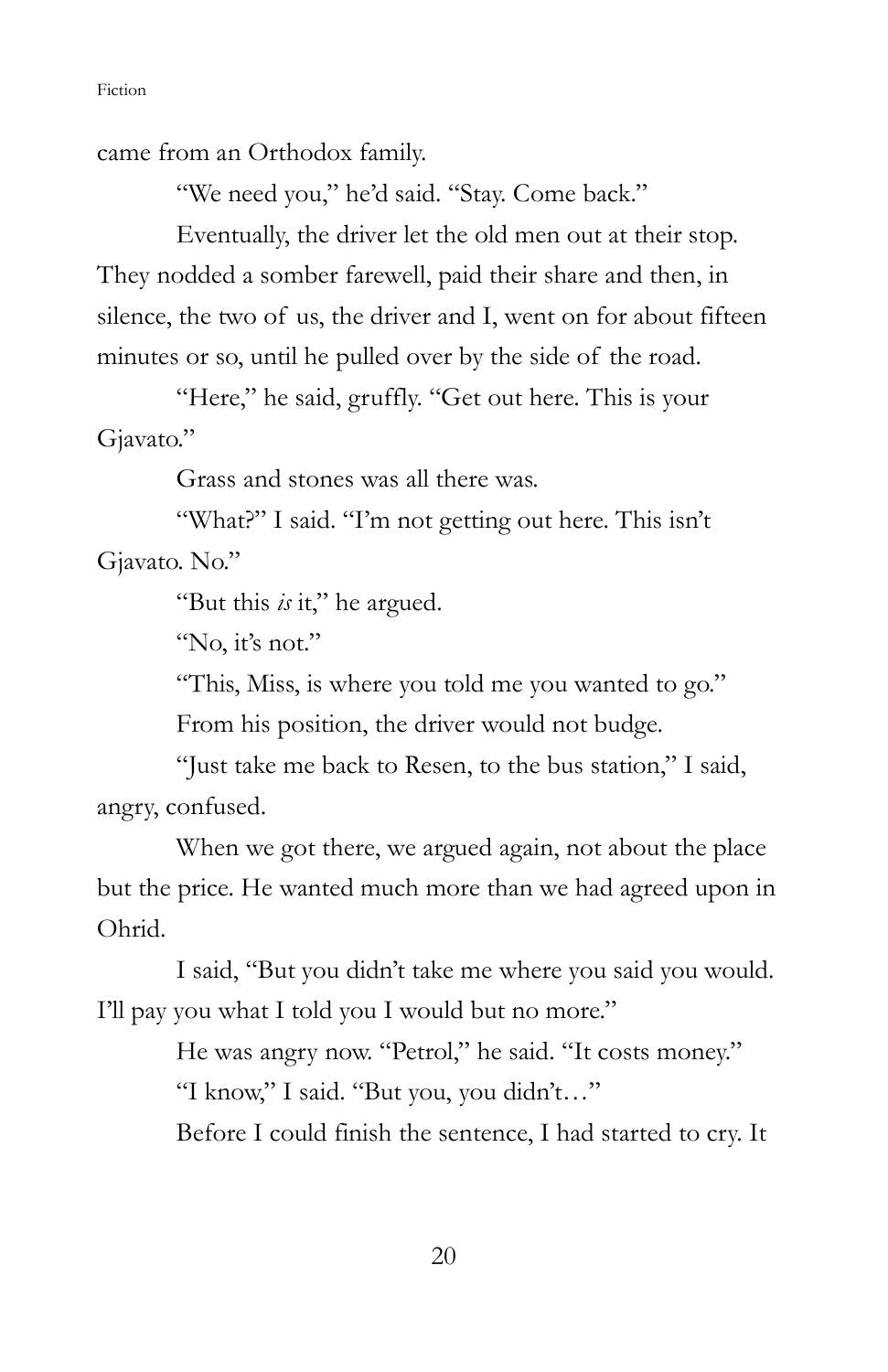came from an Orthodox family.

"We need you," he'd said. "Stay. Come back."

Eventually, the driver let the old men out at their stop. They nodded a somber farewell, paid their share and then, in silence, the two of us, the driver and I, went on for about fifteen minutes or so, until he pulled over by the side of the road.

"Here," he said, gruffly. "Get out here. This is your Gjavato."

Grass and stones was all there was.

"What?" I said. "I'm not getting out here. This isn't Gjavato. No."

"But this *is* it," he argued.

"No, it's not."

"This, Miss, is where you told me you wanted to go."

From his position, the driver would not budge.

"Just take me back to Resen, to the bus station," I said, angry, confused.

When we got there, we argued again, not about the place but the price. He wanted much more than we had agreed upon in Ohrid.

I said, "But you didn't take me where you said you would. I'll pay you what I told you I would but no more."

He was angry now. "Petrol," he said. "It costs money."

"I know," I said. "But you, you didn't…"

Before I could finish the sentence, I had started to cry. It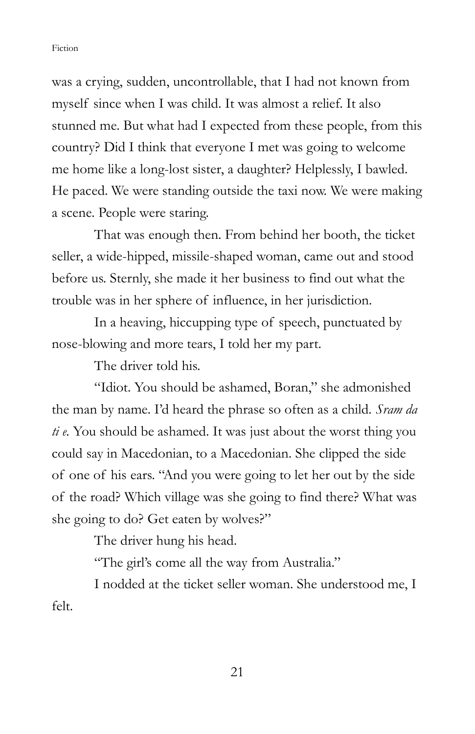was a crying, sudden, uncontrollable, that I had not known from myself since when I was child. It was almost a relief. It also stunned me. But what had I expected from these people, from this country? Did I think that everyone I met was going to welcome me home like a long-lost sister, a daughter? Helplessly, I bawled. He paced. We were standing outside the taxi now. We were making a scene. People were staring.

That was enough then. From behind her booth, the ticket seller, a wide-hipped, missile-shaped woman, came out and stood before us. Sternly, she made it her business to find out what the trouble was in her sphere of influence, in her jurisdiction.

In a heaving, hiccupping type of speech, punctuated by nose-blowing and more tears, I told her my part.

The driver told his.

"Idiot. You should be ashamed, Boran," she admonished the man by name. I'd heard the phrase so often as a child. *Sram da ti e.* You should be ashamed. It was just about the worst thing you could say in Macedonian, to a Macedonian. She clipped the side of one of his ears. "And you were going to let her out by the side of the road? Which village was she going to find there? What was she going to do? Get eaten by wolves?"

The driver hung his head.

"The girl's come all the way from Australia."

I nodded at the ticket seller woman. She understood me, I felt.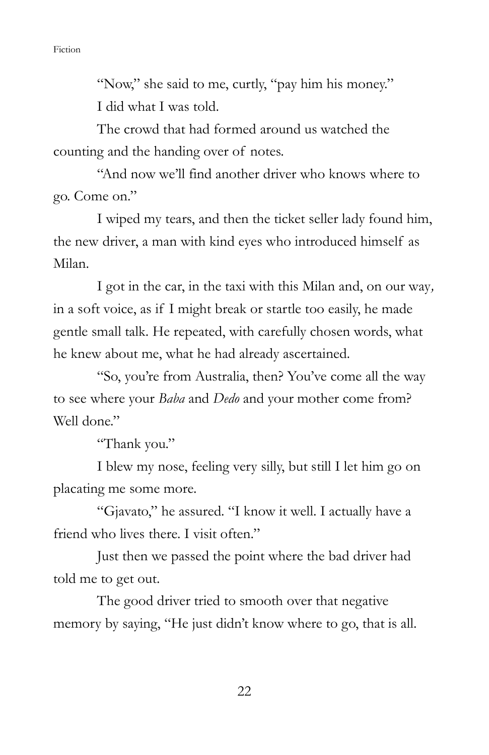"Now," she said to me, curtly, "pay him his money."

I did what I was told.

The crowd that had formed around us watched the counting and the handing over of notes.

"And now we'll find another driver who knows where to go. Come on."

I wiped my tears, and then the ticket seller lady found him, the new driver, a man with kind eyes who introduced himself as Milan.

I got in the car, in the taxi with this Milan and, on our way, in a soft voice, as if I might break or startle too easily, he made gentle small talk. He repeated, with carefully chosen words, what he knew about me, what he had already ascertained.

"So, you're from Australia, then? You've come all the way to see where your *Baba* and *Dedo* and your mother come from? Well done."

"Thank you."

I blew my nose, feeling very silly, but still I let him go on placating me some more.

"Gjavato," he assured. "I know it well. I actually have a friend who lives there. I visit often."

Just then we passed the point where the bad driver had told me to get out.

The good driver tried to smooth over that negative memory by saying, "He just didn't know where to go, that is all.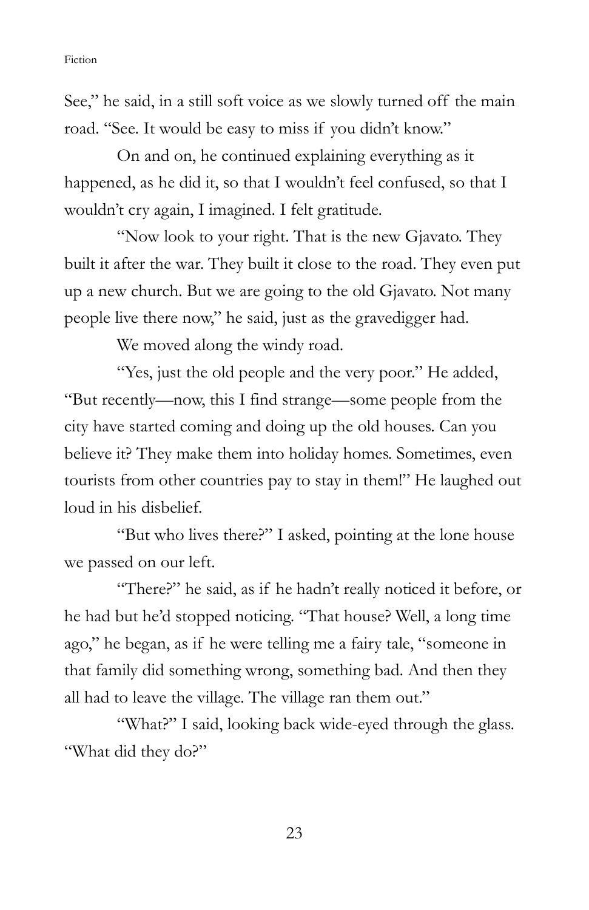See," he said, in a still soft voice as we slowly turned off the main road. "See. It would be easy to miss if you didn't know."

On and on, he continued explaining everything as it happened, as he did it, so that I wouldn't feel confused, so that I wouldn't cry again, I imagined. I felt gratitude.

"Now look to your right. That is the new Gjavato. They built it after the war. They built it close to the road. They even put up a new church. But we are going to the old Gjavato. Not many people live there now," he said, just as the gravedigger had.

We moved along the windy road.

"Yes, just the old people and the very poor." He added, "But recently—now, this I find strange—some people from the city have started coming and doing up the old houses. Can you believe it? They make them into holiday homes. Sometimes, even tourists from other countries pay to stay in them!" He laughed out loud in his disbelief.

"But who lives there?" I asked, pointing at the lone house we passed on our left.

"There?" he said, as if he hadn't really noticed it before, or he had but he'd stopped noticing. "That house? Well, a long time ago," he began, as if he were telling me a fairy tale, "someone in that family did something wrong, something bad. And then they all had to leave the village. The village ran them out."

"What?" I said, looking back wide-eyed through the glass. "What did they do?"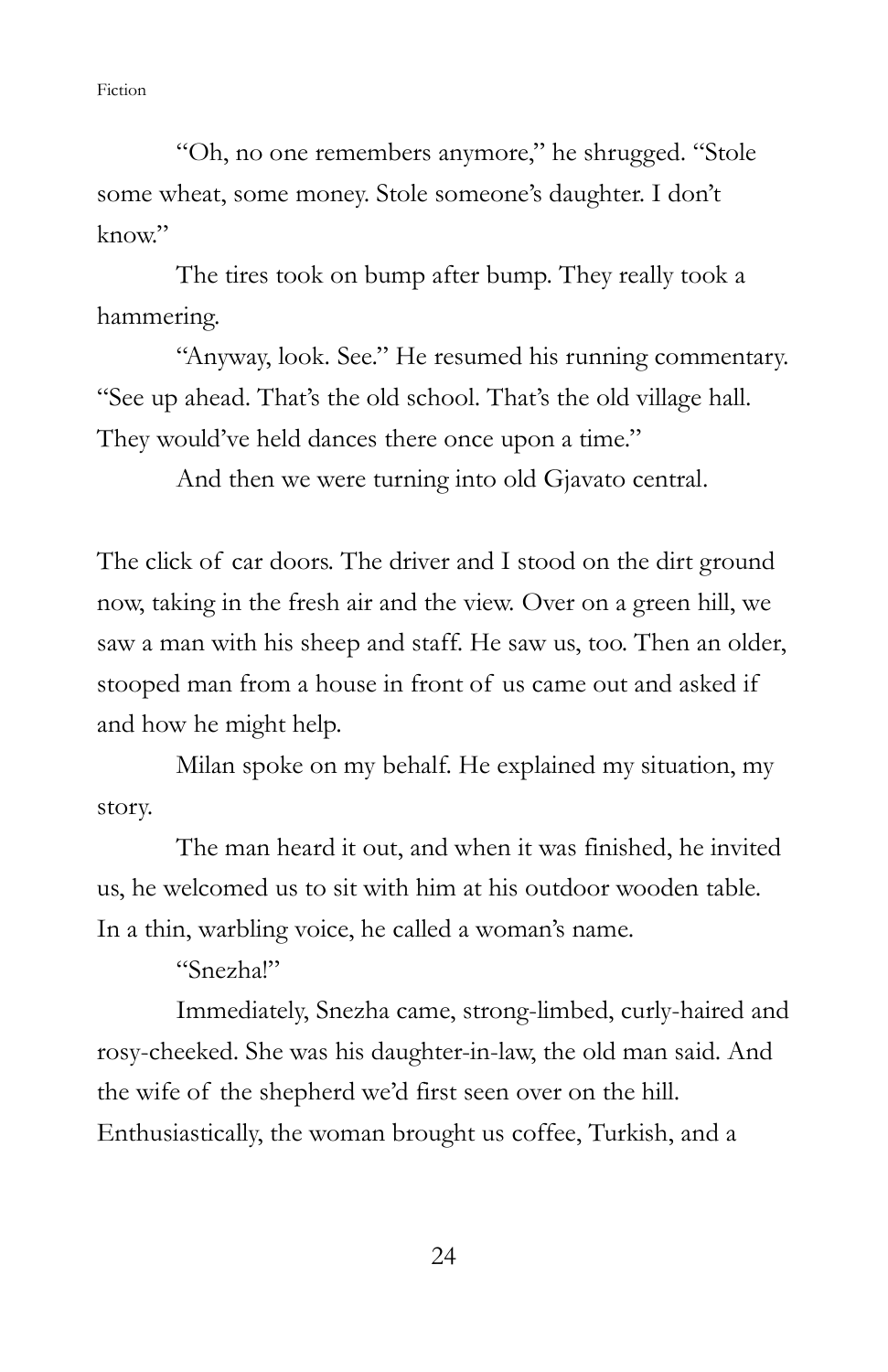"Oh, no one remembers anymore," he shrugged. "Stole some wheat, some money. Stole someone's daughter. I don't know."

The tires took on bump after bump. They really took a hammering.

"Anyway, look. See." He resumed his running commentary. "See up ahead. That's the old school. That's the old village hall. They would've held dances there once upon a time."

And then we were turning into old Gjavato central.

The click of car doors. The driver and I stood on the dirt ground now, taking in the fresh air and the view. Over on a green hill, we saw a man with his sheep and staff. He saw us, too. Then an older, stooped man from a house in front of us came out and asked if and how he might help.

Milan spoke on my behalf. He explained my situation, my story.

The man heard it out, and when it was finished, he invited us, he welcomed us to sit with him at his outdoor wooden table. In a thin, warbling voice, he called a woman's name.

"Snezha!"

Immediately, Snezha came, strong-limbed, curly-haired and rosy-cheeked. She was his daughter-in-law, the old man said. And the wife of the shepherd we'd first seen over on the hill. Enthusiastically, the woman brought us coffee, Turkish, and a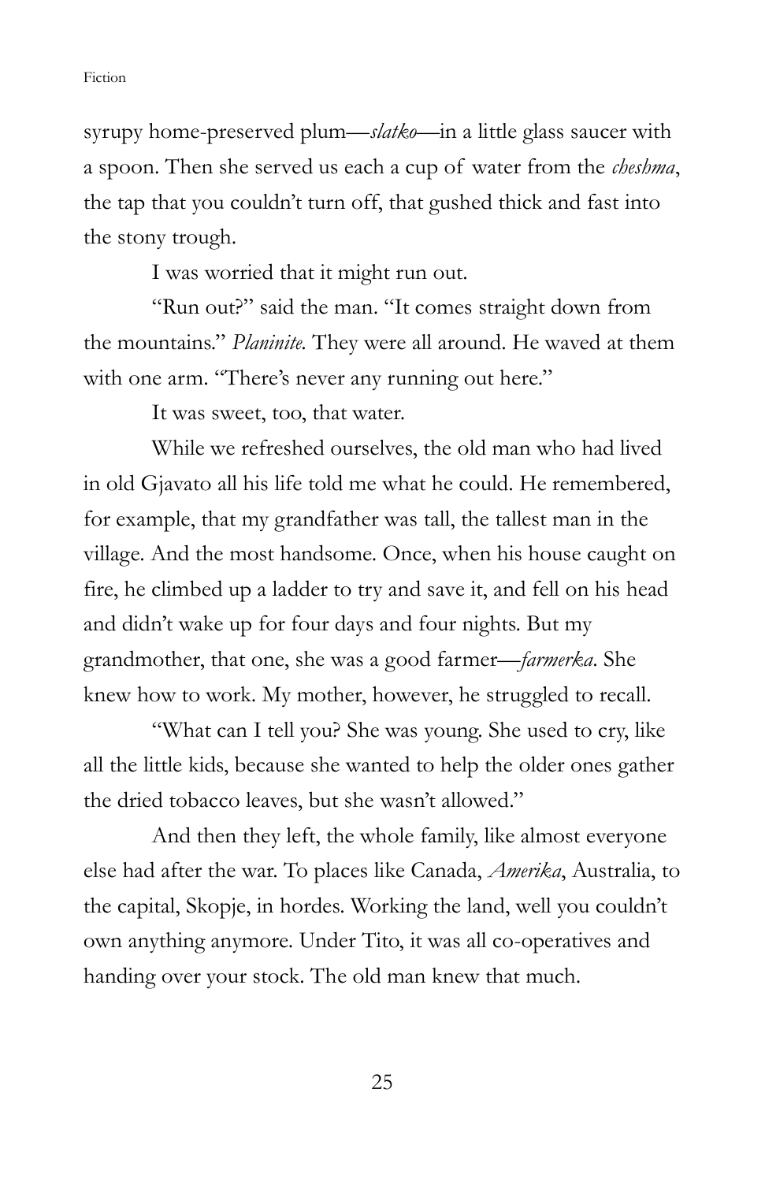syrupy home-preserved plum—*slatko*—in a little glass saucer with a spoon. Then she served us each a cup of water from the *cheshma*, the tap that you couldn't turn off, that gushed thick and fast into the stony trough.

I was worried that it might run out.

"Run out?" said the man. "It comes straight down from the mountains." *Planinite.* They were all around. He waved at them with one arm. "There's never any running out here."

It was sweet, too, that water.

While we refreshed ourselves, the old man who had lived in old Gjavato all his life told me what he could. He remembered, for example, that my grandfather was tall, the tallest man in the village. And the most handsome. Once, when his house caught on fire, he climbed up a ladder to try and save it, and fell on his head and didn't wake up for four days and four nights. But my grandmother, that one, she was a good farmer—*farmerka*. She knew how to work. My mother, however, he struggled to recall.

"What can I tell you? She was young. She used to cry, like all the little kids, because she wanted to help the older ones gather the dried tobacco leaves, but she wasn't allowed."

And then they left, the whole family, like almost everyone else had after the war. To places like Canada, *Amerika*, Australia, to the capital, Skopje, in hordes. Working the land, well you couldn't own anything anymore. Under Tito, it was all co-operatives and handing over your stock. The old man knew that much.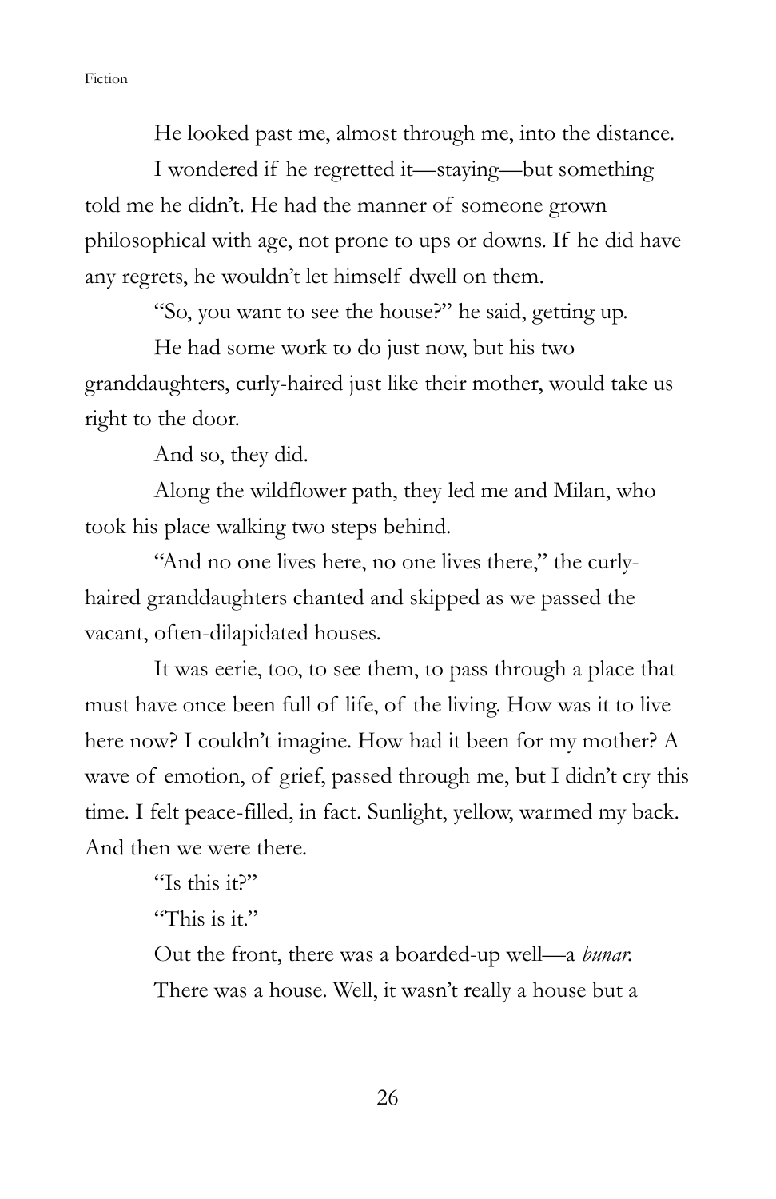He looked past me, almost through me, into the distance.

I wondered if he regretted it—staying—but something told me he didn't. He had the manner of someone grown philosophical with age, not prone to ups or downs. If he did have any regrets, he wouldn't let himself dwell on them.

"So, you want to see the house?" he said, getting up.

He had some work to do just now, but his two granddaughters, curly-haired just like their mother, would take us right to the door.

And so, they did.

Along the wildflower path, they led me and Milan, who took his place walking two steps behind.

"And no one lives here, no one lives there," the curly-haired granddaughters chanted and skipped as we passed the vacant, often-dilapidated houses.

It was eerie, too, to see them, to pass through a place that must have once been full of life, of the living. How was it to live here now? I couldn't imagine. How had it been for my mother? A wave of emotion, of grief, passed through me, but I didn't cry this time. I felt peace-filled, in fact. Sunlight, yellow, warmed my back. And then we were there.

"Is this it?"

"This is it."

Out the front, there was a boarded-up well—a *bunar*.

There was a house. Well, it wasn't really a house but a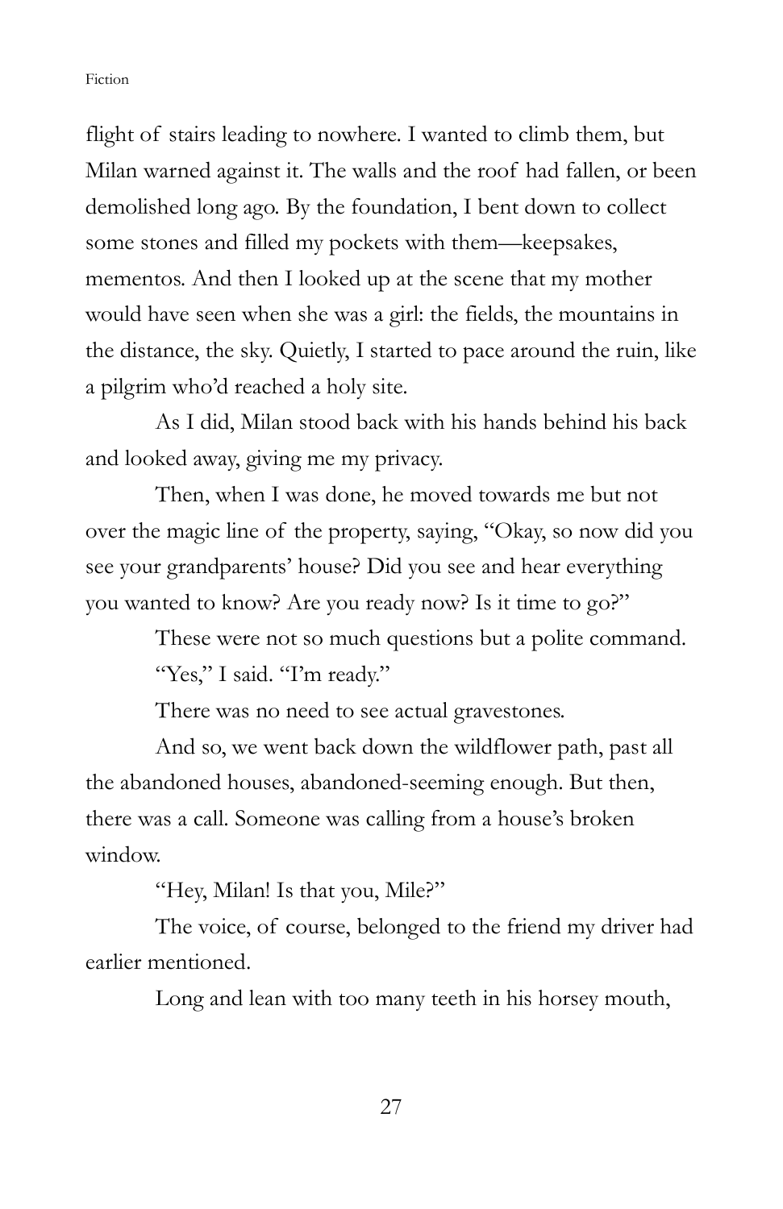flight of stairs leading to nowhere. I wanted to climb them, but Milan warned against it. The walls and the roof had fallen, or been demolished long ago. By the foundation, I bent down to collect some stones and filled my pockets with them—keepsakes, mementos. And then I looked up at the scene that my mother would have seen when she was a girl: the fields, the mountains in the distance, the sky. Quietly, I started to pace around the ruin, like a pilgrim who'd reached a holy site.

As I did, Milan stood back with his hands behind his back and looked away, giving me my privacy.

Then, when I was done, he moved towards me but not over the magic line of the property, saying, "Okay, so now did you see your grandparents' house? Did you see and hear everything you wanted to know? Are you ready now? Is it time to go?"

These were not so much questions but a polite command.

"Yes," I said. "I'm ready."

There was no need to see actual gravestones.

And so, we went back down the wildflower path, past all the abandoned houses, abandoned-seeming enough. But then, there was a call. Someone was calling from a house's broken window.

"Hey, Milan! Is that you, Mile?"

The voice, of course, belonged to the friend my driver had earlier mentioned.

Long and lean with too many teeth in his horsey mouth,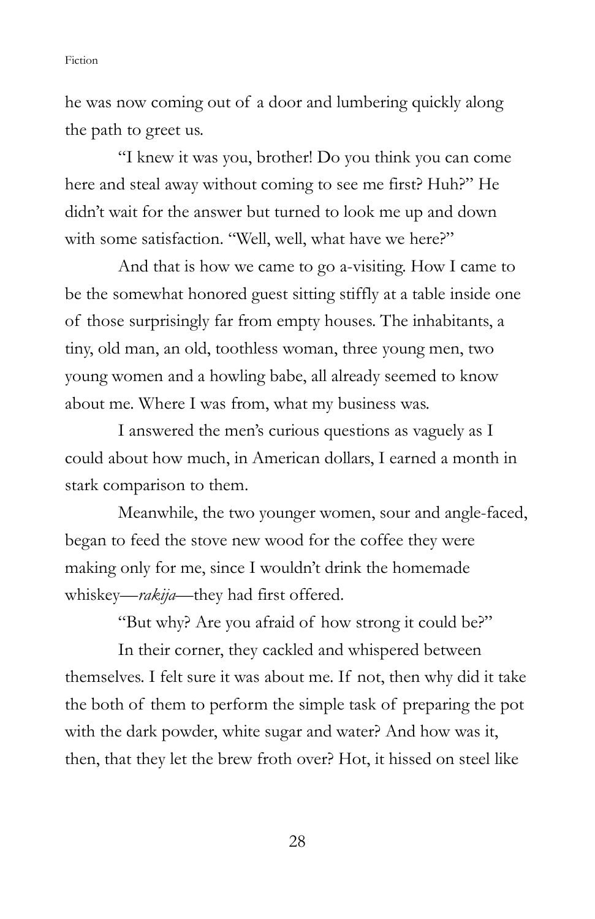he was now coming out of a door and lumbering quickly along the path to greet us.

"I knew it was you, brother! Do you think you can come here and steal away without coming to see me first? Huh?" He didn't wait for the answer but turned to look me up and down with some satisfaction. "Well, well, what have we here?"

And that is how we came to go a-visiting. How I came to be the somewhat honored guest sitting stiffly at a table inside one of those surprisingly far from empty houses. The inhabitants, a tiny, old man, an old, toothless woman, three young men, two young women and a howling babe, all already seemed to know about me. Where I was from, what my business was.

I answered the men's curious questions as vaguely as I could about how much, in American dollars, I earned a month in stark comparison to them.

Meanwhile, the two younger women, sour and angle-faced, began to feed the stove new wood for the coffee they were making only for me, since I wouldn't drink the homemade whiskey—*rakija*—they had first offered.

"But why? Are you afraid of how strong it could be?"

In their corner, they cackled and whispered between themselves. I felt sure it was about me. If not, then why did it take the both of them to perform the simple task of preparing the pot with the dark powder, white sugar and water? And how was it, then, that they let the brew froth over? Hot, it hissed on steel like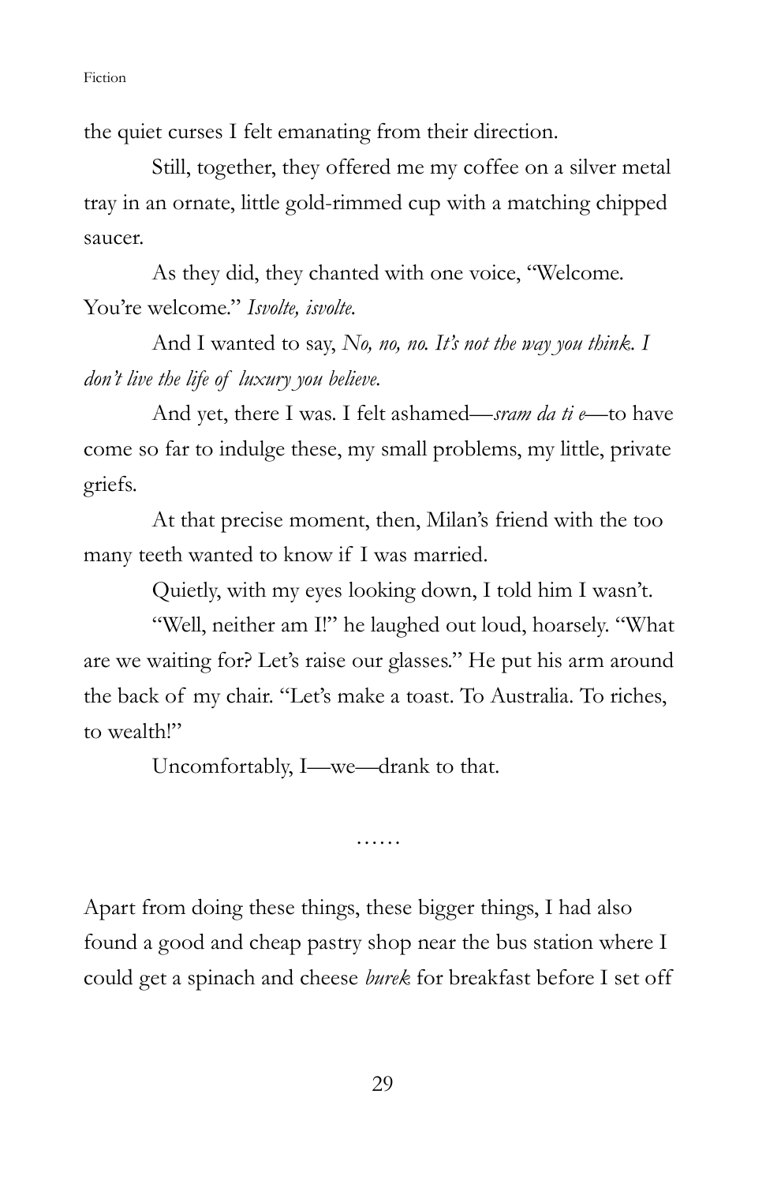the quiet curses I felt emanating from their direction.

Still, together, they offered me my coffee on a silver metal tray in an ornate, little gold-rimmed cup with a matching chipped saucer.

As they did, they chanted with one voice, "Welcome. You're welcome." *Isvolte, isvolte.*

And I wanted to say, *No, no, no. It's not the way you think. I don't live the life of luxury you believe.*

And yet, there I was. I felt ashamed—*sram da ti e*—to have come so far to indulge these, my small problems, my little, private griefs.

At that precise moment, then, Milan's friend with the too many teeth wanted to know if I was married.

Quietly, with my eyes looking down, I told him I wasn't.

"Well, neither am I!" he laughed out loud, hoarsely. "What are we waiting for? Let's raise our glasses." He put his arm around the back of my chair. "Let's make a toast. To Australia. To riches, to wealth!"

Uncomfortably, I—we—drank to that.

……

Apart from doing these things, these bigger things, I had also found a good and cheap pastry shop near the bus station where I could get a spinach and cheese *burek* for breakfast before I set off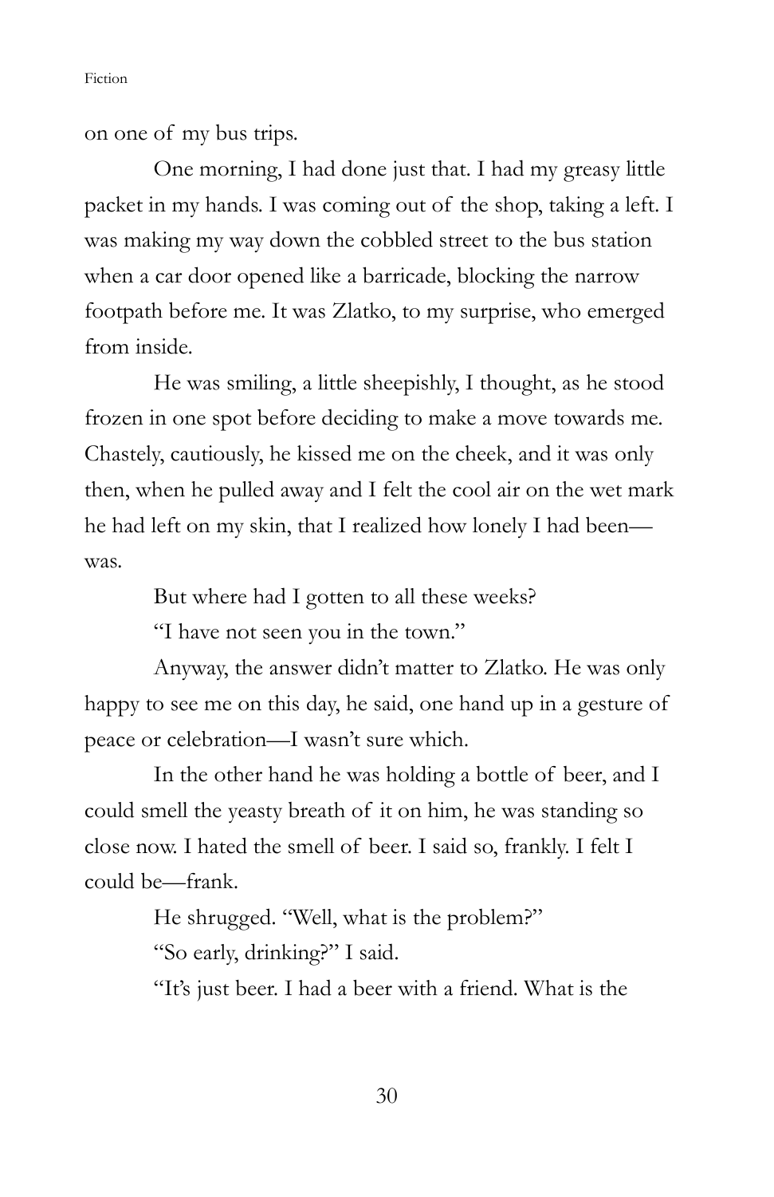on one of my bus trips.

One morning, I had done just that. I had my greasy little packet in my hands. I was coming out of the shop, taking a left. I was making my way down the cobbled street to the bus station when a car door opened like a barricade, blocking the narrow footpath before me. It was Zlatko, to my surprise, who emerged from inside.

He was smiling, a little sheepishly, I thought, as he stood frozen in one spot before deciding to make a move towards me. Chastely, cautiously, he kissed me on the cheek, and it was only then, when he pulled away and I felt the cool air on the wet mark he had left on my skin, that I realized how lonely I had been—was.

But where had I gotten to all these weeks?

"I have not seen you in the town."

Anyway, the answer didn't matter to Zlatko. He was only happy to see me on this day, he said, one hand up in a gesture of peace or celebration—I wasn't sure which.

In the other hand he was holding a bottle of beer, and I could smell the yeasty breath of it on him, he was standing so close now. I hated the smell of beer. I said so, frankly. I felt I could be—frank.

He shrugged. "Well, what is the problem?"

"So early, drinking?" I said.

"It's just beer. I had a beer with a friend. What is the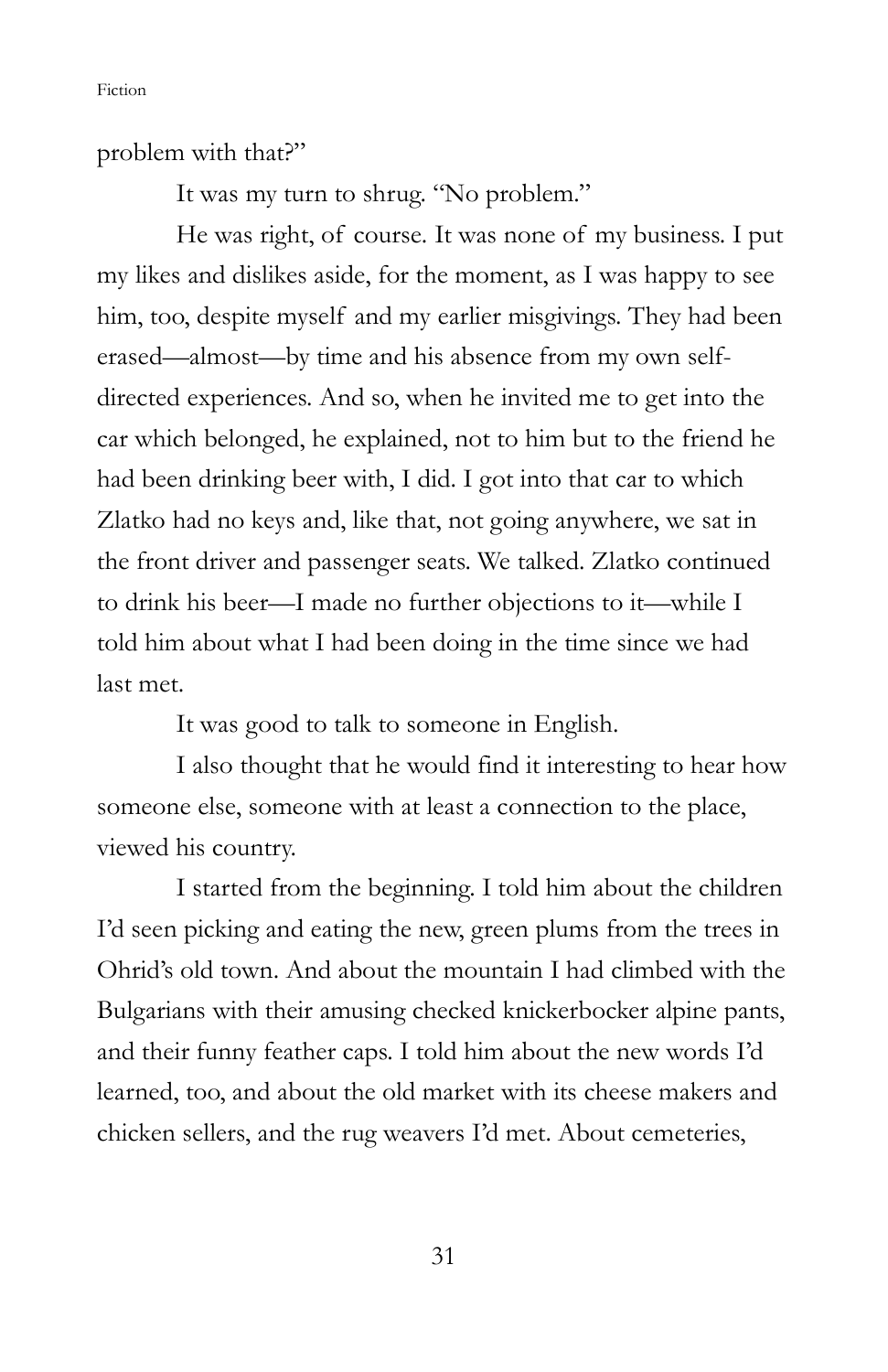problem with that?"

It was my turn to shrug. "No problem."

He was right, of course. It was none of my business. I put my likes and dislikes aside, for the moment, as I was happy to see him, too, despite myself and my earlier misgivings. They had been erased—almost—by time and his absence from my own self-directed experiences. And so, when he invited me to get into the car which belonged, he explained, not to him but to the friend he had been drinking beer with, I did. I got into that car to which Zlatko had no keys and, like that, not going anywhere, we sat in the front driver and passenger seats. We talked. Zlatko continued to drink his beer—I made no further objections to it—while I told him about what I had been doing in the time since we had last met.

It was good to talk to someone in English.

I also thought that he would find it interesting to hear how someone else, someone with at least a connection to the place, viewed his country.

I started from the beginning. I told him about the children I'd seen picking and eating the new, green plums from the trees in Ohrid's old town. And about the mountain I had climbed with the Bulgarians with their amusing checked knickerbocker alpine pants, and their funny feather caps. I told him about the new words I'd learned, too, and about the old market with its cheese makers and chicken sellers, and the rug weavers I'd met. About cemeteries,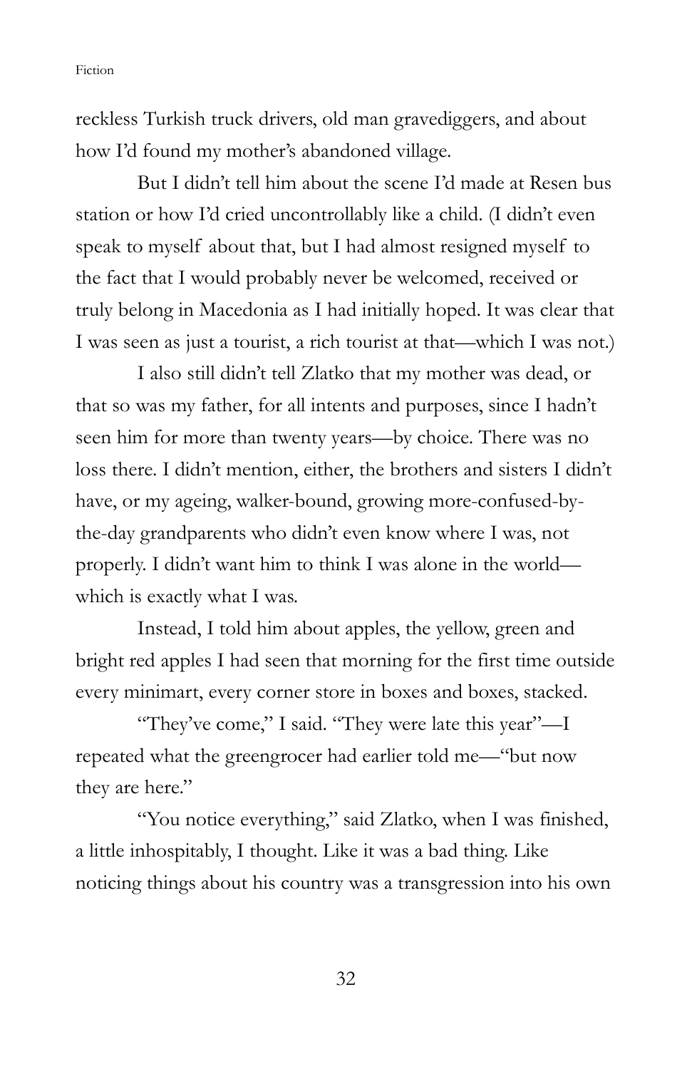reckless Turkish truck drivers, old man gravediggers, and about how I'd found my mother's abandoned village.

But I didn't tell him about the scene I'd made at Resen bus station or how I'd cried uncontrollably like a child. (I didn't even speak to myself about that, but I had almost resigned myself to the fact that I would probably never be welcomed, received or truly belong in Macedonia as I had initially hoped. It was clear that I was seen as just a tourist, a rich tourist at that—which I was not.)

I also still didn't tell Zlatko that my mother was dead, or that so was my father, for all intents and purposes, since I hadn't seen him for more than twenty years—by choice. There was no loss there. I didn't mention, either, the brothers and sisters I didn't have, or my ageing, walker-bound, growing more-confused-by-the-day grandparents who didn't even know where I was, not properly. I didn't want him to think I was alone in the world—which is exactly what I was.

Instead, I told him about apples, the yellow, green and bright red apples I had seen that morning for the first time outside every minimart, every corner store in boxes and boxes, stacked.

"They've come," I said. "They were late this year"—I repeated what the greengrocer had earlier told me—"but now they are here."

"You notice everything," said Zlatko, when I was finished, a little inhospitably, I thought. Like it was a bad thing. Like noticing things about his country was a transgression into his own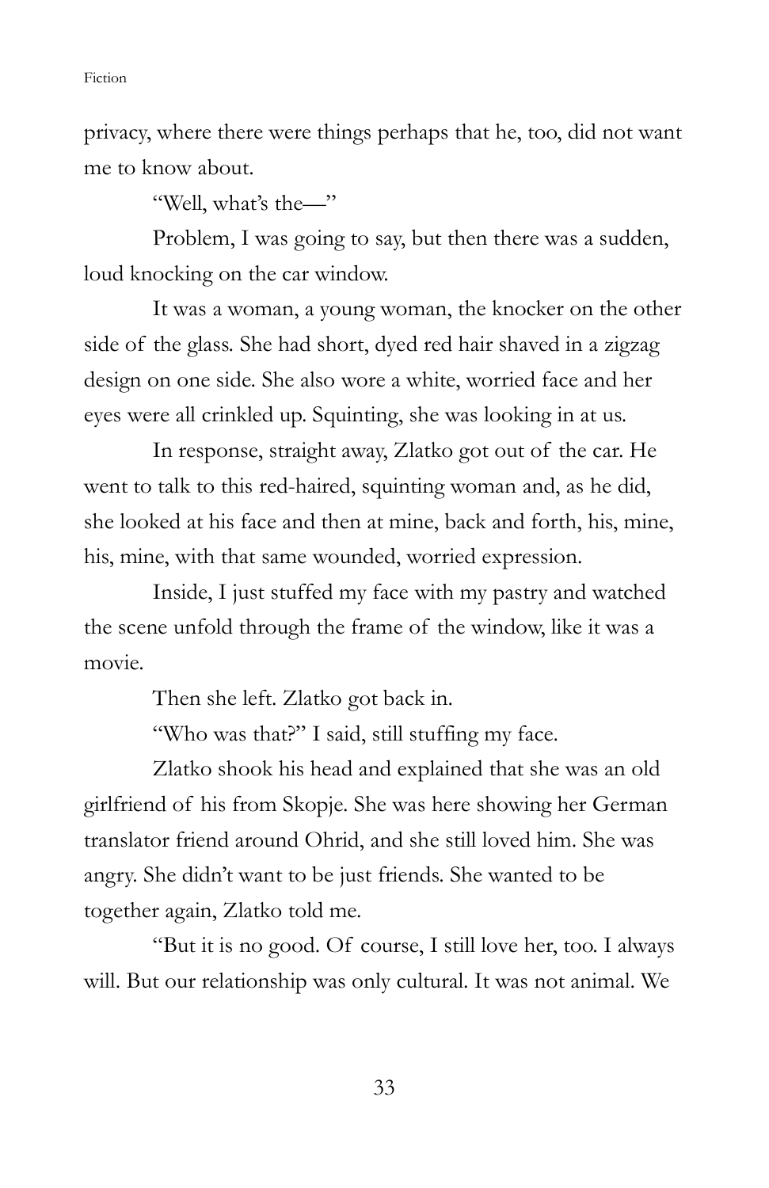privacy, where there were things perhaps that he, too, did not want me to know about.

"Well, what's the—"

Problem, I was going to say, but then there was a sudden, loud knocking on the car window.

It was a woman, a young woman, the knocker on the other side of the glass. She had short, dyed red hair shaved in a zigzag design on one side. She also wore a white, worried face and her eyes were all crinkled up. Squinting, she was looking in at us.

In response, straight away, Zlatko got out of the car. He went to talk to this red-haired, squinting woman and, as he did, she looked at his face and then at mine, back and forth, his, mine, his, mine, with that same wounded, worried expression.

Inside, I just stuffed my face with my pastry and watched the scene unfold through the frame of the window, like it was a movie.

Then she left. Zlatko got back in.

"Who was that?" I said, still stuffing my face.

Zlatko shook his head and explained that she was an old girlfriend of his from Skopje. She was here showing her German translator friend around Ohrid, and she still loved him. She was angry. She didn't want to be just friends. She wanted to be together again, Zlatko told me.

"But it is no good. Of course, I still love her, too. I always will. But our relationship was only cultural. It was not animal. We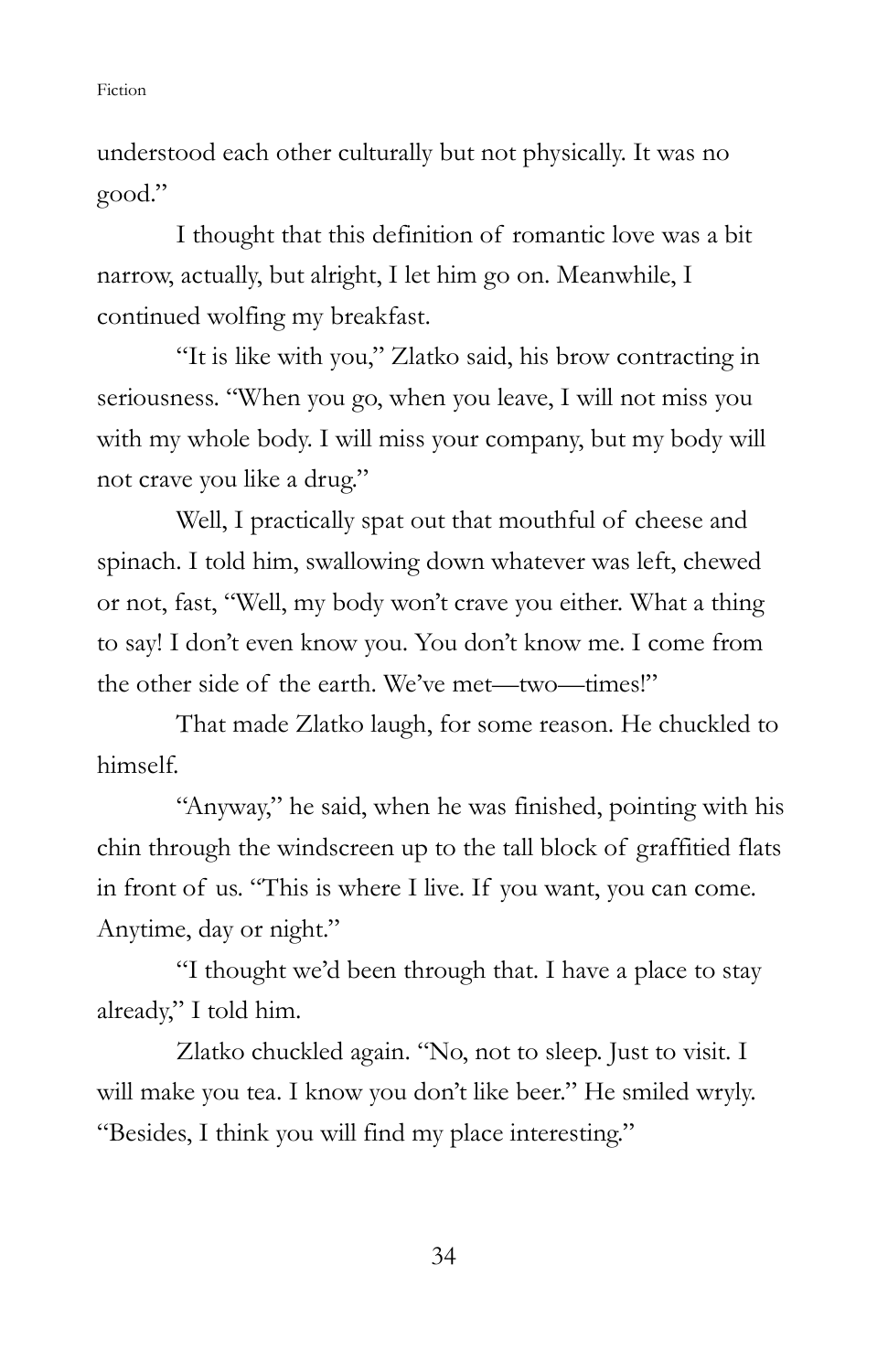understood each other culturally but not physically. It was no good."

I thought that this definition of romantic love was a bit narrow, actually, but alright, I let him go on. Meanwhile, I continued wolfing my breakfast.

"It is like with you," Zlatko said, his brow contracting in seriousness. "When you go, when you leave, I will not miss you with my whole body. I will miss your company, but my body will not crave you like a drug."

Well, I practically spat out that mouthful of cheese and spinach. I told him, swallowing down whatever was left, chewed or not, fast, "Well, my body won't crave you either. What a thing to say! I don't even know you. You don't know me. I come from the other side of the earth. We've met—two—times!"

That made Zlatko laugh, for some reason. He chuckled to himself.

"Anyway," he said, when he was finished, pointing with his chin through the windscreen up to the tall block of graffitied flats in front of us. "This is where I live. If you want, you can come. Anytime, day or night."

"I thought we'd been through that. I have a place to stay already," I told him.

Zlatko chuckled again. "No, not to sleep. Just to visit. I will make you tea. I know you don't like beer." He smiled wryly. "Besides, I think you will find my place interesting."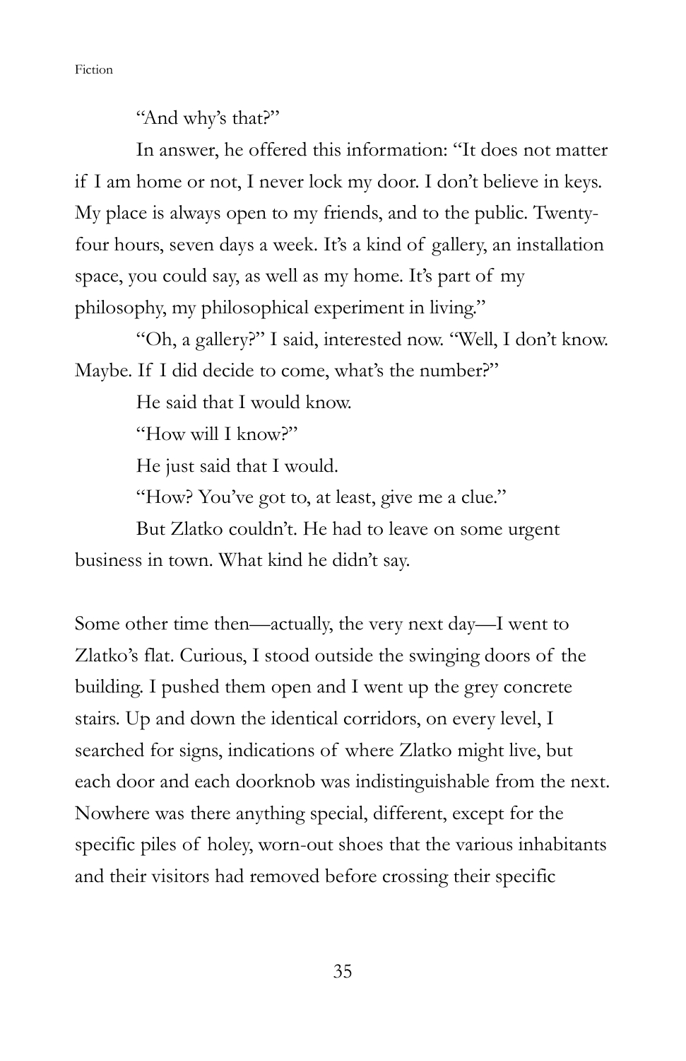"And why's that?"

In answer, he offered this information: "It does not matter if I am home or not, I never lock my door. I don't believe in keys. My place is always open to my friends, and to the public. Twenty-four hours, seven days a week. It's a kind of gallery, an installation space, you could say, as well as my home. It's part of my philosophy, my philosophical experiment in living."

"Oh, a gallery?" I said, interested now. "Well, I don't know. Maybe. If I did decide to come, what's the number?"

He said that I would know.

"How will I know?"

He just said that I would.

"How? You've got to, at least, give me a clue."

But Zlatko couldn't. He had to leave on some urgent business in town. What kind he didn't say.

Some other time then—actually, the very next day—I went to Zlatko's flat. Curious, I stood outside the swinging doors of the building. I pushed them open and I went up the grey concrete stairs. Up and down the identical corridors, on every level, I searched for signs, indications of where Zlatko might live, but each door and each doorknob was indistinguishable from the next. Nowhere was there anything special, different, except for the specific piles of holey, worn-out shoes that the various inhabitants and their visitors had removed before crossing their specific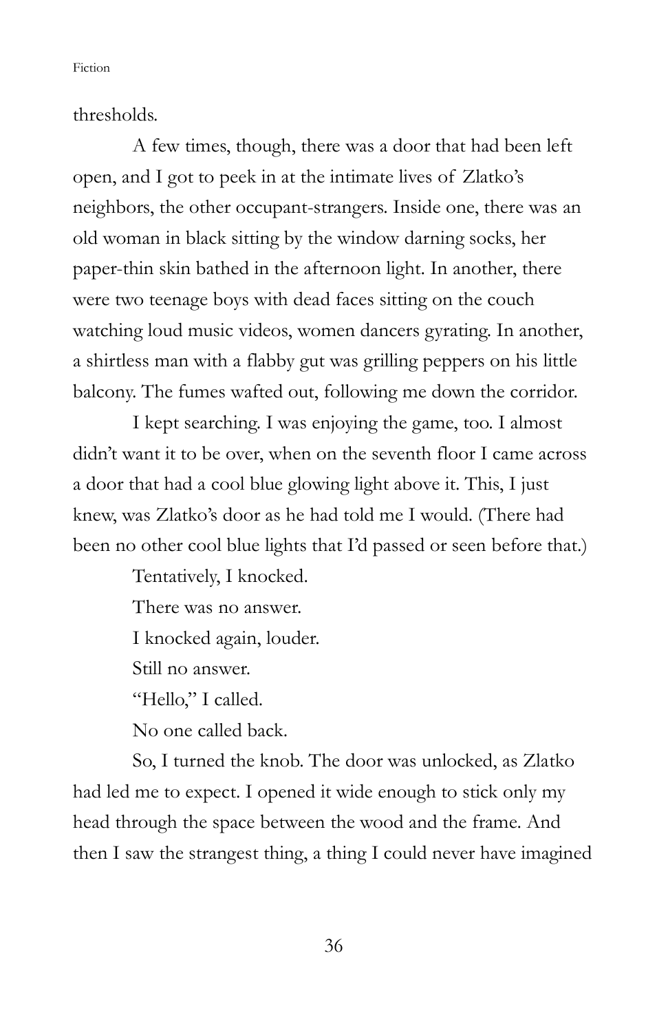thresholds.

A few times, though, there was a door that had been left open, and I got to peek in at the intimate lives of Zlatko's neighbors, the other occupant-strangers. Inside one, there was an old woman in black sitting by the window darning socks, her paper-thin skin bathed in the afternoon light. In another, there were two teenage boys with dead faces sitting on the couch watching loud music videos, women dancers gyrating. In another, a shirtless man with a flabby gut was grilling peppers on his little balcony. The fumes wafted out, following me down the corridor.

I kept searching. I was enjoying the game, too. I almost didn't want it to be over, when on the seventh floor I came across a door that had a cool blue glowing light above it. This, I just knew, was Zlatko's door as he had told me I would. (There had been no other cool blue lights that I'd passed or seen before that.)

Tentatively, I knocked.

There was no answer.

I knocked again, louder.

Still no answer.

"Hello," I called.

No one called back.

So, I turned the knob. The door was unlocked, as Zlatko had led me to expect. I opened it wide enough to stick only my head through the space between the wood and the frame. And then I saw the strangest thing, a thing I could never have imagined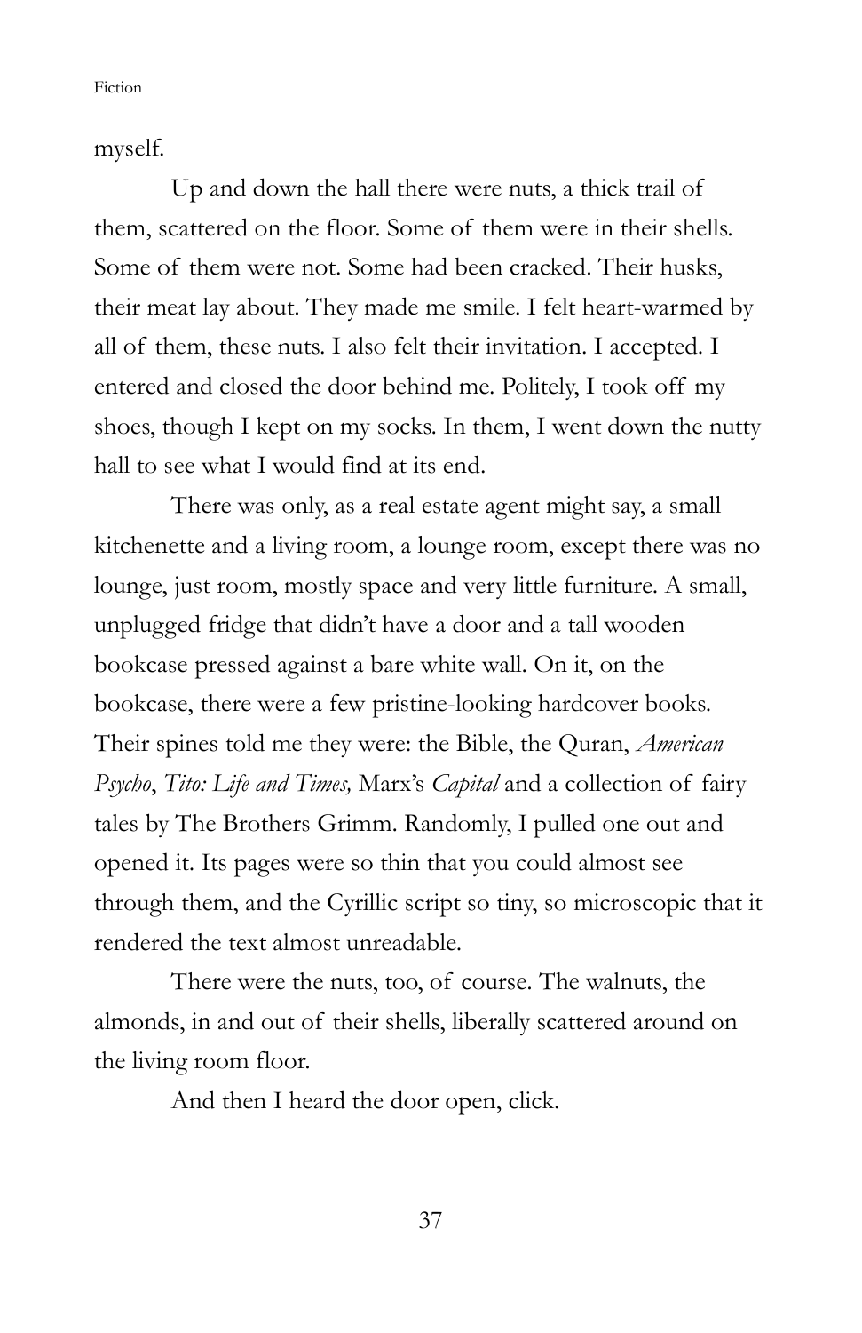myself.

Up and down the hall there were nuts, a thick trail of them, scattered on the floor. Some of them were in their shells. Some of them were not. Some had been cracked. Their husks, their meat lay about. They made me smile. I felt heart-warmed by all of them, these nuts. I also felt their invitation. I accepted. I entered and closed the door behind me. Politely, I took off my shoes, though I kept on my socks. In them, I went down the nutty hall to see what I would find at its end.

There was only, as a real estate agent might say, a small kitchenette and a living room, a lounge room, except there was no lounge, just room, mostly space and very little furniture. A small, unplugged fridge that didn't have a door and a tall wooden bookcase pressed against a bare white wall. On it, on the bookcase, there were a few pristine-looking hardcover books. Their spines told me they were: the Bible, the Quran, *American Psycho*, *Tito: Life and Times,* Marx's *Capital* and a collection of fairy tales by The Brothers Grimm. Randomly, I pulled one out and opened it. Its pages were so thin that you could almost see through them, and the Cyrillic script so tiny, so microscopic that it rendered the text almost unreadable.

There were the nuts, too, of course. The walnuts, the almonds, in and out of their shells, liberally scattered around on the living room floor.

And then I heard the door open, click.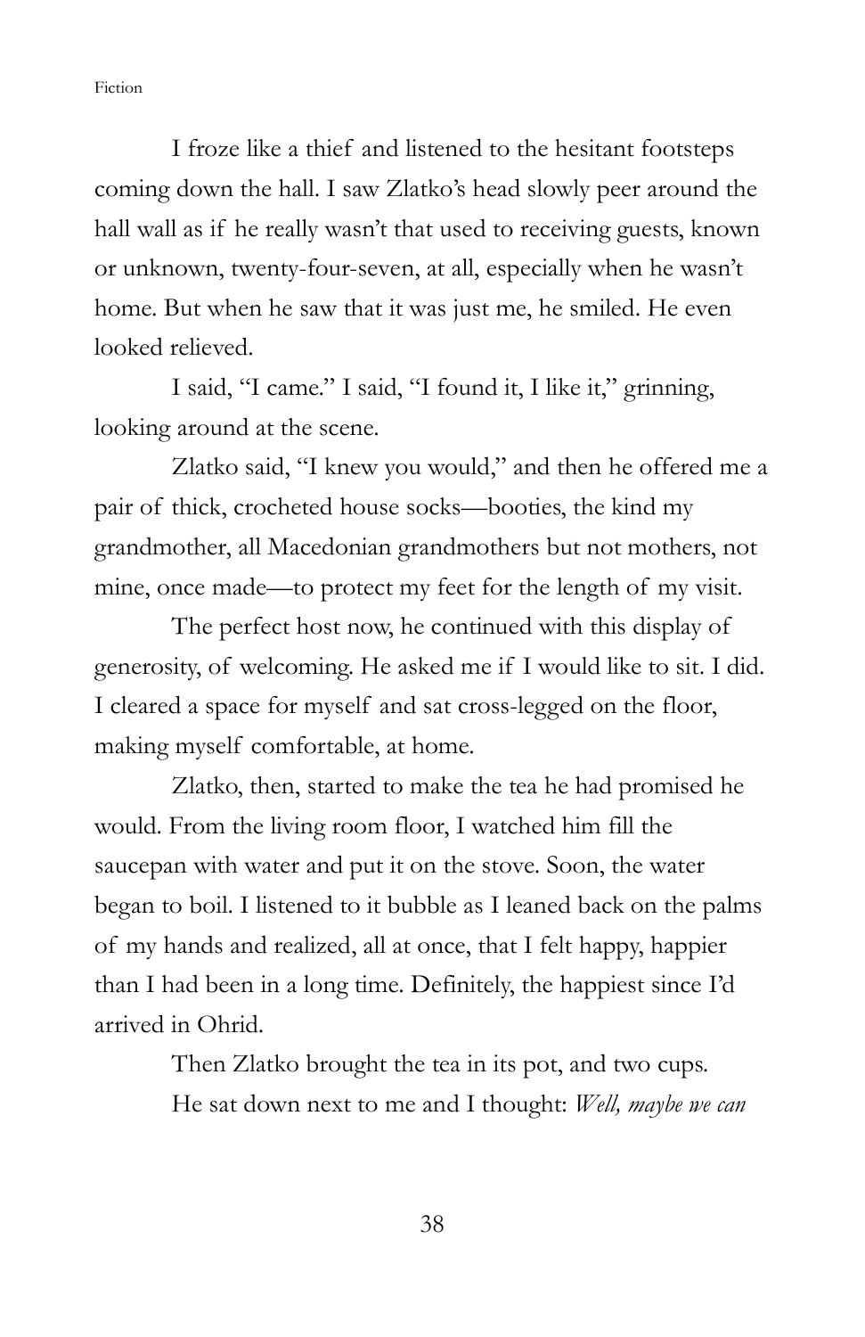I froze like a thief and listened to the hesitant footsteps coming down the hall. I saw Zlatko's head slowly peer around the hall wall as if he really wasn't that used to receiving guests, known or unknown, twenty-four-seven, at all, especially when he wasn't home. But when he saw that it was just me, he smiled. He even looked relieved.

I said, "I came." I said, "I found it, I like it," grinning, looking around at the scene.

Zlatko said, "I knew you would," and then he offered me a pair of thick, crocheted house socks—booties, the kind my grandmother, all Macedonian grandmothers but not mothers, not mine, once made—to protect my feet for the length of my visit.

The perfect host now, he continued with this display of generosity, of welcoming. He asked me if I would like to sit. I did. I cleared a space for myself and sat cross-legged on the floor, making myself comfortable, at home.

Zlatko, then, started to make the tea he had promised he would. From the living room floor, I watched him fill the saucepan with water and put it on the stove. Soon, the water began to boil. I listened to it bubble as I leaned back on the palms of my hands and realized, all at once, that I felt happy, happier than I had been in a long time. Definitely, the happiest since I'd arrived in Ohrid.

Then Zlatko brought the tea in its pot, and two cups.

He sat down next to me and I thought: *Well, maybe we can*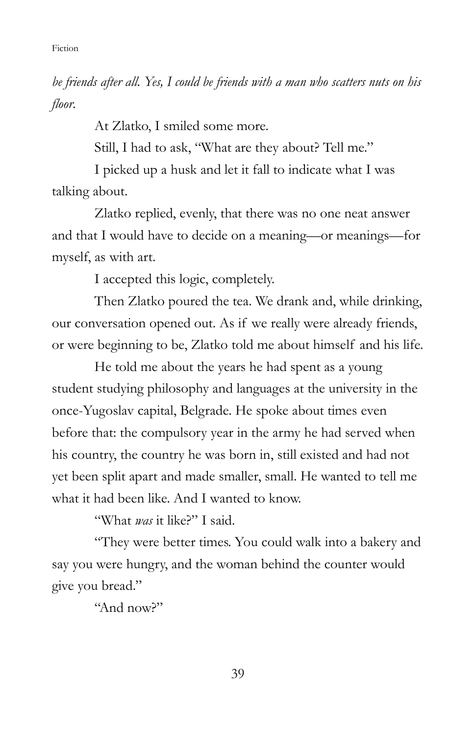*be friends after all. Yes, I could be friends with a man who scatters nuts on his floor.*

At Zlatko, I smiled some more.

Still, I had to ask, "What are they about? Tell me."

I picked up a husk and let it fall to indicate what I was talking about.

Zlatko replied, evenly, that there was no one neat answer and that I would have to decide on a meaning—or meanings—for myself, as with art.

I accepted this logic, completely.

Then Zlatko poured the tea. We drank and, while drinking, our conversation opened out. As if we really were already friends, or were beginning to be, Zlatko told me about himself and his life.

He told me about the years he had spent as a young student studying philosophy and languages at the university in the once-Yugoslav capital, Belgrade. He spoke about times even before that: the compulsory year in the army he had served when his country, the country he was born in, still existed and had not yet been split apart and made smaller, small. He wanted to tell me what it had been like. And I wanted to know.

"What *was* it like?" I said.

"They were better times. You could walk into a bakery and say you were hungry, and the woman behind the counter would give you bread."

"And now?"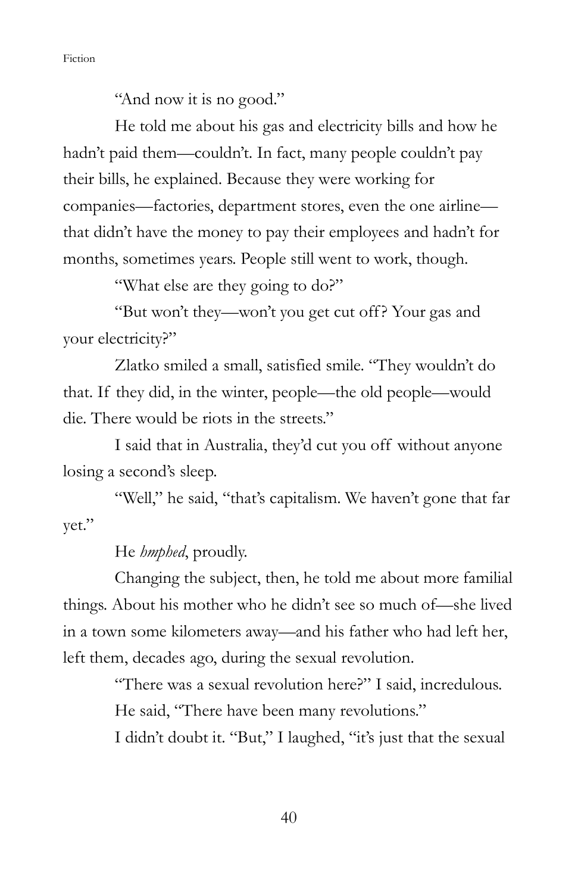"And now it is no good."

He told me about his gas and electricity bills and how he hadn't paid them—couldn't. In fact, many people couldn't pay their bills, he explained. Because they were working for companies—factories, department stores, even the one airline—that didn't have the money to pay their employees and hadn't for months, sometimes years. People still went to work, though.

"What else are they going to do?"

"But won't they—won't you get cut off? Your gas and your electricity?"

Zlatko smiled a small, satisfied smile. "They wouldn't do that. If they did, in the winter, people—the old people—would die. There would be riots in the streets."

I said that in Australia, they'd cut you off without anyone losing a second's sleep.

"Well," he said, "that's capitalism. We haven't gone that far yet."

He *hmphed*, proudly.

Changing the subject, then, he told me about more familial things. About his mother who he didn't see so much of—she lived in a town some kilometers away—and his father who had left her, left them, decades ago, during the sexual revolution.

"There was a sexual revolution here?" I said, incredulous.

He said, "There have been many revolutions."

I didn't doubt it. "But," I laughed, "it's just that the sexual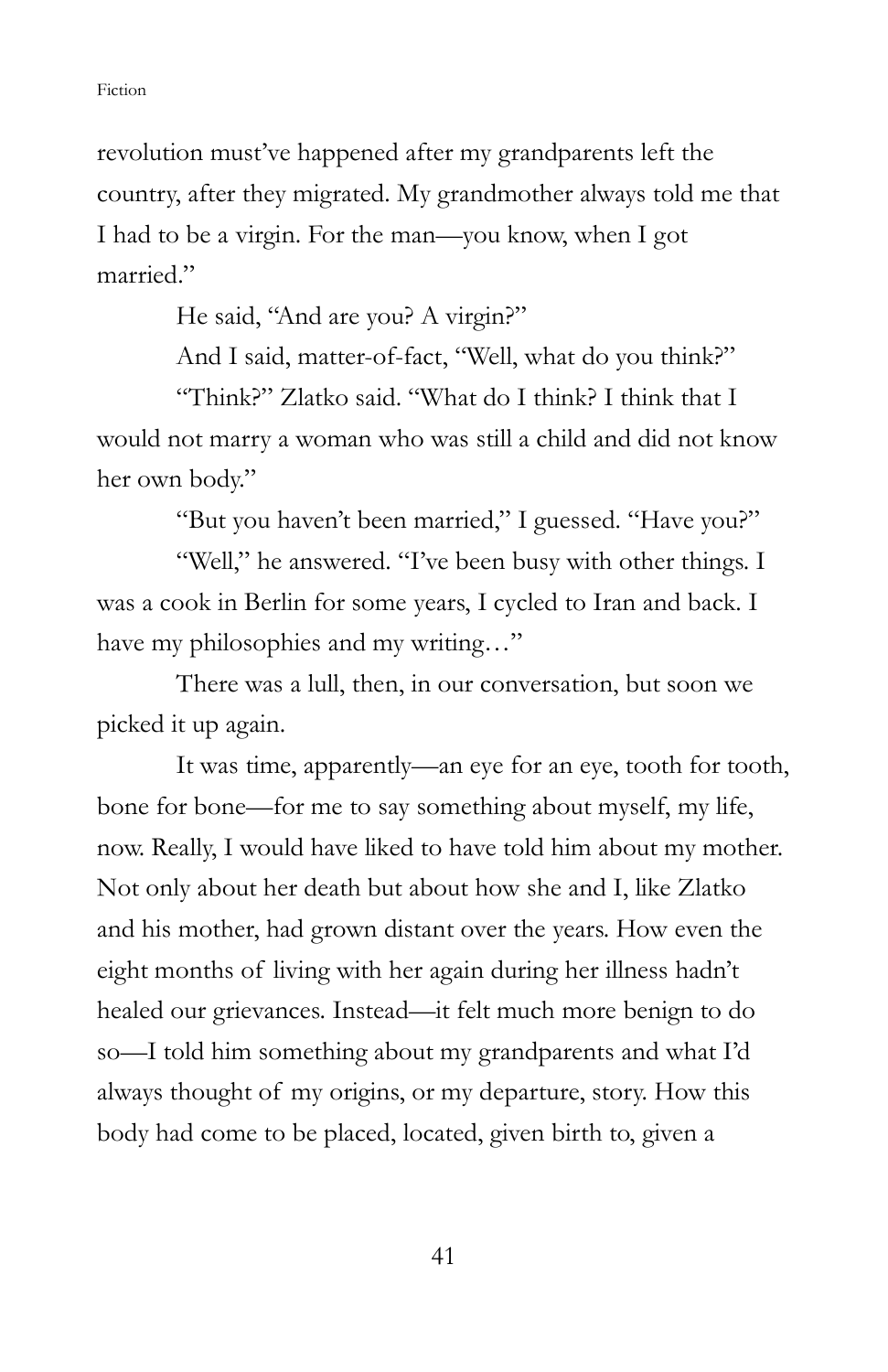revolution must've happened after my grandparents left the country, after they migrated. My grandmother always told me that I had to be a virgin. For the man—you know, when I got married."

He said, "And are you? A virgin?"

And I said, matter-of-fact, "Well, what do you think?"

"Think?" Zlatko said. "What do I think? I think that I would not marry a woman who was still a child and did not know her own body."

"But you haven't been married," I guessed. "Have you?"

"Well," he answered. "I've been busy with other things. I was a cook in Berlin for some years, I cycled to Iran and back. I have my philosophies and my writing…"

There was a lull, then, in our conversation, but soon we picked it up again.

It was time, apparently—an eye for an eye, tooth for tooth, bone for bone—for me to say something about myself, my life, now. Really, I would have liked to have told him about my mother. Not only about her death but about how she and I, like Zlatko and his mother, had grown distant over the years. How even the eight months of living with her again during her illness hadn't healed our grievances. Instead—it felt much more benign to do so—I told him something about my grandparents and what I'd always thought of my origins, or my departure, story. How this body had come to be placed, located, given birth to, given a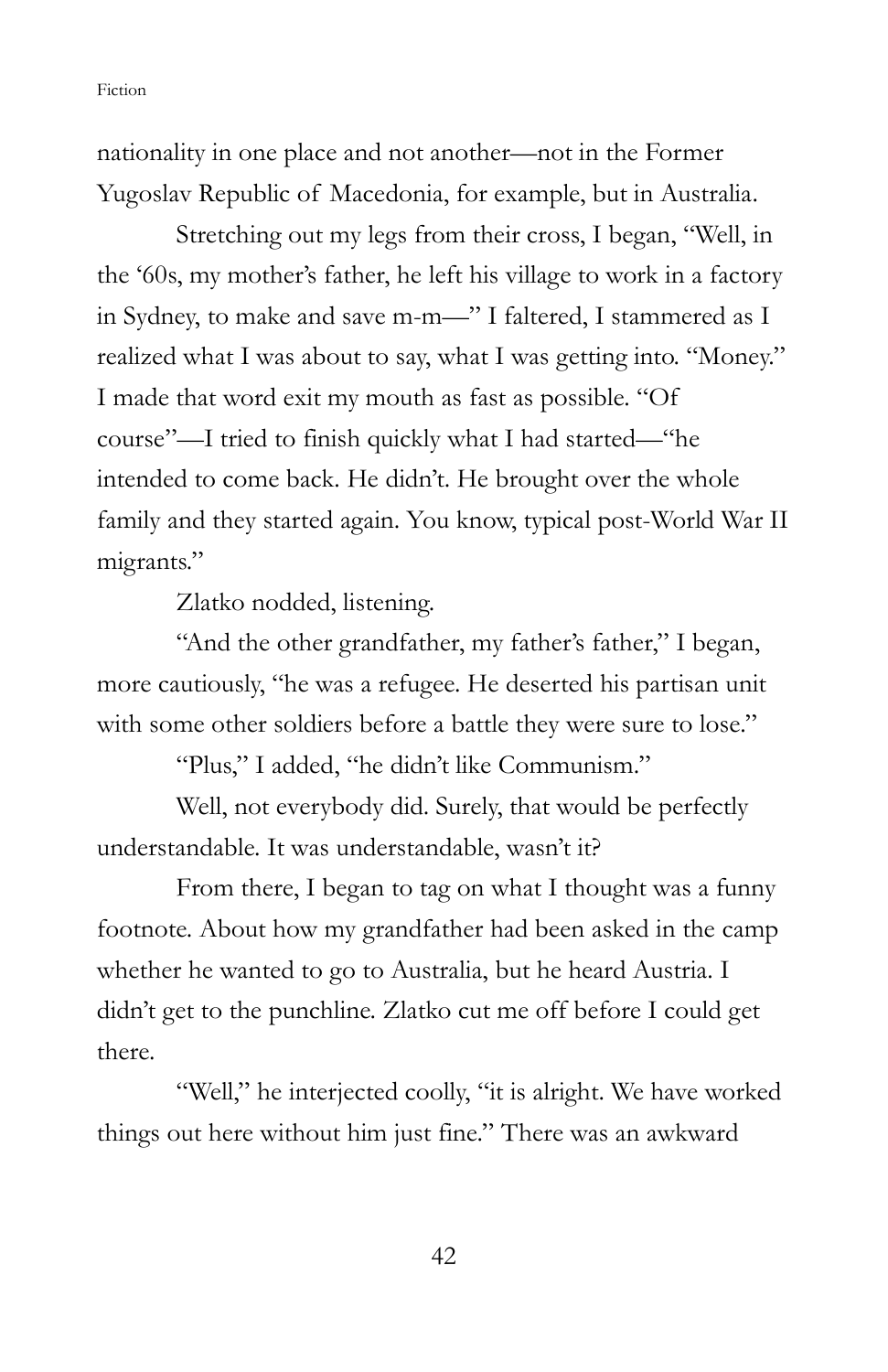nationality in one place and not another—not in the Former Yugoslav Republic of Macedonia, for example, but in Australia.

Stretching out my legs from their cross, I began, "Well, in the '60s, my mother's father, he left his village to work in a factory in Sydney, to make and save m-m—" I faltered, I stammered as I realized what I was about to say, what I was getting into. "Money." I made that word exit my mouth as fast as possible. "Of course"—I tried to finish quickly what I had started—"he intended to come back. He didn't. He brought over the whole family and they started again. You know, typical post-World War II migrants."

Zlatko nodded, listening.

"And the other grandfather, my father's father," I began, more cautiously, "he was a refugee. He deserted his partisan unit with some other soldiers before a battle they were sure to lose."

"Plus," I added, "he didn't like Communism."

Well, not everybody did. Surely, that would be perfectly understandable. It was understandable, wasn't it?

From there, I began to tag on what I thought was a funny footnote. About how my grandfather had been asked in the camp whether he wanted to go to Australia, but he heard Austria. I didn't get to the punchline. Zlatko cut me off before I could get there.

"Well," he interjected coolly, "it is alright. We have worked things out here without him just fine." There was an awkward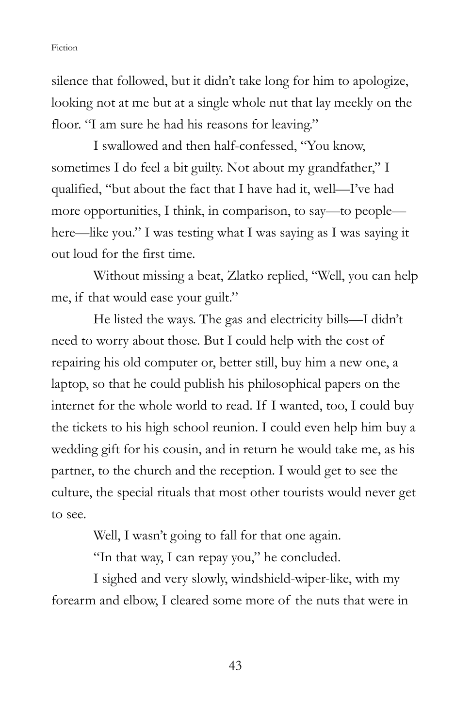silence that followed, but it didn't take long for him to apologize, looking not at me but at a single whole nut that lay meekly on the floor. "I am sure he had his reasons for leaving."

I swallowed and then half-confessed, "You know, sometimes I do feel a bit guilty. Not about my grandfather," I qualified, "but about the fact that I have had it, well—I've had more opportunities, I think, in comparison, to say—to people—here—like you." I was testing what I was saying as I was saying it out loud for the first time.

Without missing a beat, Zlatko replied, "Well, you can help me, if that would ease your guilt."

He listed the ways. The gas and electricity bills—I didn't need to worry about those. But I could help with the cost of repairing his old computer or, better still, buy him a new one, a laptop, so that he could publish his philosophical papers on the internet for the whole world to read. If I wanted, too, I could buy the tickets to his high school reunion. I could even help him buy a wedding gift for his cousin, and in return he would take me, as his partner, to the church and the reception. I would get to see the culture, the special rituals that most other tourists would never get to see.

Well, I wasn't going to fall for that one again.

"In that way, I can repay you," he concluded.

I sighed and very slowly, windshield-wiper-like, with my forearm and elbow, I cleared some more of the nuts that were in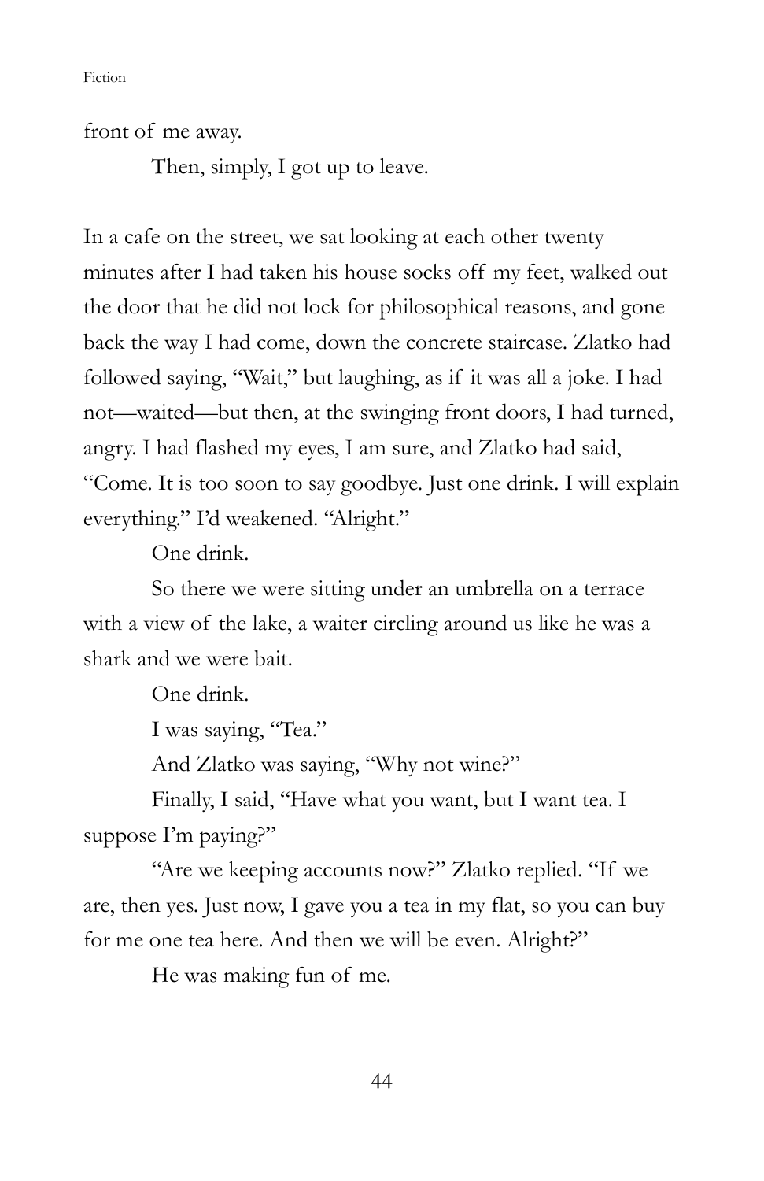front of me away.

Then, simply, I got up to leave.

In a cafe on the street, we sat looking at each other twenty minutes after I had taken his house socks off my feet, walked out the door that he did not lock for philosophical reasons, and gone back the way I had come, down the concrete staircase. Zlatko had followed saying, "Wait," but laughing, as if it was all a joke. I had not—waited—but then, at the swinging front doors, I had turned, angry. I had flashed my eyes, I am sure, and Zlatko had said, "Come. It is too soon to say goodbye. Just one drink. I will explain everything." I'd weakened. "Alright."

One drink.

So there we were sitting under an umbrella on a terrace with a view of the lake, a waiter circling around us like he was a shark and we were bait.

One drink.

I was saying, "Tea."

And Zlatko was saying, "Why not wine?"

Finally, I said, "Have what you want, but I want tea. I suppose I'm paying?"

"Are we keeping accounts now?" Zlatko replied. "If we are, then yes. Just now, I gave you a tea in my flat, so you can buy for me one tea here. And then we will be even. Alright?"

He was making fun of me.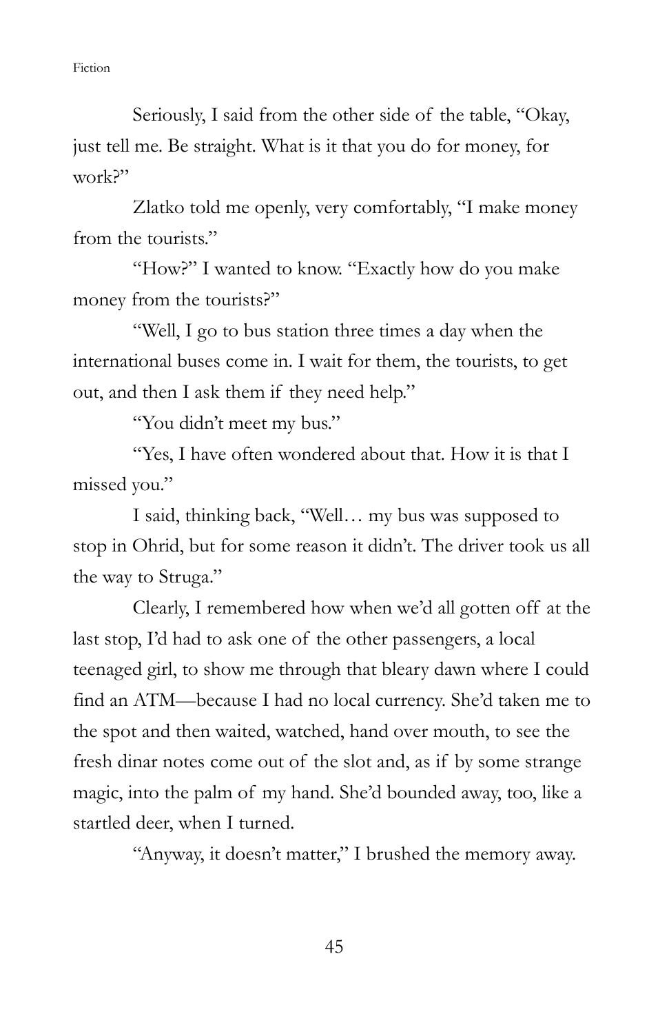Seriously, I said from the other side of the table, "Okay, just tell me. Be straight. What is it that you do for money, for work?"

Zlatko told me openly, very comfortably, "I make money from the tourists."

"How?" I wanted to know. "Exactly how do you make money from the tourists?"

"Well, I go to bus station three times a day when the international buses come in. I wait for them, the tourists, to get out, and then I ask them if they need help."

"You didn't meet my bus."

"Yes, I have often wondered about that. How it is that I missed you."

I said, thinking back, "Well… my bus was supposed to stop in Ohrid, but for some reason it didn't. The driver took us all the way to Struga."

Clearly, I remembered how when we'd all gotten off at the last stop, I'd had to ask one of the other passengers, a local teenaged girl, to show me through that bleary dawn where I could find an ATM—because I had no local currency. She'd taken me to the spot and then waited, watched, hand over mouth, to see the fresh dinar notes come out of the slot and, as if by some strange magic, into the palm of my hand. She'd bounded away, too, like a startled deer, when I turned.

"Anyway, it doesn't matter," I brushed the memory away.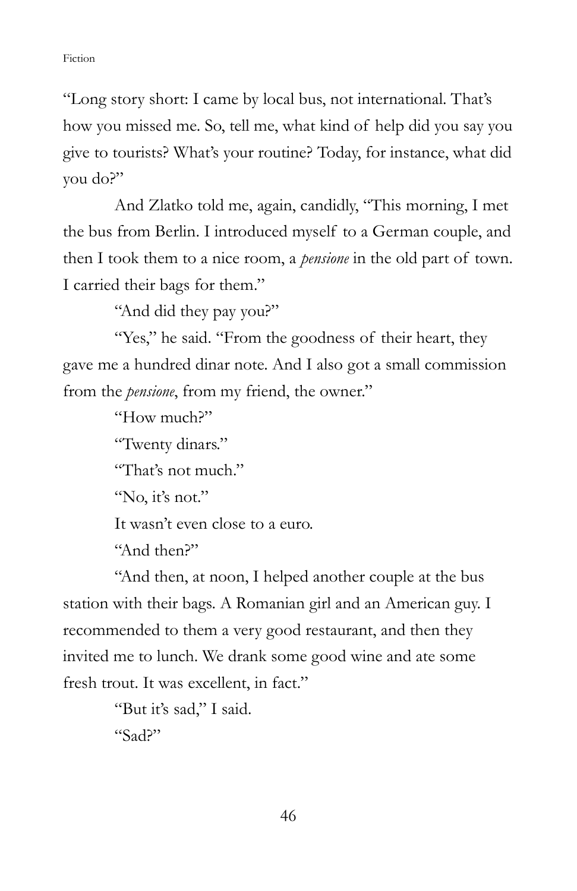"Long story short: I came by local bus, not international. That's how you missed me. So, tell me, what kind of help did you say you give to tourists? What's your routine? Today, for instance, what did you do?"

And Zlatko told me, again, candidly, "This morning, I met the bus from Berlin. I introduced myself to a German couple, and then I took them to a nice room, a *pensione* in the old part of town. I carried their bags for them."

"And did they pay you?"

"Yes," he said. "From the goodness of their heart, they gave me a hundred dinar note. And I also got a small commission from the *pensione*, from my friend, the owner."

"How much?"

"Twenty dinars."

"That's not much."

"No, it's not."

It wasn't even close to a euro.

"And then?"

"And then, at noon, I helped another couple at the bus station with their bags. A Romanian girl and an American guy. I recommended to them a very good restaurant, and then they invited me to lunch. We drank some good wine and ate some fresh trout. It was excellent, in fact."

"But it's sad," I said.

"Sad?"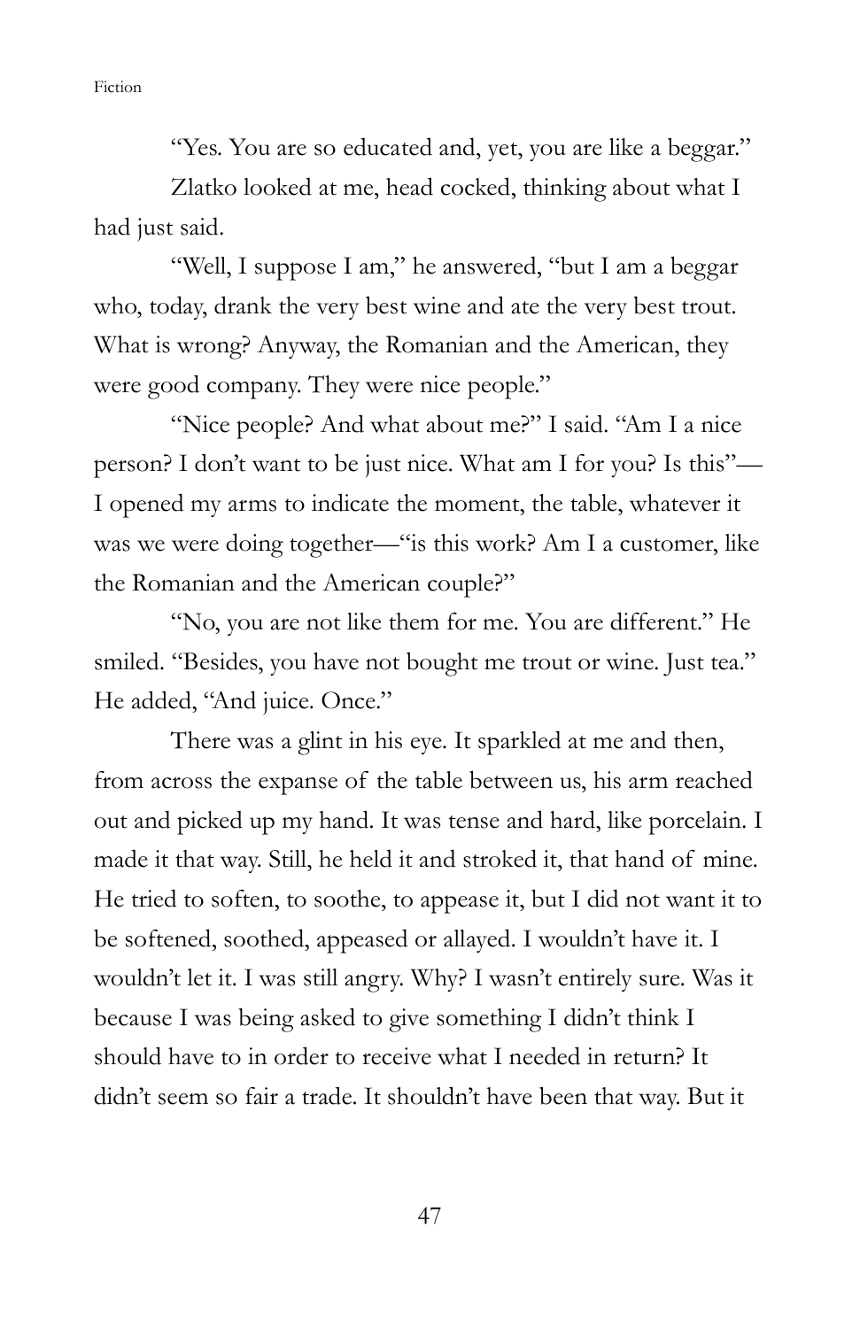"Yes. You are so educated and, yet, you are like a beggar."

Zlatko looked at me, head cocked, thinking about what I had just said.

"Well, I suppose I am," he answered, "but I am a beggar who, today, drank the very best wine and ate the very best trout. What is wrong? Anyway, the Romanian and the American, they were good company. They were nice people."

"Nice people? And what about me?" I said. "Am I a nice person? I don't want to be just nice. What am I for you? Is this"—I opened my arms to indicate the moment, the table, whatever it was we were doing together—"is this work? Am I a customer, like the Romanian and the American couple?"

"No, you are not like them for me. You are different." He smiled. "Besides, you have not bought me trout or wine. Just tea." He added, "And juice. Once."

There was a glint in his eye. It sparkled at me and then, from across the expanse of the table between us, his arm reached out and picked up my hand. It was tense and hard, like porcelain. I made it that way. Still, he held it and stroked it, that hand of mine. He tried to soften, to soothe, to appease it, but I did not want it to be softened, soothed, appeased or allayed. I wouldn't have it. I wouldn't let it. I was still angry. Why? I wasn't entirely sure. Was it because I was being asked to give something I didn't think I should have to in order to receive what I needed in return? It didn't seem so fair a trade. It shouldn't have been that way. But it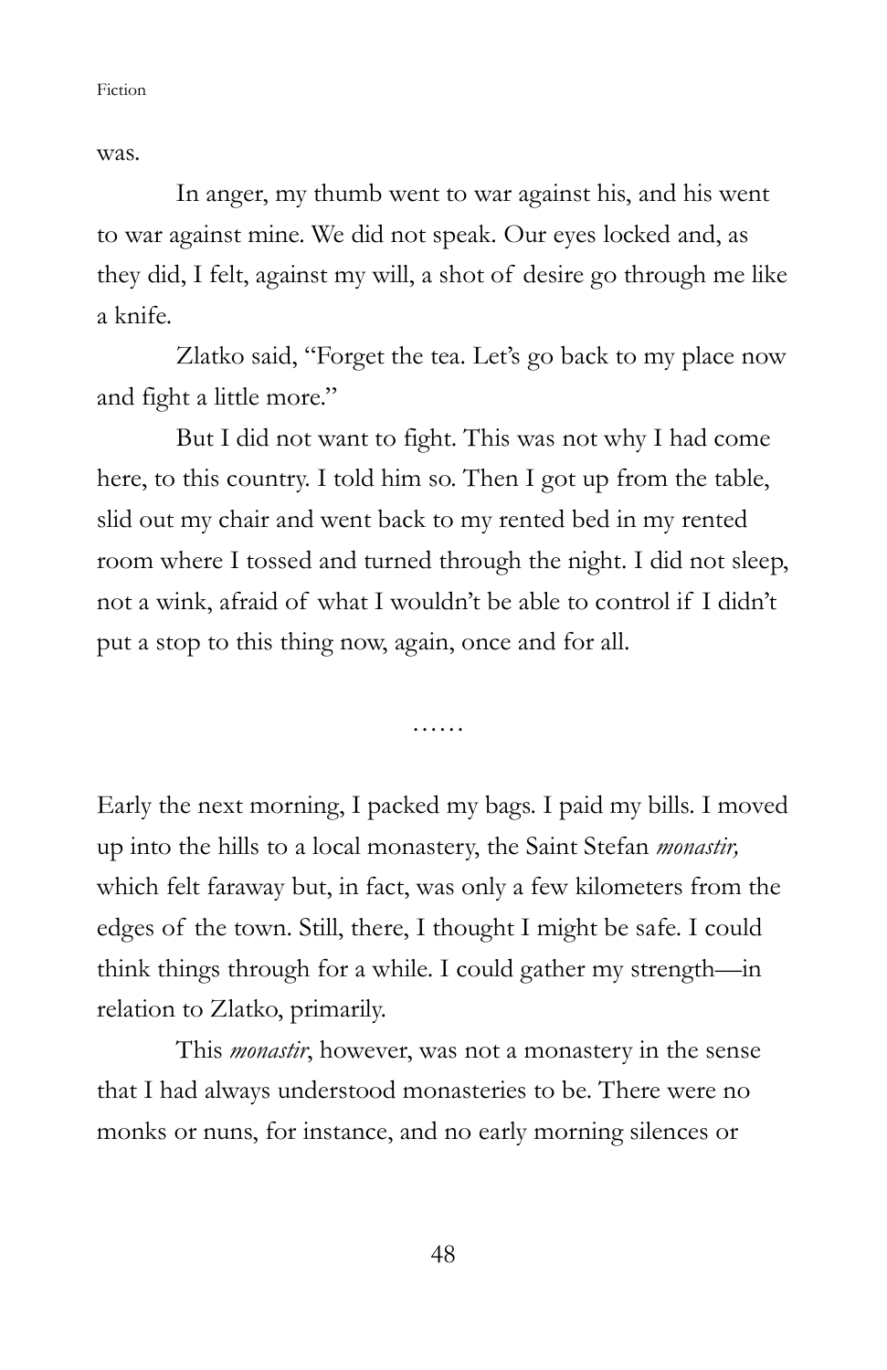was.

In anger, my thumb went to war against his, and his went to war against mine. We did not speak. Our eyes locked and, as they did, I felt, against my will, a shot of desire go through me like a knife.

Zlatko said, "Forget the tea. Let's go back to my place now and fight a little more."

But I did not want to fight. This was not why I had come here, to this country. I told him so. Then I got up from the table, slid out my chair and went back to my rented bed in my rented room where I tossed and turned through the night. I did not sleep, not a wink, afraid of what I wouldn't be able to control if I didn't put a stop to this thing now, again, once and for all.

……

Early the next morning, I packed my bags. I paid my bills. I moved up into the hills to a local monastery, the Saint Stefan *monastir,* which felt faraway but, in fact, was only a few kilometers from the edges of the town. Still, there, I thought I might be safe. I could think things through for a while. I could gather my strength—in relation to Zlatko, primarily.

This *monastir*, however, was not a monastery in the sense that I had always understood monasteries to be. There were no monks or nuns, for instance, and no early morning silences or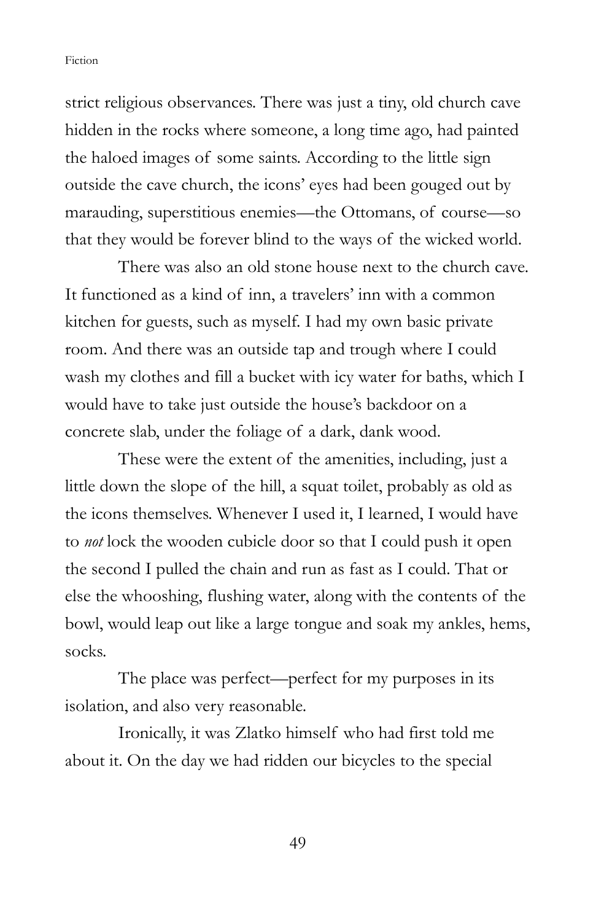strict religious observances. There was just a tiny, old church cave hidden in the rocks where someone, a long time ago, had painted the haloed images of some saints. According to the little sign outside the cave church, the icons' eyes had been gouged out by marauding, superstitious enemies—the Ottomans, of course—so that they would be forever blind to the ways of the wicked world.

There was also an old stone house next to the church cave. It functioned as a kind of inn, a travelers' inn with a common kitchen for guests, such as myself. I had my own basic private room. And there was an outside tap and trough where I could wash my clothes and fill a bucket with icy water for baths, which I would have to take just outside the house's backdoor on a concrete slab, under the foliage of a dark, dank wood.

These were the extent of the amenities, including, just a little down the slope of the hill, a squat toilet, probably as old as the icons themselves. Whenever I used it, I learned, I would have to *not* lock the wooden cubicle door so that I could push it open the second I pulled the chain and run as fast as I could. That or else the whooshing, flushing water, along with the contents of the bowl, would leap out like a large tongue and soak my ankles, hems, socks.

The place was perfect—perfect for my purposes in its isolation, and also very reasonable.

Ironically, it was Zlatko himself who had first told me about it. On the day we had ridden our bicycles to the special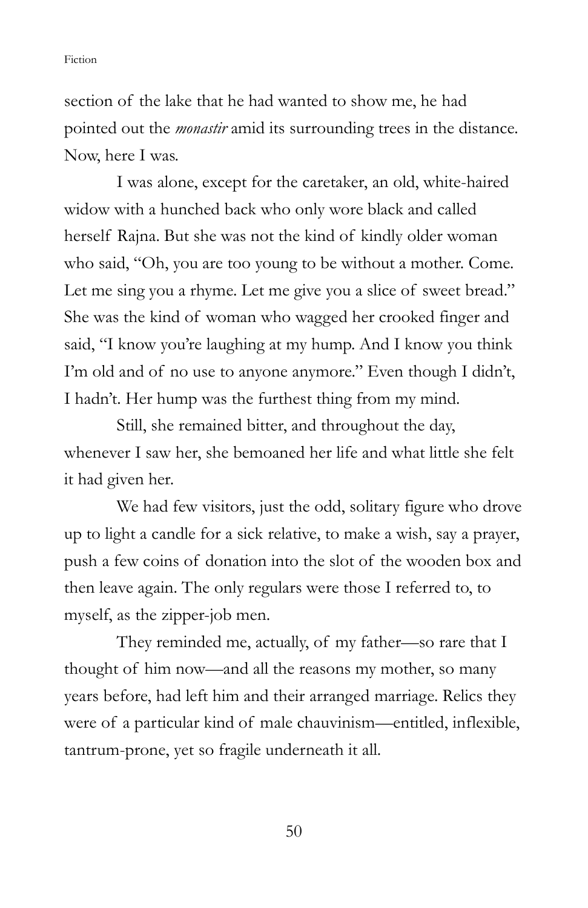section of the lake that he had wanted to show me, he had pointed out the *monastir* amid its surrounding trees in the distance. Now, here I was.

I was alone, except for the caretaker, an old, white-haired widow with a hunched back who only wore black and called herself Rajna. But she was not the kind of kindly older woman who said, "Oh, you are too young to be without a mother. Come. Let me sing you a rhyme. Let me give you a slice of sweet bread." She was the kind of woman who wagged her crooked finger and said, "I know you're laughing at my hump. And I know you think I'm old and of no use to anyone anymore." Even though I didn't, I hadn't. Her hump was the furthest thing from my mind.

Still, she remained bitter, and throughout the day, whenever I saw her, she bemoaned her life and what little she felt it had given her.

We had few visitors, just the odd, solitary figure who drove up to light a candle for a sick relative, to make a wish, say a prayer, push a few coins of donation into the slot of the wooden box and then leave again. The only regulars were those I referred to, to myself, as the zipper-job men.

They reminded me, actually, of my father—so rare that I thought of him now—and all the reasons my mother, so many years before, had left him and their arranged marriage. Relics they were of a particular kind of male chauvinism—entitled, inflexible, tantrum-prone, yet so fragile underneath it all.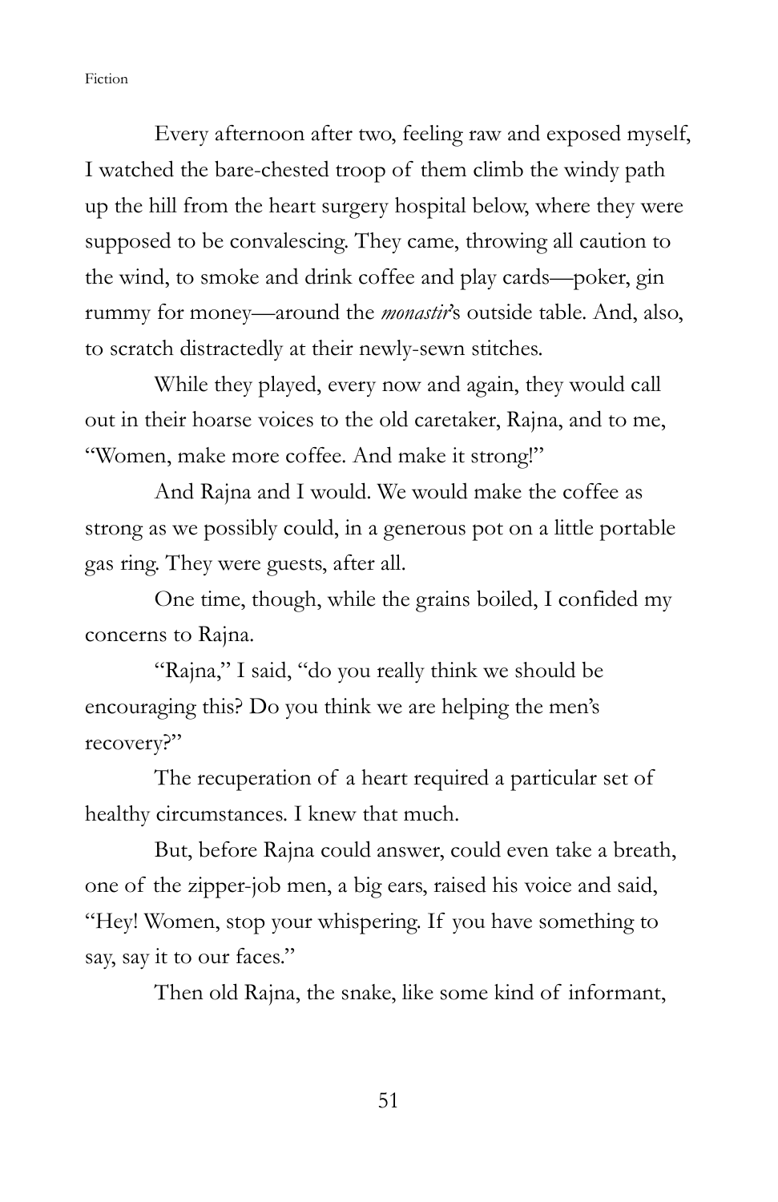Every afternoon after two, feeling raw and exposed myself, I watched the bare-chested troop of them climb the windy path up the hill from the heart surgery hospital below, where they were supposed to be convalescing. They came, throwing all caution to the wind, to smoke and drink coffee and play cards—poker, gin rummy for money—around the *monastir*'s outside table. And, also, to scratch distractedly at their newly-sewn stitches.

While they played, every now and again, they would call out in their hoarse voices to the old caretaker, Rajna, and to me, "Women, make more coffee. And make it strong!"

And Rajna and I would. We would make the coffee as strong as we possibly could, in a generous pot on a little portable gas ring. They were guests, after all.

One time, though, while the grains boiled, I confided my concerns to Rajna.

"Rajna," I said, "do you really think we should be encouraging this? Do you think we are helping the men's recovery?"

The recuperation of a heart required a particular set of healthy circumstances. I knew that much.

But, before Rajna could answer, could even take a breath, one of the zipper-job men, a big ears, raised his voice and said, "Hey! Women, stop your whispering. If you have something to say, say it to our faces."

Then old Rajna, the snake, like some kind of informant,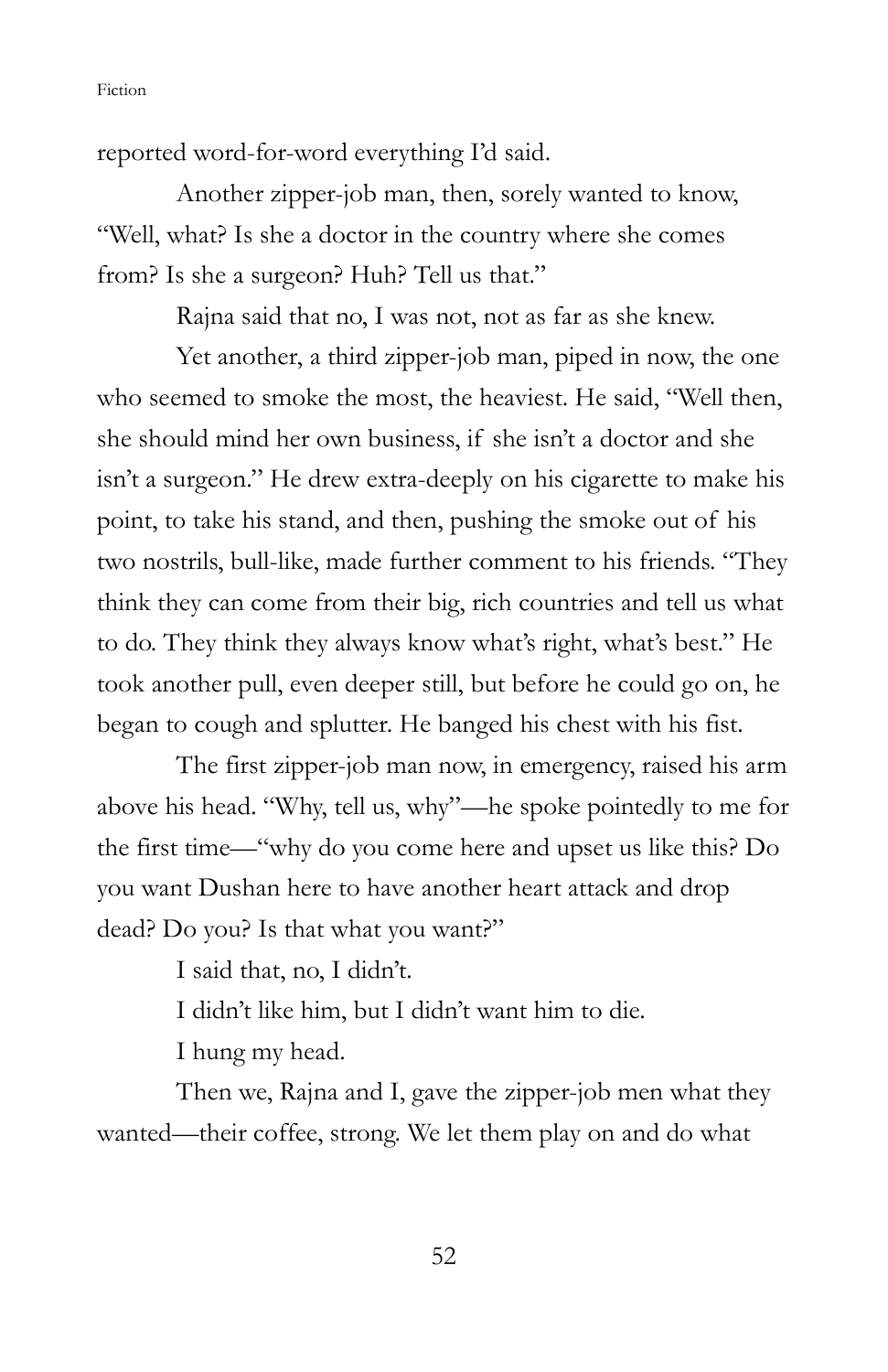reported word-for-word everything I'd said.

Another zipper-job man, then, sorely wanted to know, "Well, what? Is she a doctor in the country where she comes from? Is she a surgeon? Huh? Tell us that."

Rajna said that no, I was not, not as far as she knew.

Yet another, a third zipper-job man, piped in now, the one who seemed to smoke the most, the heaviest. He said, "Well then, she should mind her own business, if she isn't a doctor and she isn't a surgeon." He drew extra-deeply on his cigarette to make his point, to take his stand, and then, pushing the smoke out of his two nostrils, bull-like, made further comment to his friends. "They think they can come from their big, rich countries and tell us what to do. They think they always know what's right, what's best." He took another pull, even deeper still, but before he could go on, he began to cough and splutter. He banged his chest with his fist.

The first zipper-job man now, in emergency, raised his arm above his head. "Why, tell us, why"—he spoke pointedly to me for the first time—"why do you come here and upset us like this? Do you want Dushan here to have another heart attack and drop dead? Do you? Is that what you want?"

I said that, no, I didn't.

I didn't like him, but I didn't want him to die.

I hung my head.

Then we, Rajna and I, gave the zipper-job men what they wanted—their coffee, strong. We let them play on and do what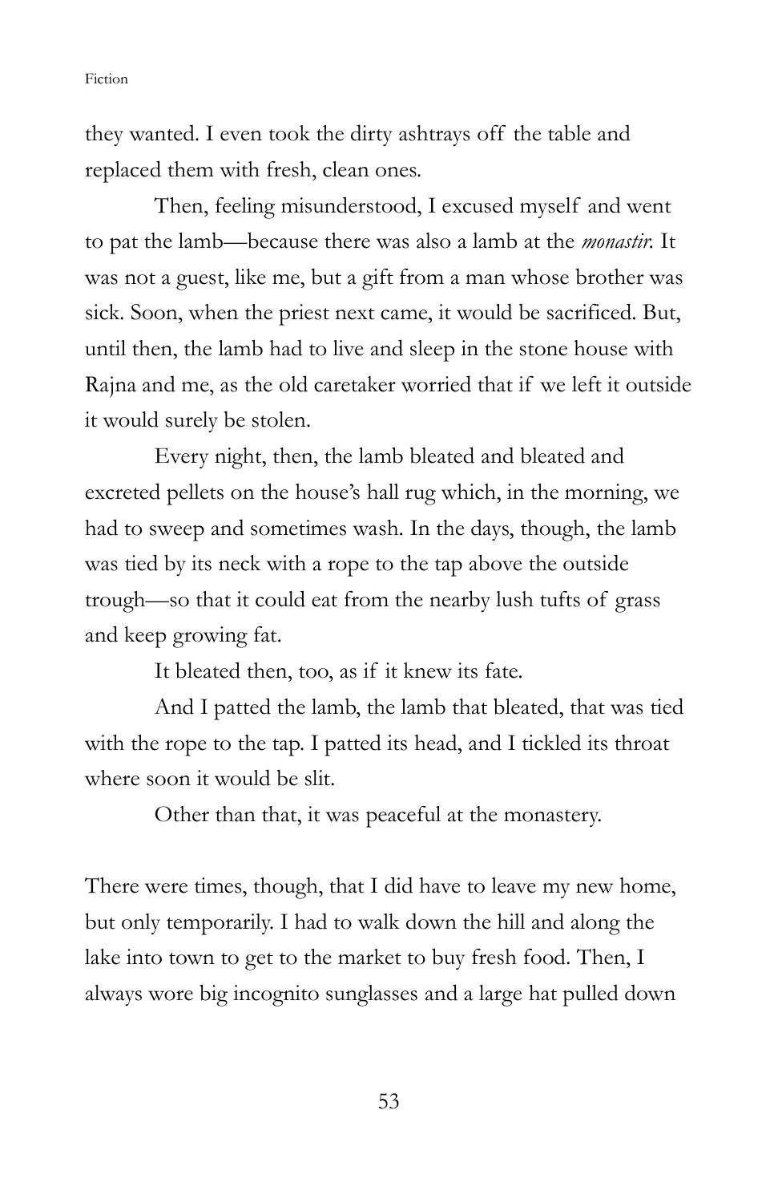they wanted. I even took the dirty ashtrays off the table and replaced them with fresh, clean ones.

Then, feeling misunderstood, I excused myself and went to pat the lamb—because there was also a lamb at the *monastir*. It was not a guest, like me, but a gift from a man whose brother was sick. Soon, when the priest next came, it would be sacrificed. But, until then, the lamb had to live and sleep in the stone house with Rajna and me, as the old caretaker worried that if we left it outside it would surely be stolen.

Every night, then, the lamb bleated and bleated and excreted pellets on the house's hall rug which, in the morning, we had to sweep and sometimes wash. In the days, though, the lamb was tied by its neck with a rope to the tap above the outside trough—so that it could eat from the nearby lush tufts of grass and keep growing fat.

It bleated then, too, as if it knew its fate.

And I patted the lamb, the lamb that bleated, that was tied with the rope to the tap. I patted its head, and I tickled its throat where soon it would be slit.

Other than that, it was peaceful at the monastery.

There were times, though, that I did have to leave my new home, but only temporarily. I had to walk down the hill and along the lake into town to get to the market to buy fresh food. Then, I always wore big incognito sunglasses and a large hat pulled down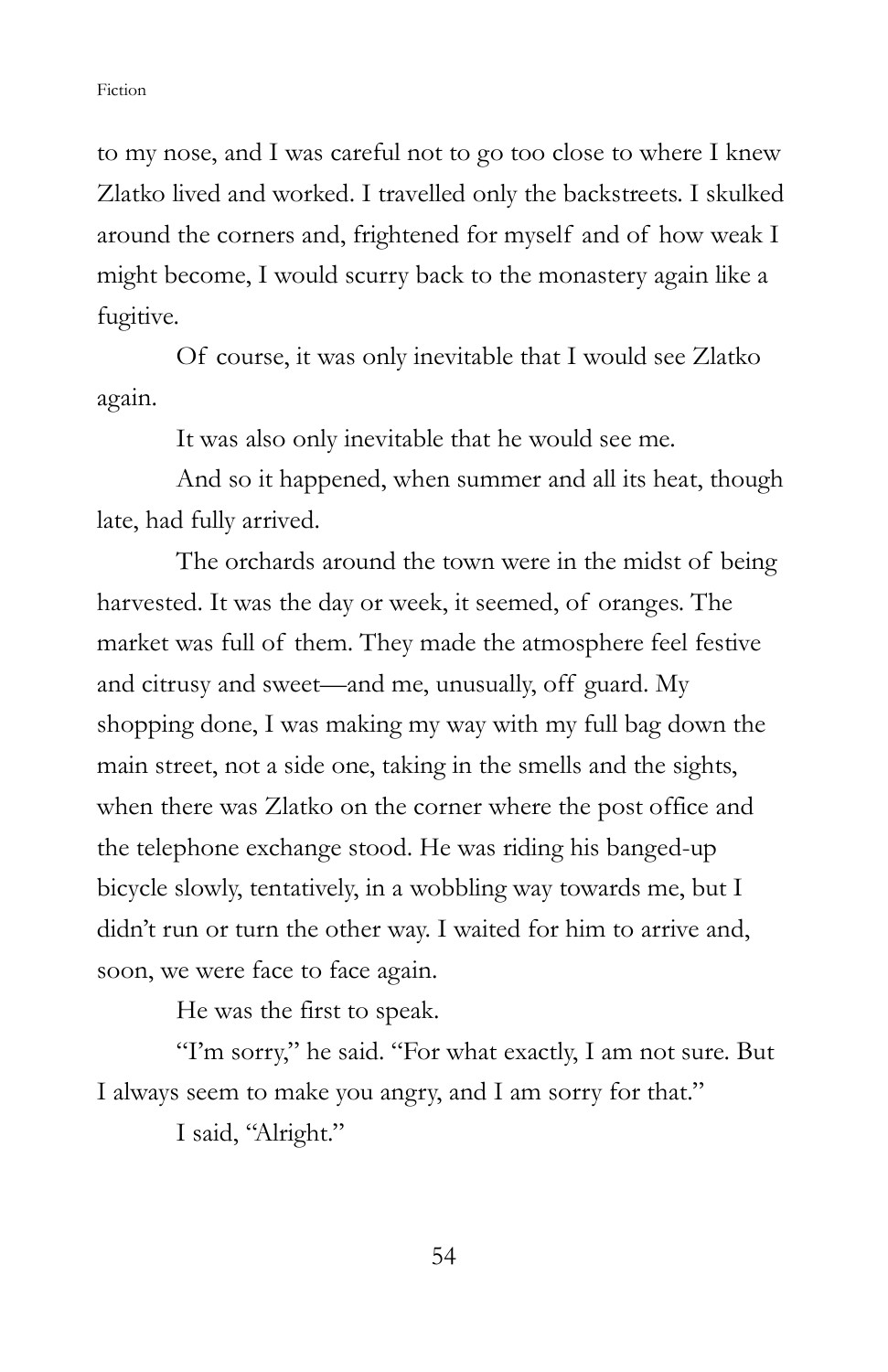to my nose, and I was careful not to go too close to where I knew Zlatko lived and worked. I travelled only the backstreets. I skulked around the corners and, frightened for myself and of how weak I might become, I would scurry back to the monastery again like a fugitive.

Of course, it was only inevitable that I would see Zlatko again.

It was also only inevitable that he would see me.

And so it happened, when summer and all its heat, though late, had fully arrived.

The orchards around the town were in the midst of being harvested. It was the day or week, it seemed, of oranges. The market was full of them. They made the atmosphere feel festive and citrusy and sweet—and me, unusually, off guard. My shopping done, I was making my way with my full bag down the main street, not a side one, taking in the smells and the sights, when there was Zlatko on the corner where the post office and the telephone exchange stood. He was riding his banged-up bicycle slowly, tentatively, in a wobbling way towards me, but I didn't run or turn the other way. I waited for him to arrive and, soon, we were face to face again.

He was the first to speak.

"I'm sorry," he said. "For what exactly, I am not sure. But I always seem to make you angry, and I am sorry for that."

I said, "Alright."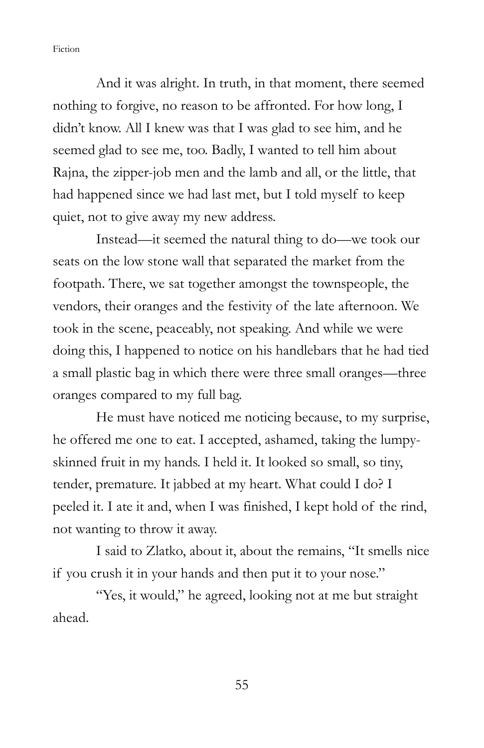And it was alright. In truth, in that moment, there seemed nothing to forgive, no reason to be affronted. For how long, I didn't know. All I knew was that I was glad to see him, and he seemed glad to see me, too. Badly, I wanted to tell him about Rajna, the zipper-job men and the lamb and all, or the little, that had happened since we had last met, but I told myself to keep quiet, not to give away my new address.

Instead—it seemed the natural thing to do—we took our seats on the low stone wall that separated the market from the footpath. There, we sat together amongst the townspeople, the vendors, their oranges and the festivity of the late afternoon. We took in the scene, peaceably, not speaking. And while we were doing this, I happened to notice on his handlebars that he had tied a small plastic bag in which there were three small oranges—three oranges compared to my full bag.

He must have noticed me noticing because, to my surprise, he offered me one to eat. I accepted, ashamed, taking the lumpy-skinned fruit in my hands. I held it. It looked so small, so tiny, tender, premature. It jabbed at my heart. What could I do? I peeled it. I ate it and, when I was finished, I kept hold of the rind, not wanting to throw it away.

I said to Zlatko, about it, about the remains, "It smells nice if you crush it in your hands and then put it to your nose."

"Yes, it would," he agreed, looking not at me but straight ahead.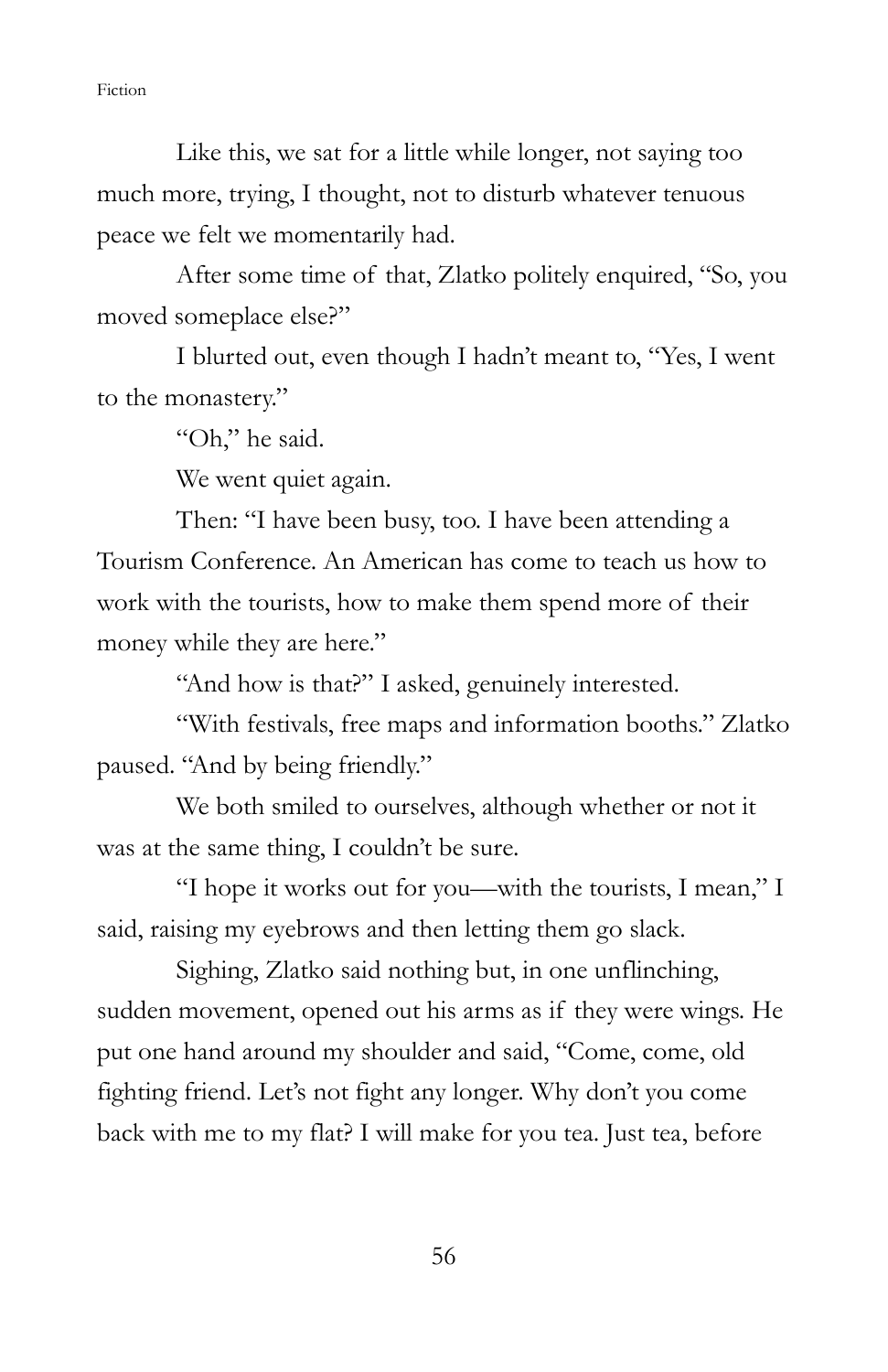Like this, we sat for a little while longer, not saying too much more, trying, I thought, not to disturb whatever tenuous peace we felt we momentarily had.

After some time of that, Zlatko politely enquired, "So, you moved someplace else?"

I blurted out, even though I hadn't meant to, "Yes, I went to the monastery."

"Oh," he said.

We went quiet again.

Then: "I have been busy, too. I have been attending a Tourism Conference. An American has come to teach us how to work with the tourists, how to make them spend more of their money while they are here."

"And how is that?" I asked, genuinely interested.

"With festivals, free maps and information booths." Zlatko paused. "And by being friendly."

We both smiled to ourselves, although whether or not it was at the same thing, I couldn't be sure.

"I hope it works out for you—with the tourists, I mean," I said, raising my eyebrows and then letting them go slack.

Sighing, Zlatko said nothing but, in one unflinching, sudden movement, opened out his arms as if they were wings. He put one hand around my shoulder and said, "Come, come, old fighting friend. Let's not fight any longer. Why don't you come back with me to my flat? I will make for you tea. Just tea, before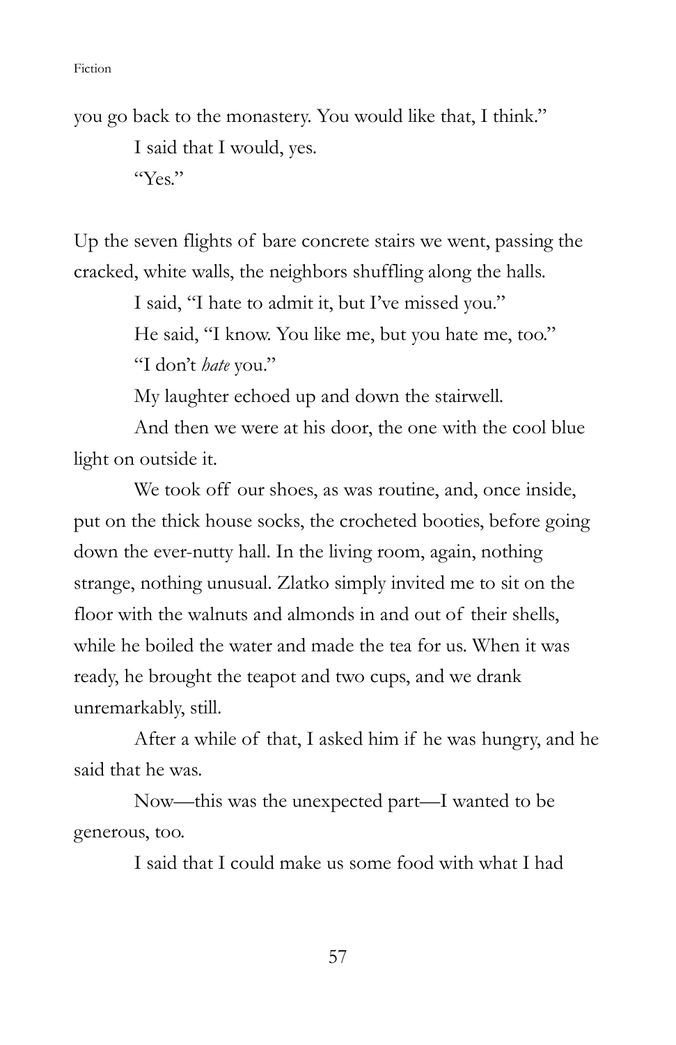you go back to the monastery. You would like that, I think."

I said that I would, yes.

"Yes."

Up the seven flights of bare concrete stairs we went, passing the cracked, white walls, the neighbors shuffling along the halls.

I said, "I hate to admit it, but I've missed you."

He said, "I know. You like me, but you hate me, too."

"I don't *hate* you."

My laughter echoed up and down the stairwell.

And then we were at his door, the one with the cool blue light on outside it.

We took off our shoes, as was routine, and, once inside, put on the thick house socks, the crocheted booties, before going down the ever-nutty hall. In the living room, again, nothing strange, nothing unusual. Zlatko simply invited me to sit on the floor with the walnuts and almonds in and out of their shells, while he boiled the water and made the tea for us. When it was ready, he brought the teapot and two cups, and we drank unremarkably, still.

After a while of that, I asked him if he was hungry, and he said that he was.

Now—this was the unexpected part—I wanted to be generous, too.

I said that I could make us some food with what I had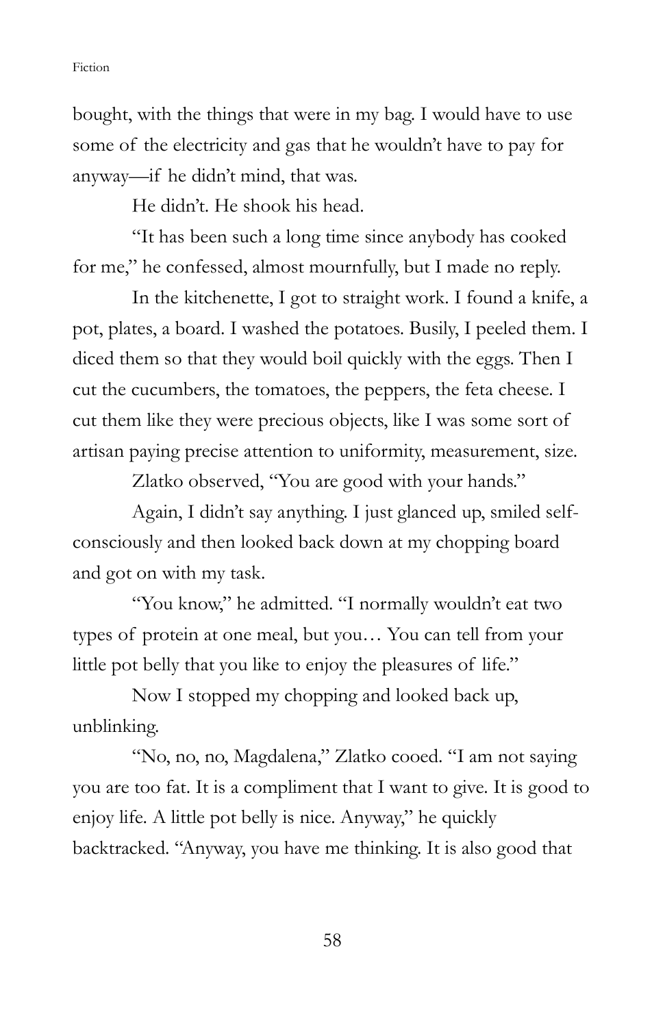bought, with the things that were in my bag. I would have to use some of the electricity and gas that he wouldn't have to pay for anyway—if he didn't mind, that was.

He didn't. He shook his head.

"It has been such a long time since anybody has cooked for me," he confessed, almost mournfully, but I made no reply.

In the kitchenette, I got to straight work. I found a knife, a pot, plates, a board. I washed the potatoes. Busily, I peeled them. I diced them so that they would boil quickly with the eggs. Then I cut the cucumbers, the tomatoes, the peppers, the feta cheese. I cut them like they were precious objects, like I was some sort of artisan paying precise attention to uniformity, measurement, size.

Zlatko observed, "You are good with your hands."

Again, I didn't say anything. I just glanced up, smiled self-consciously and then looked back down at my chopping board and got on with my task.

"You know," he admitted. "I normally wouldn't eat two types of protein at one meal, but you… You can tell from your little pot belly that you like to enjoy the pleasures of life."

Now I stopped my chopping and looked back up, unblinking.

"No, no, no, Magdalena," Zlatko cooed. "I am not saying you are too fat. It is a compliment that I want to give. It is good to enjoy life. A little pot belly is nice. Anyway," he quickly backtracked. "Anyway, you have me thinking. It is also good that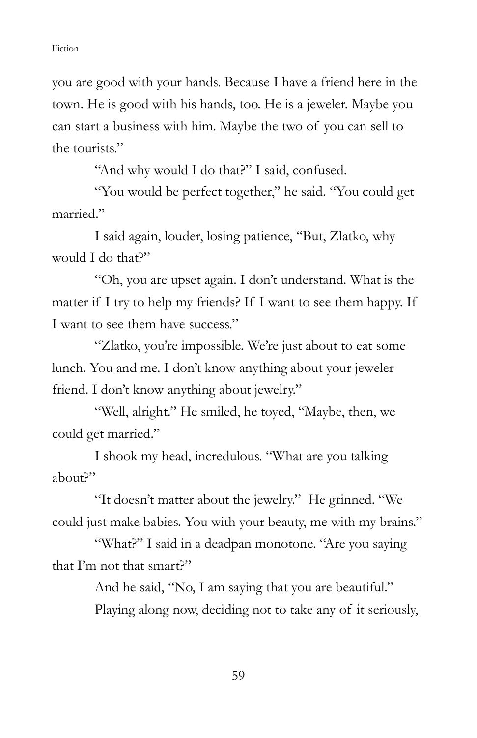you are good with your hands. Because I have a friend here in the town. He is good with his hands, too. He is a jeweler. Maybe you can start a business with him. Maybe the two of you can sell to the tourists."

"And why would I do that?" I said, confused.

"You would be perfect together," he said. "You could get married."

I said again, louder, losing patience, "But, Zlatko, why would I do that?"

"Oh, you are upset again. I don't understand. What is the matter if I try to help my friends? If I want to see them happy. If I want to see them have success."

"Zlatko, you're impossible. We're just about to eat some lunch. You and me. I don't know anything about your jeweler friend. I don't know anything about jewelry."

"Well, alright." He smiled, he toyed, "Maybe, then, we could get married."

I shook my head, incredulous. "What are you talking about?"

"It doesn't matter about the jewelry." He grinned. "We could just make babies. You with your beauty, me with my brains."

"What?" I said in a deadpan monotone. "Are you saying that I'm not that smart?"

And he said, "No, I am saying that you are beautiful."

Playing along now, deciding not to take any of it seriously,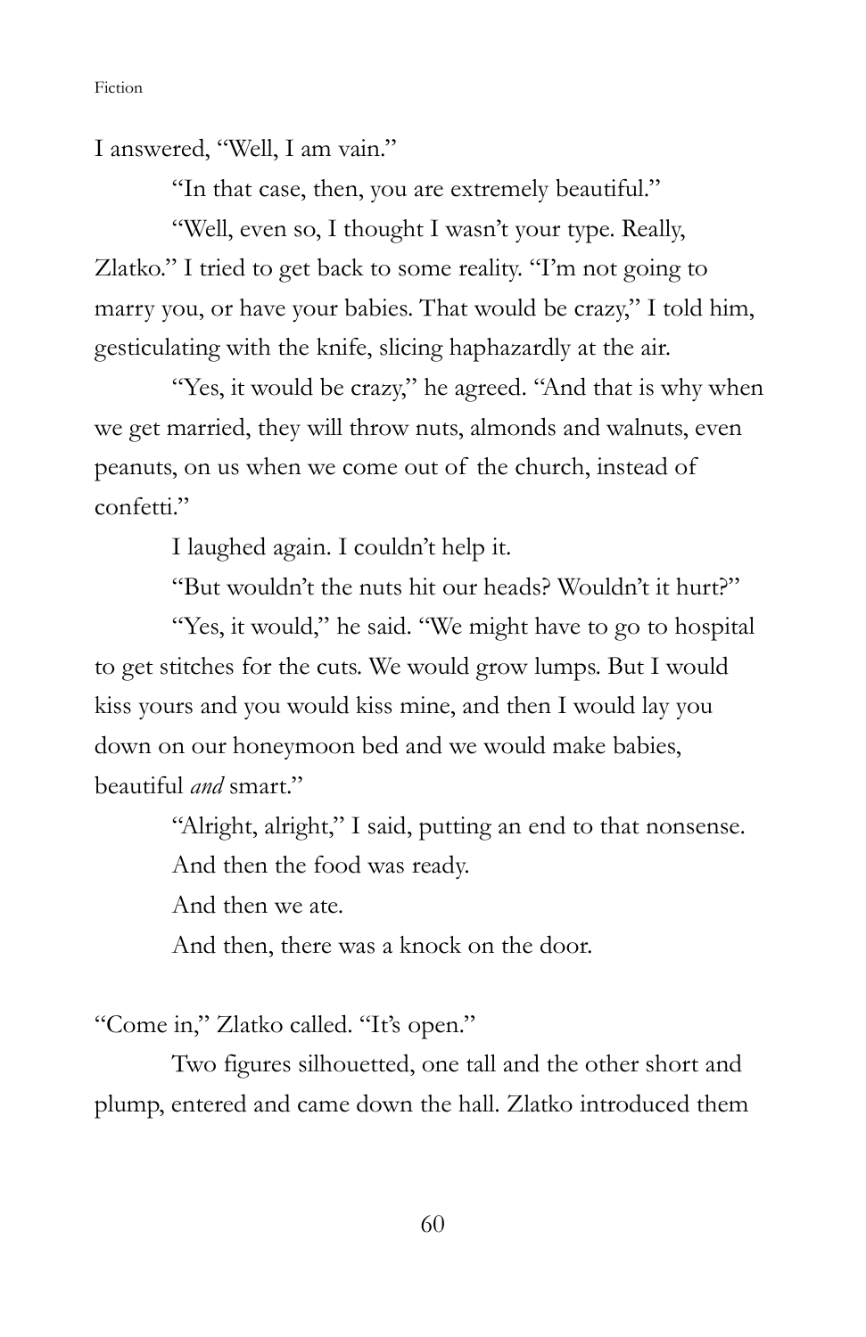I answered, "Well, I am vain."

"In that case, then, you are extremely beautiful."

"Well, even so, I thought I wasn't your type. Really, Zlatko." I tried to get back to some reality. "I'm not going to marry you, or have your babies. That would be crazy," I told him, gesticulating with the knife, slicing haphazardly at the air.

"Yes, it would be crazy," he agreed. "And that is why when we get married, they will throw nuts, almonds and walnuts, even peanuts, on us when we come out of the church, instead of confetti."

I laughed again. I couldn't help it.

"But wouldn't the nuts hit our heads? Wouldn't it hurt?"

"Yes, it would," he said. "We might have to go to hospital to get stitches for the cuts. We would grow lumps. But I would kiss yours and you would kiss mine, and then I would lay you down on our honeymoon bed and we would make babies, beautiful *and* smart."

"Alright, alright," I said, putting an end to that nonsense.

And then the food was ready.

And then we ate.

And then, there was a knock on the door.

"Come in," Zlatko called. "It's open."

Two figures silhouetted, one tall and the other short and plump, entered and came down the hall. Zlatko introduced them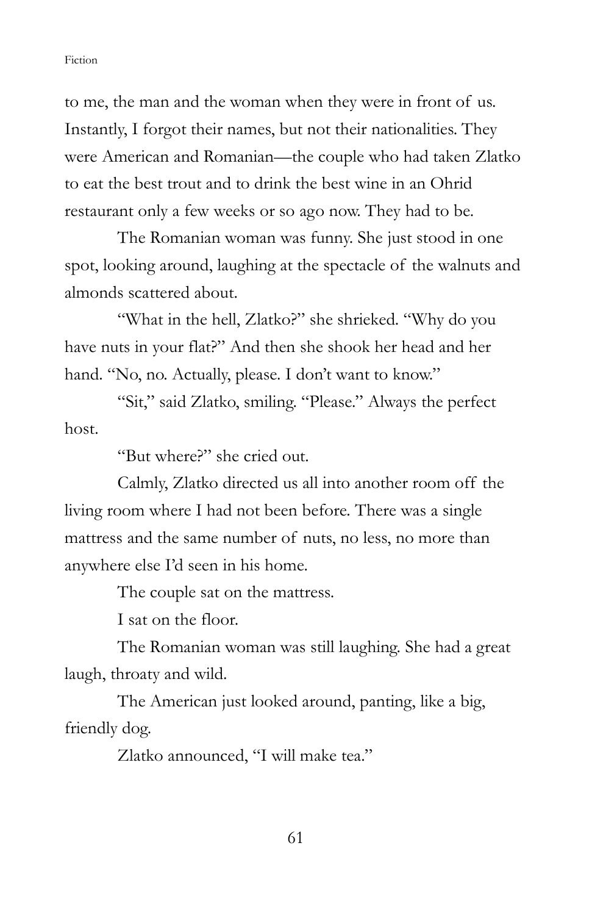to me, the man and the woman when they were in front of us. Instantly, I forgot their names, but not their nationalities. They were American and Romanian—the couple who had taken Zlatko to eat the best trout and to drink the best wine in an Ohrid restaurant only a few weeks or so ago now. They had to be.

The Romanian woman was funny. She just stood in one spot, looking around, laughing at the spectacle of the walnuts and almonds scattered about.

"What in the hell, Zlatko?" she shrieked. "Why do you have nuts in your flat?" And then she shook her head and her hand. "No, no. Actually, please. I don't want to know."

"Sit," said Zlatko, smiling. "Please." Always the perfect host.

"But where?" she cried out.

Calmly, Zlatko directed us all into another room off the living room where I had not been before. There was a single mattress and the same number of nuts, no less, no more than anywhere else I'd seen in his home.

The couple sat on the mattress.

I sat on the floor.

The Romanian woman was still laughing. She had a great laugh, throaty and wild.

The American just looked around, panting, like a big, friendly dog.

Zlatko announced, "I will make tea."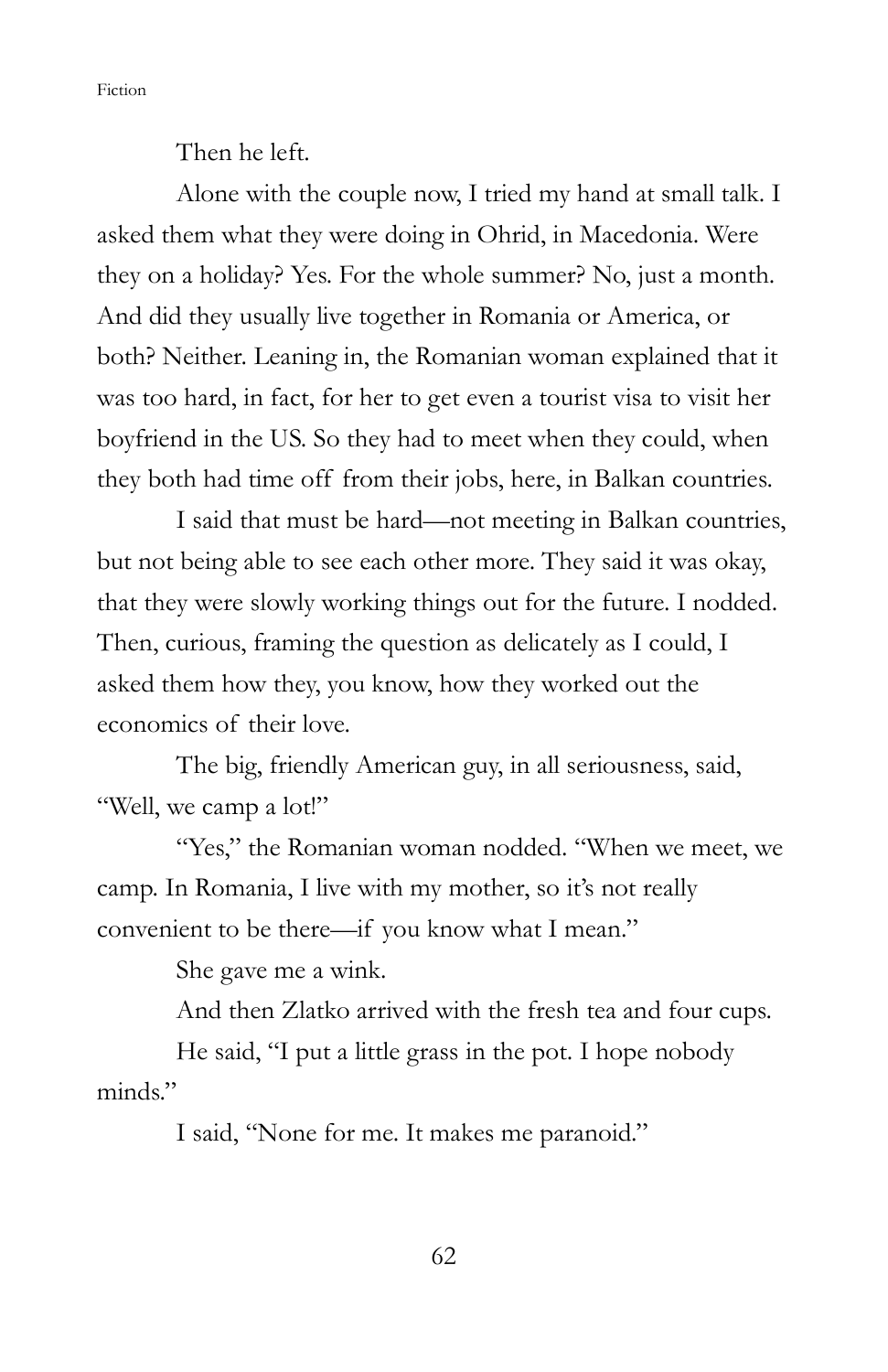Then he left.

Alone with the couple now, I tried my hand at small talk. I asked them what they were doing in Ohrid, in Macedonia. Were they on a holiday? Yes. For the whole summer? No, just a month. And did they usually live together in Romania or America, or both? Neither. Leaning in, the Romanian woman explained that it was too hard, in fact, for her to get even a tourist visa to visit her boyfriend in the US. So they had to meet when they could, when they both had time off from their jobs, here, in Balkan countries.

I said that must be hard—not meeting in Balkan countries, but not being able to see each other more. They said it was okay, that they were slowly working things out for the future. I nodded. Then, curious, framing the question as delicately as I could, I asked them how they, you know, how they worked out the economics of their love.

The big, friendly American guy, in all seriousness, said, "Well, we camp a lot!"

"Yes," the Romanian woman nodded. "When we meet, we camp. In Romania, I live with my mother, so it's not really convenient to be there—if you know what I mean."

She gave me a wink.

And then Zlatko arrived with the fresh tea and four cups.

He said, "I put a little grass in the pot. I hope nobody minds."

I said, "None for me. It makes me paranoid."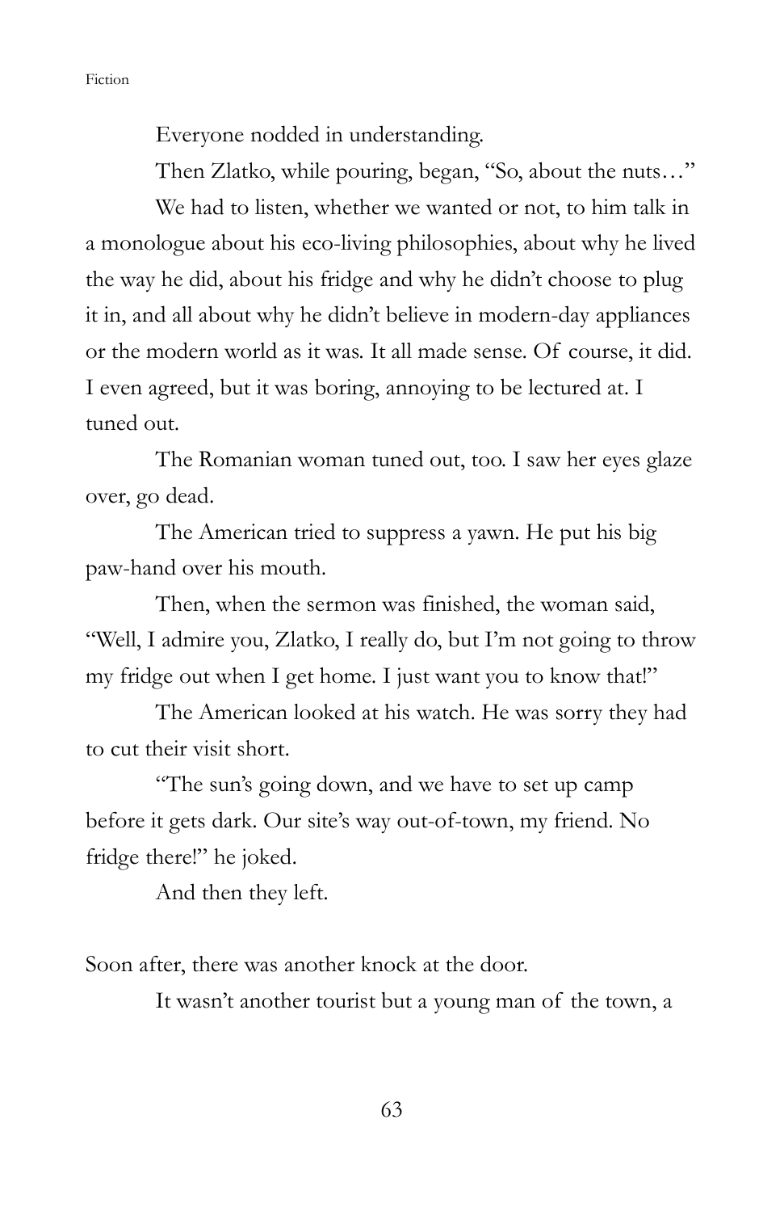Everyone nodded in understanding.

Then Zlatko, while pouring, began, "So, about the nuts…"

We had to listen, whether we wanted or not, to him talk in a monologue about his eco-living philosophies, about why he lived the way he did, about his fridge and why he didn't choose to plug it in, and all about why he didn't believe in modern-day appliances or the modern world as it was. It all made sense. Of course, it did. I even agreed, but it was boring, annoying to be lectured at. I tuned out.

The Romanian woman tuned out, too. I saw her eyes glaze over, go dead.

The American tried to suppress a yawn. He put his big paw-hand over his mouth.

Then, when the sermon was finished, the woman said, "Well, I admire you, Zlatko, I really do, but I'm not going to throw my fridge out when I get home. I just want you to know that!"

The American looked at his watch. He was sorry they had to cut their visit short.

"The sun's going down, and we have to set up camp before it gets dark. Our site's way out-of-town, my friend. No fridge there!" he joked.

And then they left.

Soon after, there was another knock at the door.

It wasn't another tourist but a young man of the town, a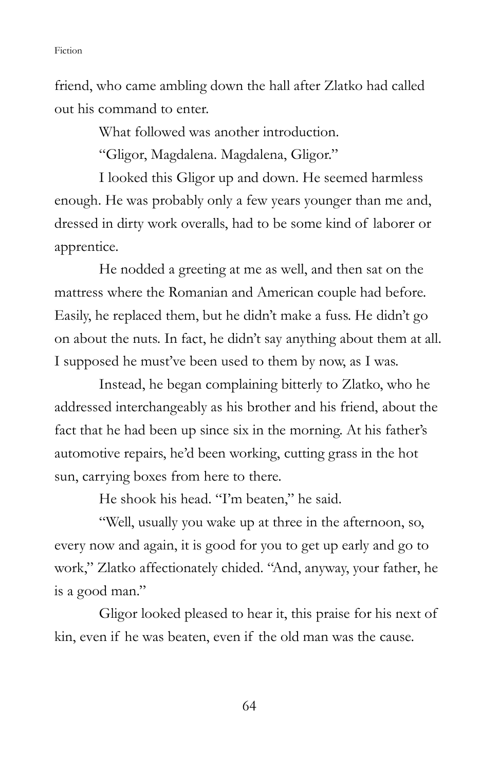friend, who came ambling down the hall after Zlatko had called out his command to enter.

What followed was another introduction.

"Gligor, Magdalena. Magdalena, Gligor."

I looked this Gligor up and down. He seemed harmless enough. He was probably only a few years younger than me and, dressed in dirty work overalls, had to be some kind of laborer or apprentice.

He nodded a greeting at me as well, and then sat on the mattress where the Romanian and American couple had before. Easily, he replaced them, but he didn't make a fuss. He didn't go on about the nuts. In fact, he didn't say anything about them at all. I supposed he must've been used to them by now, as I was.

Instead, he began complaining bitterly to Zlatko, who he addressed interchangeably as his brother and his friend, about the fact that he had been up since six in the morning. At his father's automotive repairs, he'd been working, cutting grass in the hot sun, carrying boxes from here to there.

He shook his head. "I'm beaten," he said.

"Well, usually you wake up at three in the afternoon, so, every now and again, it is good for you to get up early and go to work," Zlatko affectionately chided. "And, anyway, your father, he is a good man."

Gligor looked pleased to hear it, this praise for his next of kin, even if he was beaten, even if the old man was the cause.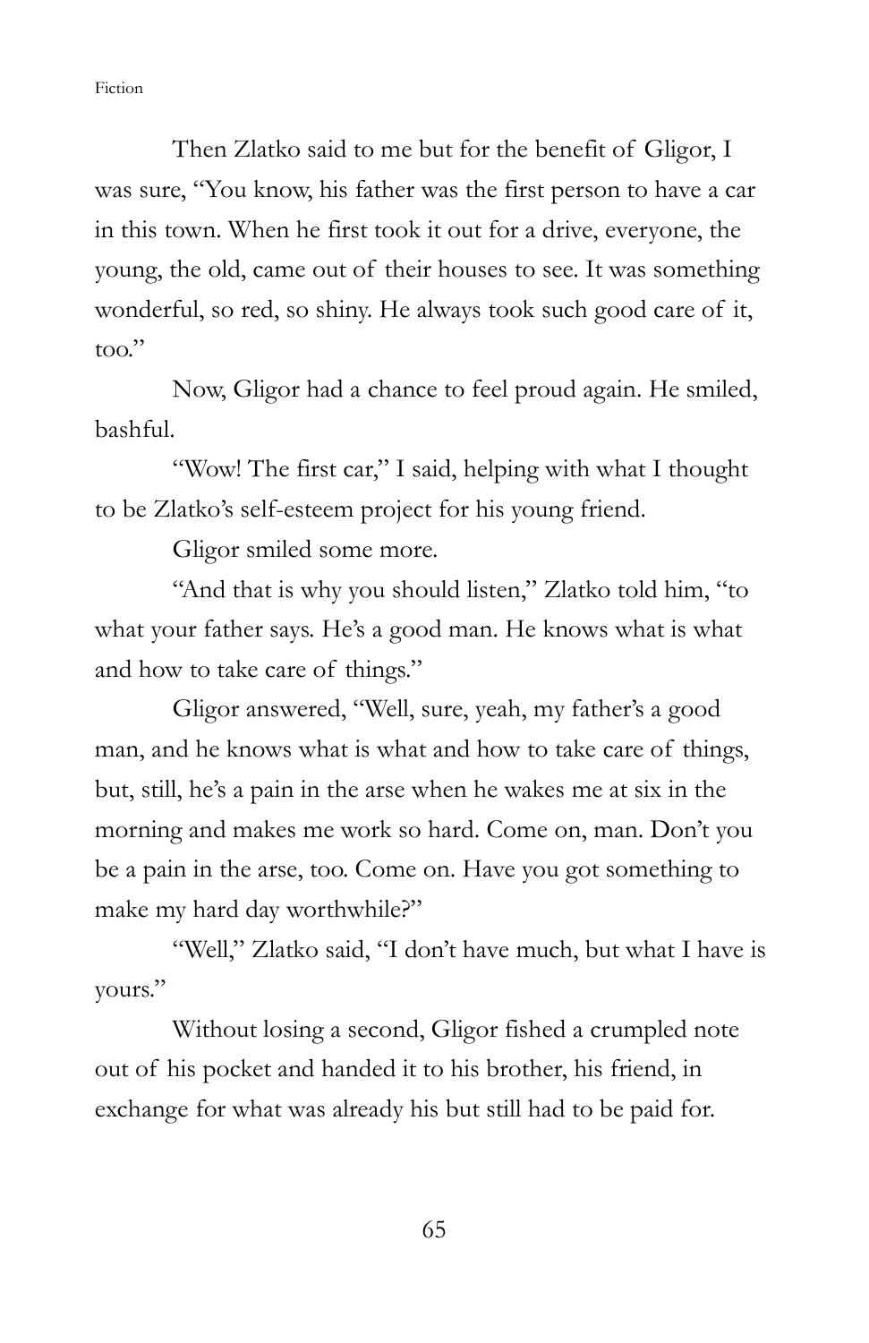Then Zlatko said to me but for the benefit of Gligor, I was sure, "You know, his father was the first person to have a car in this town. When he first took it out for a drive, everyone, the young, the old, came out of their houses to see. It was something wonderful, so red, so shiny. He always took such good care of it, too."

Now, Gligor had a chance to feel proud again. He smiled, bashful.

"Wow! The first car," I said, helping with what I thought to be Zlatko's self-esteem project for his young friend.

Gligor smiled some more.

"And that is why you should listen," Zlatko told him, "to what your father says. He's a good man. He knows what is what and how to take care of things."

Gligor answered, "Well, sure, yeah, my father's a good man, and he knows what is what and how to take care of things, but, still, he's a pain in the arse when he wakes me at six in the morning and makes me work so hard. Come on, man. Don't you be a pain in the arse, too. Come on. Have you got something to make my hard day worthwhile?"

"Well," Zlatko said, "I don't have much, but what I have is yours."

Without losing a second, Gligor fished a crumpled note out of his pocket and handed it to his brother, his friend, in exchange for what was already his but still had to be paid for.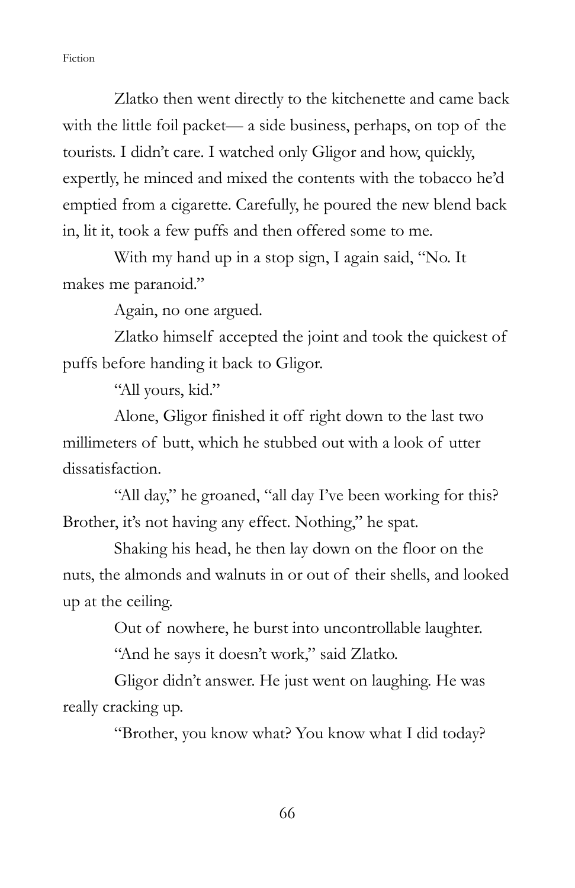Zlatko then went directly to the kitchenette and came back with the little foil packet— a side business, perhaps, on top of the tourists. I didn't care. I watched only Gligor and how, quickly, expertly, he minced and mixed the contents with the tobacco he'd emptied from a cigarette. Carefully, he poured the new blend back in, lit it, took a few puffs and then offered some to me.

With my hand up in a stop sign, I again said, "No. It makes me paranoid."

Again, no one argued.

Zlatko himself accepted the joint and took the quickest of puffs before handing it back to Gligor.

"All yours, kid."

Alone, Gligor finished it off right down to the last two millimeters of butt, which he stubbed out with a look of utter dissatisfaction.

"All day," he groaned, "all day I've been working for this? Brother, it's not having any effect. Nothing," he spat.

Shaking his head, he then lay down on the floor on the nuts, the almonds and walnuts in or out of their shells, and looked up at the ceiling.

Out of nowhere, he burst into uncontrollable laughter.

"And he says it doesn't work," said Zlatko.

Gligor didn't answer. He just went on laughing. He was really cracking up.

"Brother, you know what? You know what I did today?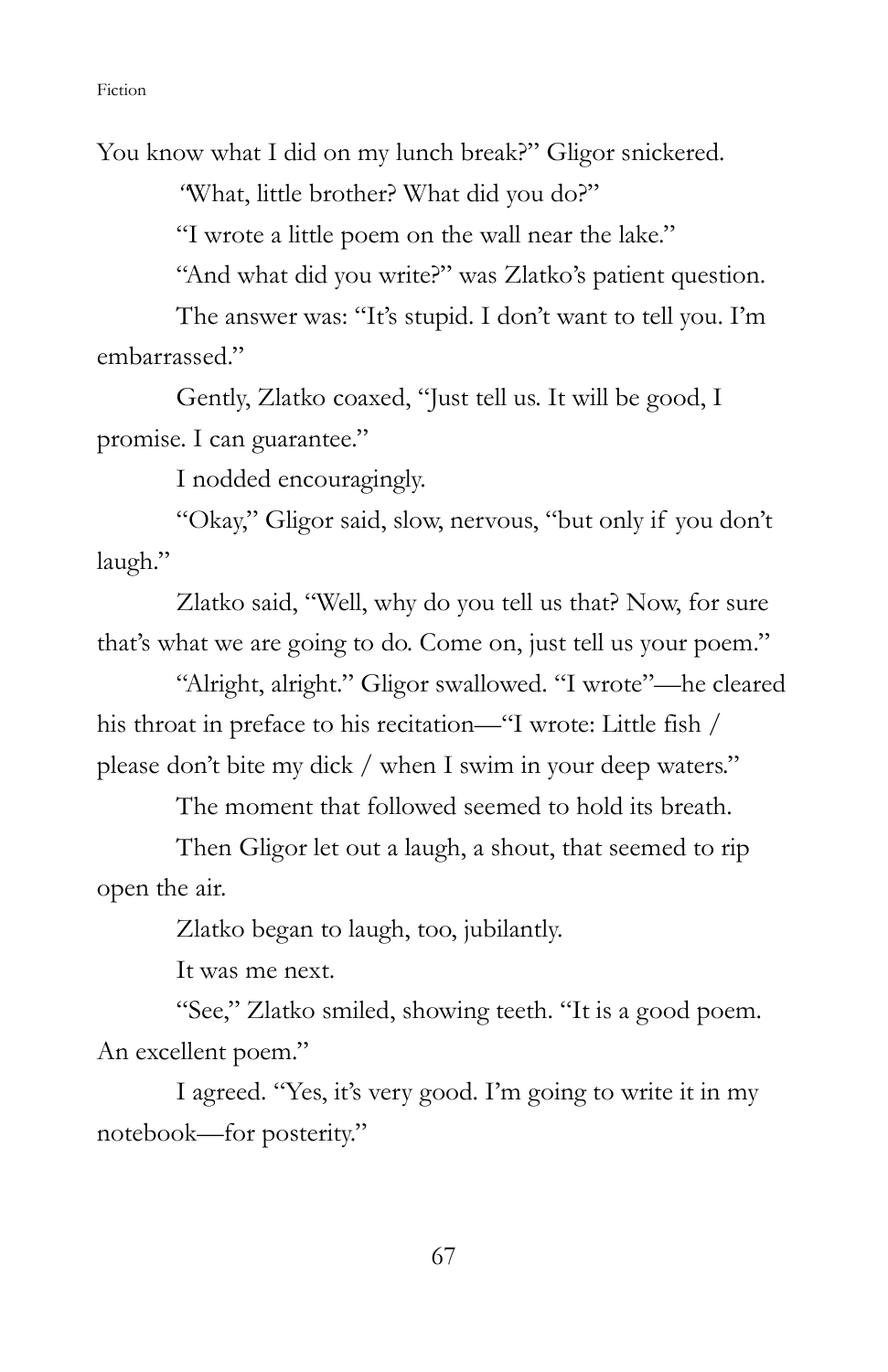You know what I did on my lunch break?" Gligor snickered.

"What, little brother? What did you do?"

"I wrote a little poem on the wall near the lake."

"And what did you write?" was Zlatko's patient question.

The answer was: "It's stupid. I don't want to tell you. I'm embarrassed."

Gently, Zlatko coaxed, "Just tell us. It will be good, I promise. I can guarantee."

I nodded encouragingly.

"Okay," Gligor said, slow, nervous, "but only if you don't laugh."

Zlatko said, "Well, why do you tell us that? Now, for sure that's what we are going to do. Come on, just tell us your poem."

"Alright, alright." Gligor swallowed. "I wrote"—he cleared his throat in preface to his recitation—"I wrote: Little fish / please don't bite my dick / when I swim in your deep waters."

The moment that followed seemed to hold its breath.

Then Gligor let out a laugh, a shout, that seemed to rip open the air.

Zlatko began to laugh, too, jubilantly.

It was me next.

"See," Zlatko smiled, showing teeth. "It is a good poem. An excellent poem."

I agreed. "Yes, it's very good. I'm going to write it in my notebook—for posterity."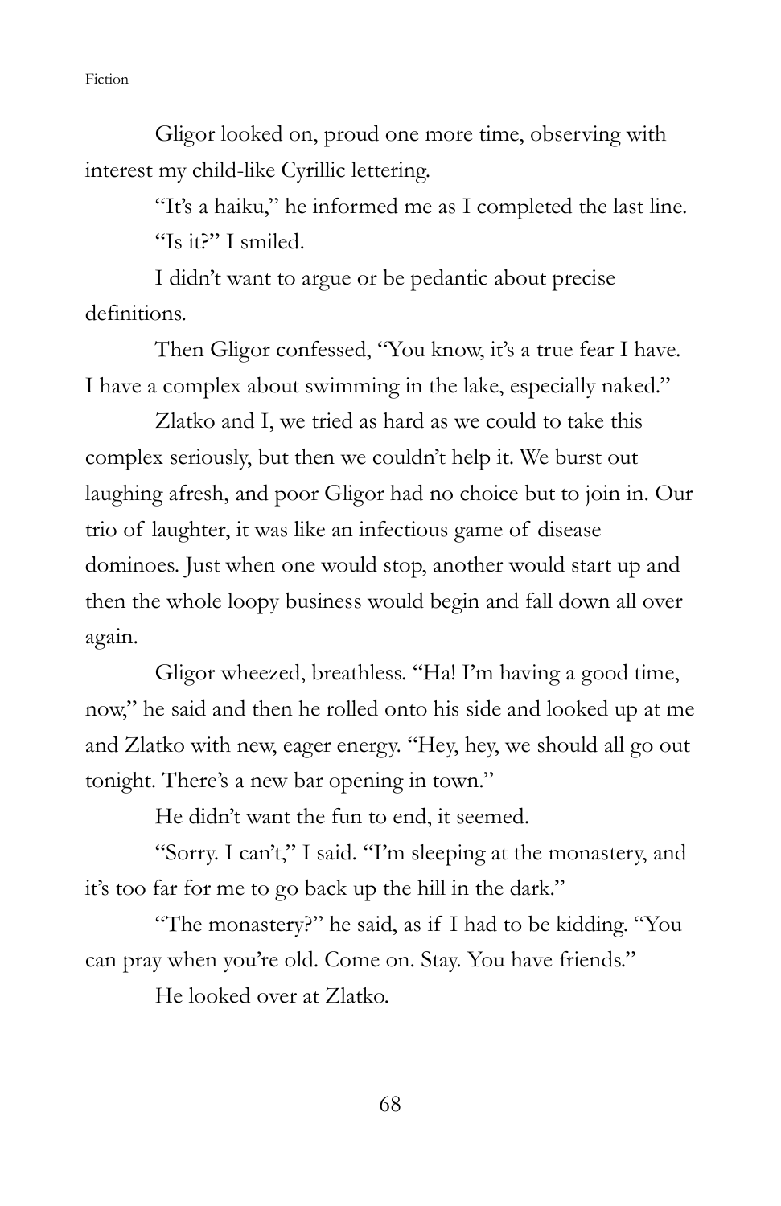Gligor looked on, proud one more time, observing with interest my child-like Cyrillic lettering.

"It's a haiku," he informed me as I completed the last line.

"Is it?" I smiled.

I didn't want to argue or be pedantic about precise definitions.

Then Gligor confessed, "You know, it's a true fear I have. I have a complex about swimming in the lake, especially naked."

Zlatko and I, we tried as hard as we could to take this complex seriously, but then we couldn't help it. We burst out laughing afresh, and poor Gligor had no choice but to join in. Our trio of laughter, it was like an infectious game of disease dominoes. Just when one would stop, another would start up and then the whole loopy business would begin and fall down all over again.

Gligor wheezed, breathless. "Ha! I'm having a good time, now," he said and then he rolled onto his side and looked up at me and Zlatko with new, eager energy. "Hey, hey, we should all go out tonight. There's a new bar opening in town."

He didn't want the fun to end, it seemed.

"Sorry. I can't," I said. "I'm sleeping at the monastery, and it's too far for me to go back up the hill in the dark."

"The monastery?" he said, as if I had to be kidding. "You can pray when you're old. Come on. Stay. You have friends."

He looked over at Zlatko.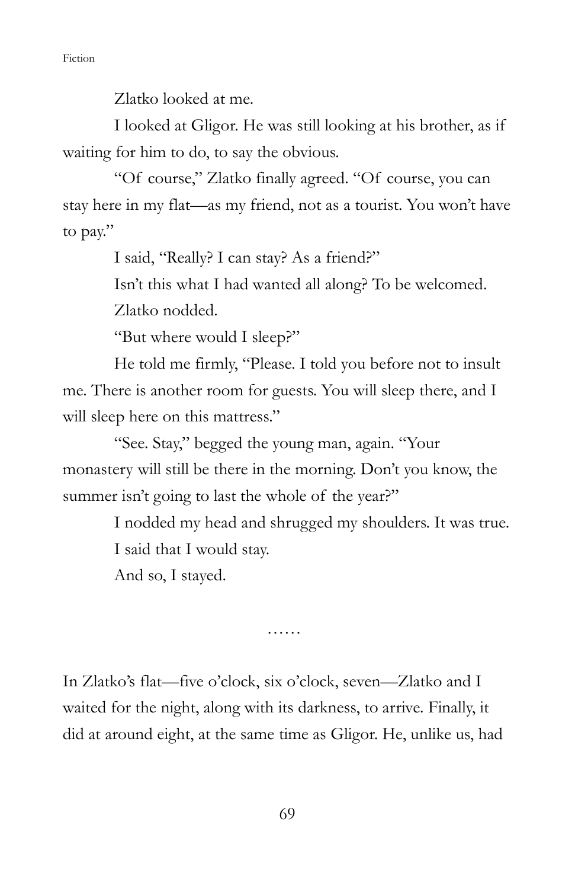Zlatko looked at me.

I looked at Gligor. He was still looking at his brother, as if waiting for him to do, to say the obvious.

"Of course," Zlatko finally agreed. "Of course, you can stay here in my flat—as my friend, not as a tourist. You won't have to pay."

I said, "Really? I can stay? As a friend?"

Isn't this what I had wanted all along? To be welcomed.

Zlatko nodded.

"But where would I sleep?"

He told me firmly, "Please. I told you before not to insult me. There is another room for guests. You will sleep there, and I will sleep here on this mattress."

"See. Stay," begged the young man, again. "Your monastery will still be there in the morning. Don't you know, the summer isn't going to last the whole of the year?"

I nodded my head and shrugged my shoulders. It was true.

I said that I would stay.

And so, I stayed.

……

In Zlatko's flat—five o'clock, six o'clock, seven—Zlatko and I waited for the night, along with its darkness, to arrive. Finally, it did at around eight, at the same time as Gligor. He, unlike us, had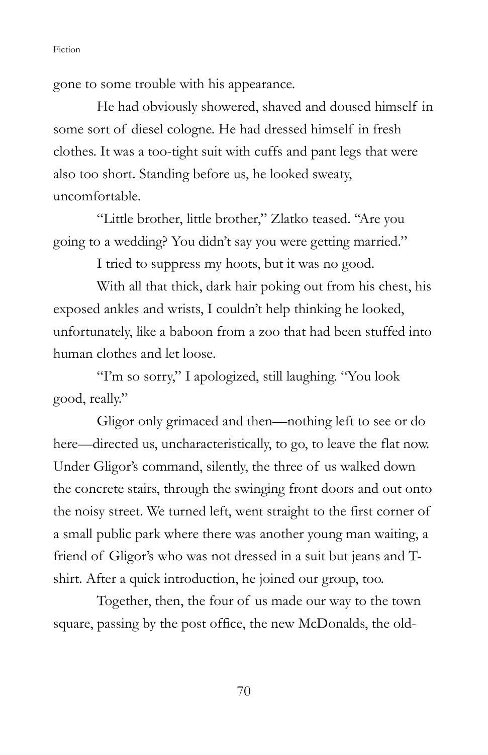gone to some trouble with his appearance.

He had obviously showered, shaved and doused himself in some sort of diesel cologne. He had dressed himself in fresh clothes. It was a too-tight suit with cuffs and pant legs that were also too short. Standing before us, he looked sweaty, uncomfortable.

"Little brother, little brother," Zlatko teased. "Are you going to a wedding? You didn't say you were getting married."

I tried to suppress my hoots, but it was no good.

With all that thick, dark hair poking out from his chest, his exposed ankles and wrists, I couldn't help thinking he looked, unfortunately, like a baboon from a zoo that had been stuffed into human clothes and let loose.

"I'm so sorry," I apologized, still laughing. "You look good, really."

Gligor only grimaced and then—nothing left to see or do here—directed us, uncharacteristically, to go, to leave the flat now. Under Gligor's command, silently, the three of us walked down the concrete stairs, through the swinging front doors and out onto the noisy street. We turned left, went straight to the first corner of a small public park where there was another young man waiting, a friend of Gligor's who was not dressed in a suit but jeans and T-shirt. After a quick introduction, he joined our group, too.

Together, then, the four of us made our way to the town square, passing by the post office, the new McDonalds, the old-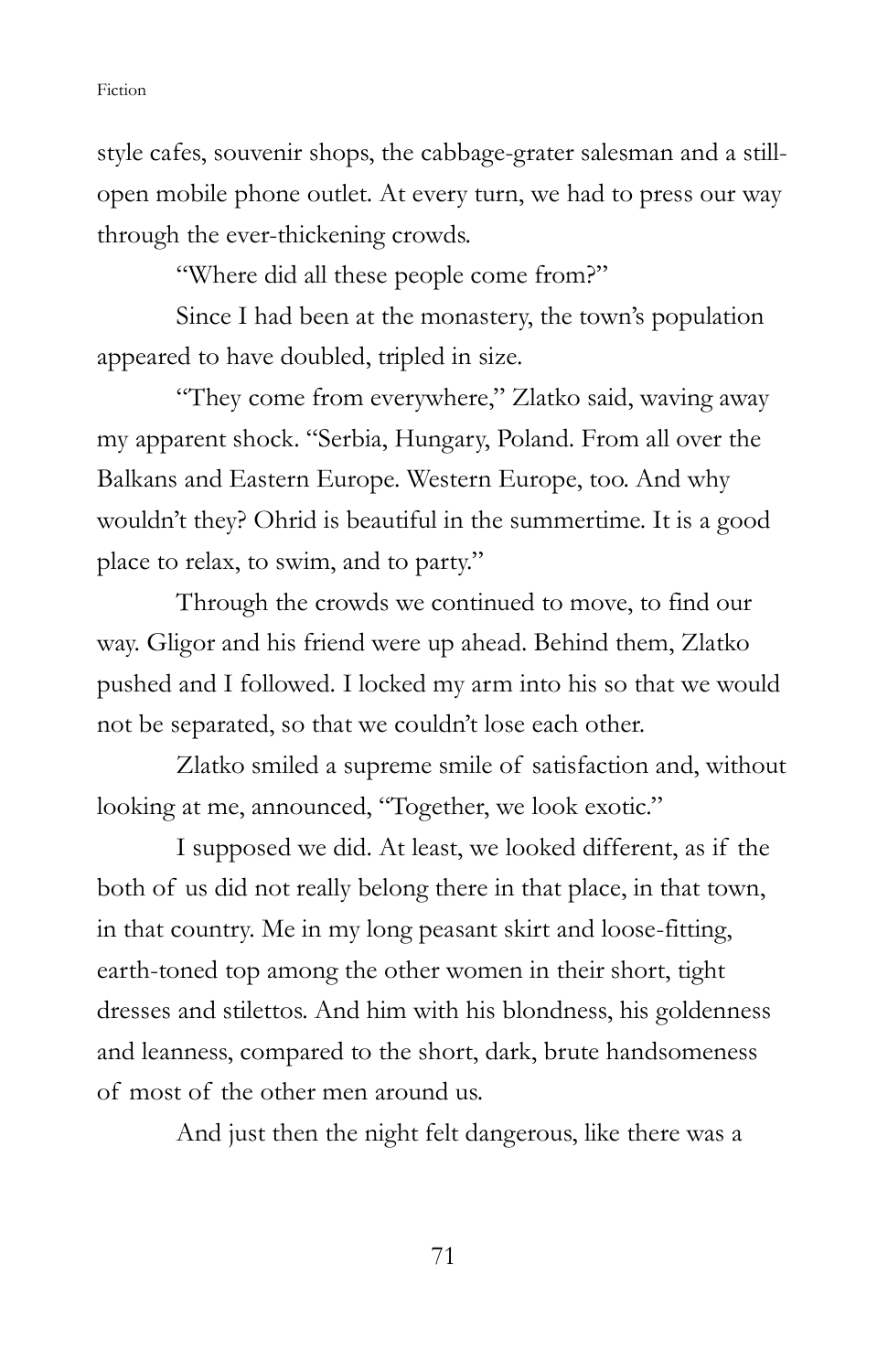style cafes, souvenir shops, the cabbage-grater salesman and a still-open mobile phone outlet. At every turn, we had to press our way through the ever-thickening crowds.

"Where did all these people come from?"

Since I had been at the monastery, the town's population appeared to have doubled, tripled in size.

"They come from everywhere," Zlatko said, waving away my apparent shock. "Serbia, Hungary, Poland. From all over the Balkans and Eastern Europe. Western Europe, too. And why wouldn't they? Ohrid is beautiful in the summertime. It is a good place to relax, to swim, and to party."

Through the crowds we continued to move, to find our way. Gligor and his friend were up ahead. Behind them, Zlatko pushed and I followed. I locked my arm into his so that we would not be separated, so that we couldn't lose each other.

Zlatko smiled a supreme smile of satisfaction and, without looking at me, announced, "Together, we look exotic."

I supposed we did. At least, we looked different, as if the both of us did not really belong there in that place, in that town, in that country. Me in my long peasant skirt and loose-fitting, earth-toned top among the other women in their short, tight dresses and stilettos. And him with his blondness, his goldenness and leanness, compared to the short, dark, brute handsomeness of most of the other men around us.

And just then the night felt dangerous, like there was a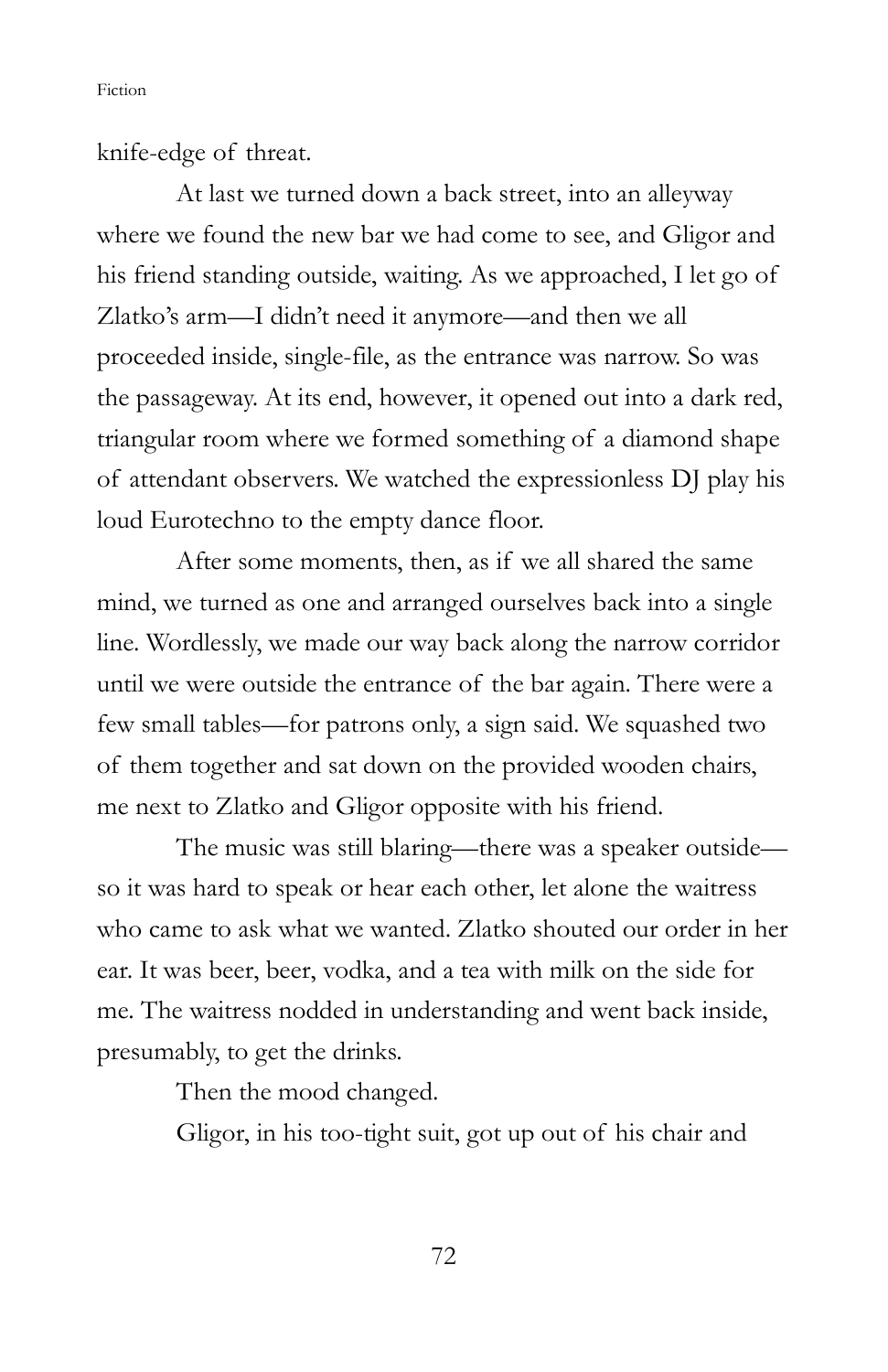knife-edge of threat.

At last we turned down a back street, into an alleyway where we found the new bar we had come to see, and Gligor and his friend standing outside, waiting. As we approached, I let go of Zlatko's arm—I didn't need it anymore—and then we all proceeded inside, single-file, as the entrance was narrow. So was the passageway. At its end, however, it opened out into a dark red, triangular room where we formed something of a diamond shape of attendant observers. We watched the expressionless DJ play his loud Eurotechno to the empty dance floor.

After some moments, then, as if we all shared the same mind, we turned as one and arranged ourselves back into a single line. Wordlessly, we made our way back along the narrow corridor until we were outside the entrance of the bar again. There were a few small tables—for patrons only, a sign said. We squashed two of them together and sat down on the provided wooden chairs, me next to Zlatko and Gligor opposite with his friend.

The music was still blaring—there was a speaker outside—so it was hard to speak or hear each other, let alone the waitress who came to ask what we wanted. Zlatko shouted our order in her ear. It was beer, beer, vodka, and a tea with milk on the side for me. The waitress nodded in understanding and went back inside, presumably, to get the drinks.

Then the mood changed.

Gligor, in his too-tight suit, got up out of his chair and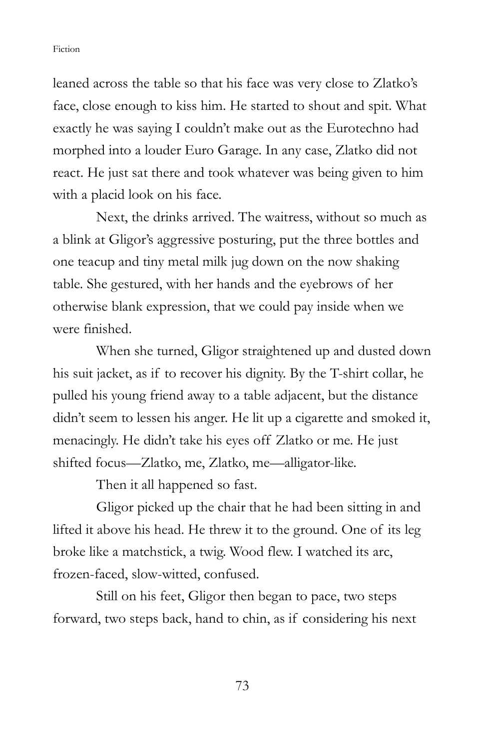leaned across the table so that his face was very close to Zlatko's face, close enough to kiss him. He started to shout and spit. What exactly he was saying I couldn't make out as the Eurotechno had morphed into a louder Euro Garage. In any case, Zlatko did not react. He just sat there and took whatever was being given to him with a placid look on his face.

Next, the drinks arrived. The waitress, without so much as a blink at Gligor's aggressive posturing, put the three bottles and one teacup and tiny metal milk jug down on the now shaking table. She gestured, with her hands and the eyebrows of her otherwise blank expression, that we could pay inside when we were finished.

When she turned, Gligor straightened up and dusted down his suit jacket, as if to recover his dignity. By the T-shirt collar, he pulled his young friend away to a table adjacent, but the distance didn't seem to lessen his anger. He lit up a cigarette and smoked it, menacingly. He didn't take his eyes off Zlatko or me. He just shifted focus—Zlatko, me, Zlatko, me—alligator-like.

Then it all happened so fast.

Gligor picked up the chair that he had been sitting in and lifted it above his head. He threw it to the ground. One of its leg broke like a matchstick, a twig. Wood flew. I watched its arc, frozen-faced, slow-witted, confused.

Still on his feet, Gligor then began to pace, two steps forward, two steps back, hand to chin, as if considering his next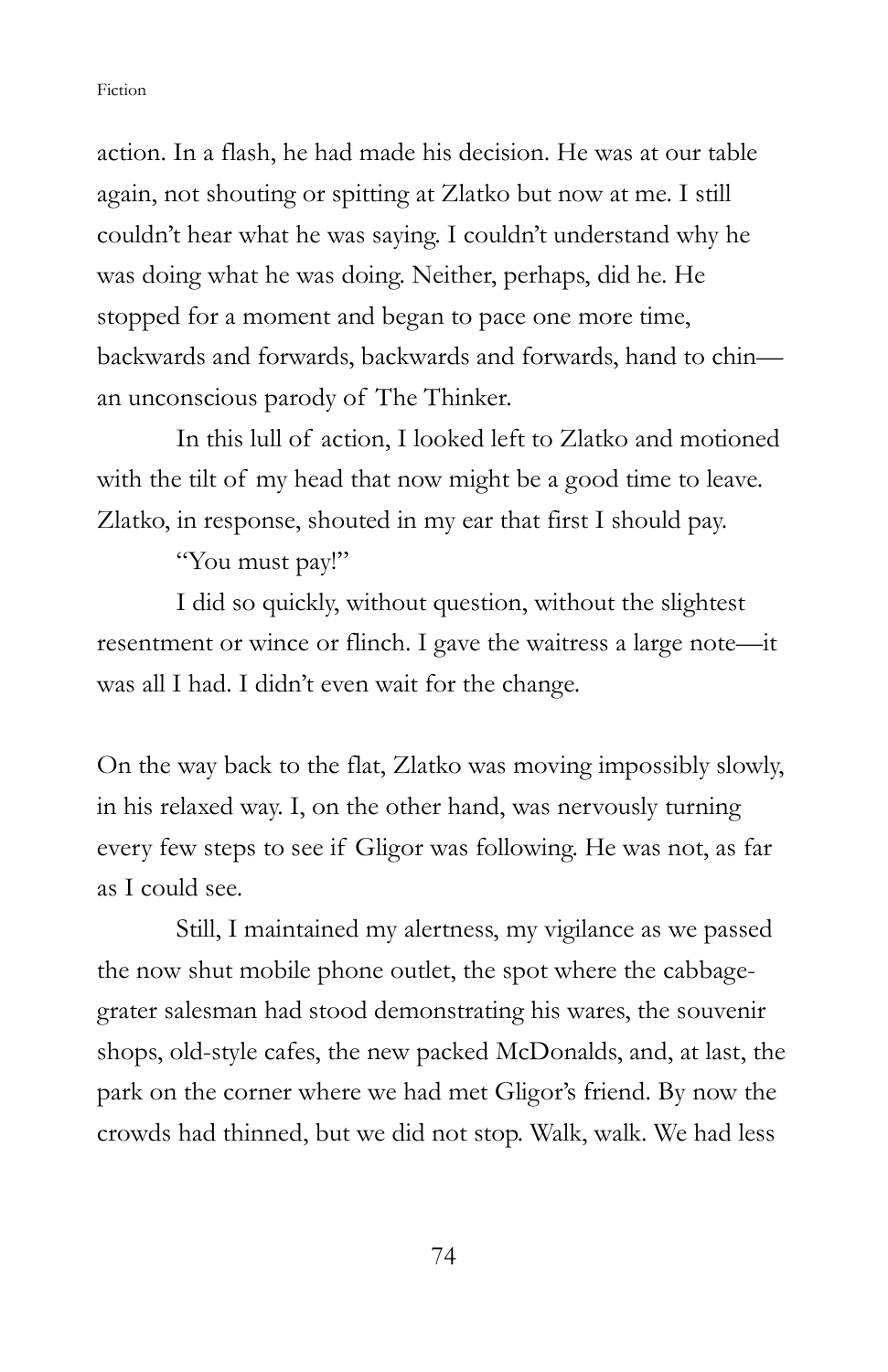action. In a flash, he had made his decision. He was at our table again, not shouting or spitting at Zlatko but now at me. I still couldn't hear what he was saying. I couldn't understand why he was doing what he was doing. Neither, perhaps, did he. He stopped for a moment and began to pace one more time, backwards and forwards, backwards and forwards, hand to chin—an unconscious parody of The Thinker.

In this lull of action, I looked left to Zlatko and motioned with the tilt of my head that now might be a good time to leave. Zlatko, in response, shouted in my ear that first I should pay.

"You must pay!"

I did so quickly, without question, without the slightest resentment or wince or flinch. I gave the waitress a large note—it was all I had. I didn't even wait for the change.

On the way back to the flat, Zlatko was moving impossibly slowly, in his relaxed way. I, on the other hand, was nervously turning every few steps to see if Gligor was following. He was not, as far as I could see.

Still, I maintained my alertness, my vigilance as we passed the now shut mobile phone outlet, the spot where the cabbage-grater salesman had stood demonstrating his wares, the souvenir shops, old-style cafes, the new packed McDonalds, and, at last, the park on the corner where we had met Gligor's friend. By now the crowds had thinned, but we did not stop. Walk, walk. We had less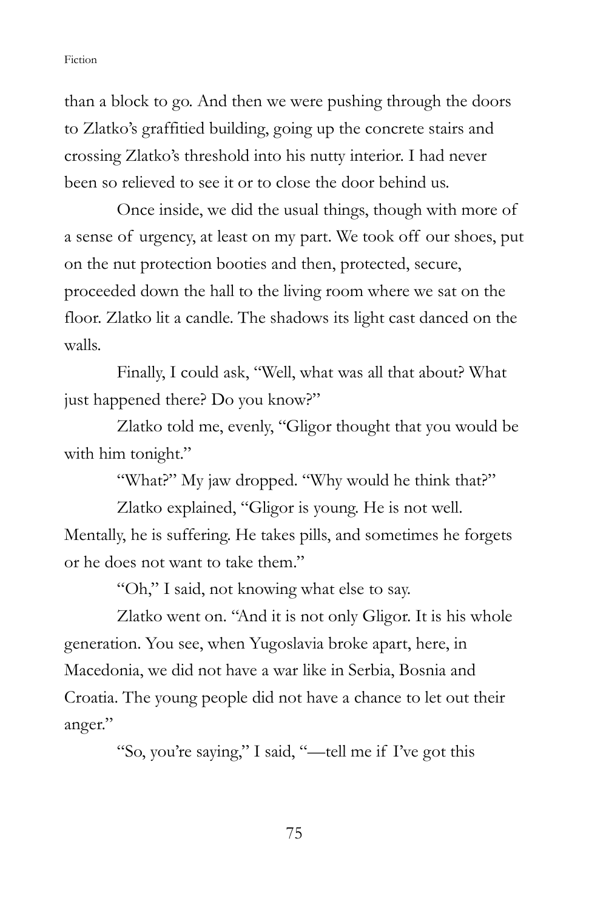than a block to go. And then we were pushing through the doors to Zlatko's graffitied building, going up the concrete stairs and crossing Zlatko's threshold into his nutty interior. I had never been so relieved to see it or to close the door behind us.

Once inside, we did the usual things, though with more of a sense of urgency, at least on my part. We took off our shoes, put on the nut protection booties and then, protected, secure, proceeded down the hall to the living room where we sat on the floor. Zlatko lit a candle. The shadows its light cast danced on the walls.

Finally, I could ask, "Well, what was all that about? What just happened there? Do you know?"

Zlatko told me, evenly, "Gligor thought that you would be with him tonight."

"What?" My jaw dropped. "Why would he think that?"

Zlatko explained, "Gligor is young. He is not well. Mentally, he is suffering. He takes pills, and sometimes he forgets or he does not want to take them."

"Oh," I said, not knowing what else to say.

Zlatko went on. "And it is not only Gligor. It is his whole generation. You see, when Yugoslavia broke apart, here, in Macedonia, we did not have a war like in Serbia, Bosnia and Croatia. The young people did not have a chance to let out their anger."

"So, you're saying," I said, "—tell me if I've got this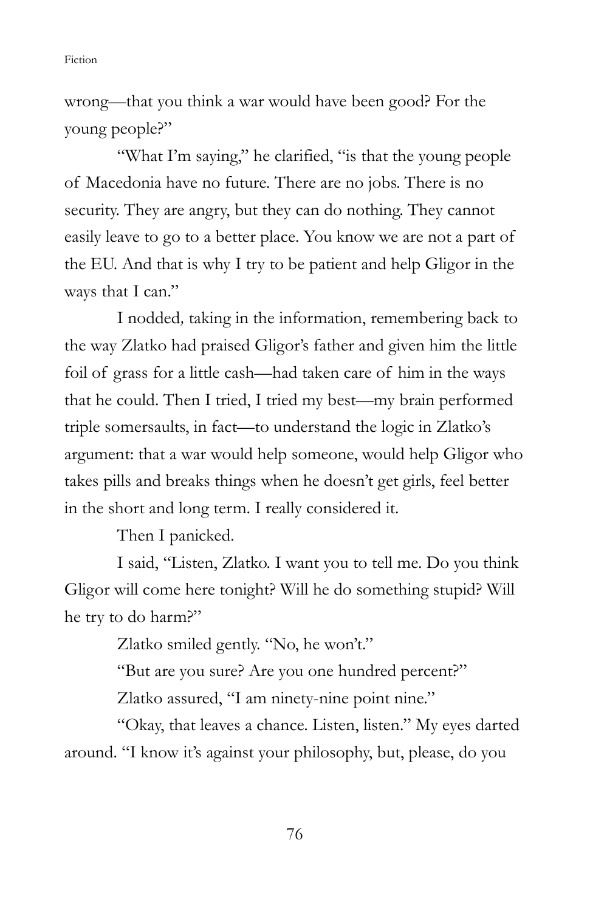wrong—that you think a war would have been good? For the young people?"

"What I'm saying," he clarified, "is that the young people of Macedonia have no future. There are no jobs. There is no security. They are angry, but they can do nothing. They cannot easily leave to go to a better place. You know we are not a part of the EU. And that is why I try to be patient and help Gligor in the ways that I can."

I nodded, taking in the information, remembering back to the way Zlatko had praised Gligor's father and given him the little foil of grass for a little cash—had taken care of him in the ways that he could. Then I tried, I tried my best—my brain performed triple somersaults, in fact—to understand the logic in Zlatko's argument: that a war would help someone, would help Gligor who takes pills and breaks things when he doesn't get girls, feel better in the short and long term. I really considered it.

Then I panicked.

I said, "Listen, Zlatko. I want you to tell me. Do you think Gligor will come here tonight? Will he do something stupid? Will he try to do harm?"

Zlatko smiled gently. "No, he won't."

"But are you sure? Are you one hundred percent?"

Zlatko assured, "I am ninety-nine point nine."

"Okay, that leaves a chance. Listen, listen." My eyes darted around. "I know it's against your philosophy, but, please, do you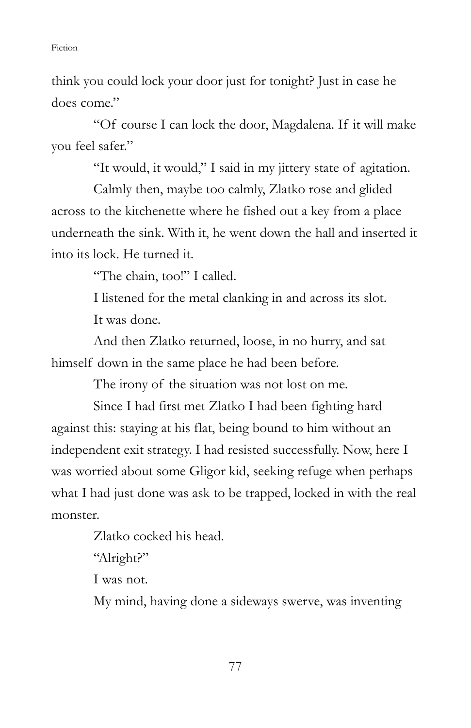think you could lock your door just for tonight? Just in case he does come."

"Of course I can lock the door, Magdalena. If it will make you feel safer."

"It would, it would," I said in my jittery state of agitation.

Calmly then, maybe too calmly, Zlatko rose and glided across to the kitchenette where he fished out a key from a place underneath the sink. With it, he went down the hall and inserted it into its lock. He turned it.

"The chain, too!" I called.

I listened for the metal clanking in and across its slot.

It was done.

And then Zlatko returned, loose, in no hurry, and sat himself down in the same place he had been before.

The irony of the situation was not lost on me.

Since I had first met Zlatko I had been fighting hard against this: staying at his flat, being bound to him without an independent exit strategy. I had resisted successfully. Now, here I was worried about some Gligor kid, seeking refuge when perhaps what I had just done was ask to be trapped, locked in with the real monster.

Zlatko cocked his head.

"Alright?"

I was not.

My mind, having done a sideways swerve, was inventing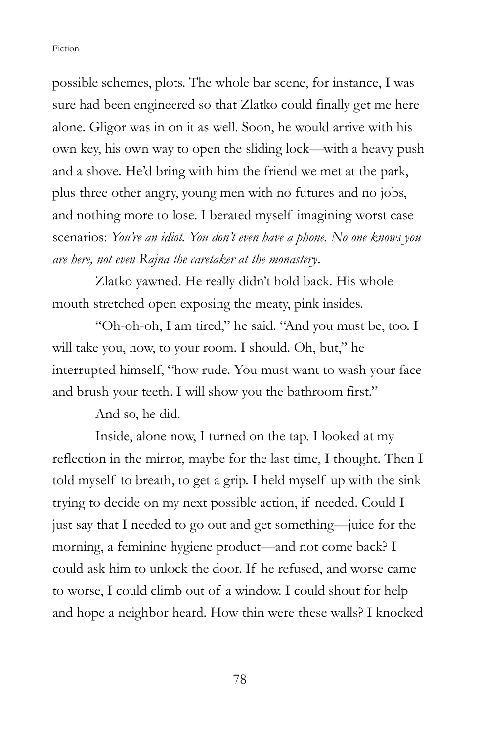possible schemes, plots. The whole bar scene, for instance, I was sure had been engineered so that Zlatko could finally get me here alone. Gligor was in on it as well. Soon, he would arrive with his own key, his own way to open the sliding lock—with a heavy push and a shove. He'd bring with him the friend we met at the park, plus three other angry, young men with no futures and no jobs, and nothing more to lose. I berated myself imagining worst case scenarios: *You're an idiot. You don't even have a phone. No one knows you are here, not even Rajna the caretaker at the monastery*.

Zlatko yawned. He really didn't hold back. His whole mouth stretched open exposing the meaty, pink insides.

"Oh-oh-oh, I am tired," he said. "And you must be, too. I will take you, now, to your room. I should. Oh, but," he interrupted himself, "how rude. You must want to wash your face and brush your teeth. I will show you the bathroom first."

And so, he did.

Inside, alone now, I turned on the tap. I looked at my reflection in the mirror, maybe for the last time, I thought. Then I told myself to breath, to get a grip. I held myself up with the sink trying to decide on my next possible action, if needed. Could I just say that I needed to go out and get something—juice for the morning, a feminine hygiene product—and not come back? I could ask him to unlock the door. If he refused, and worse came to worse, I could climb out of a window. I could shout for help and hope a neighbor heard. How thin were these walls? I knocked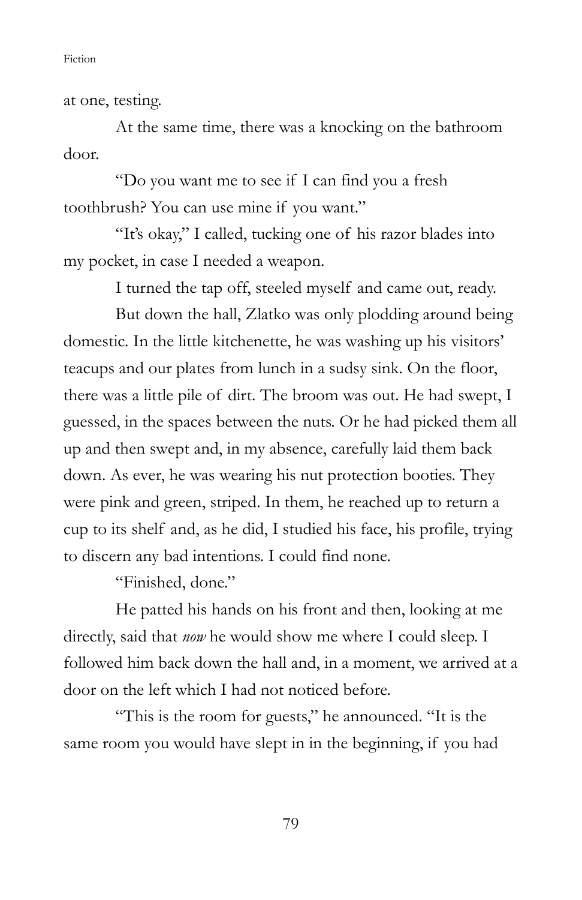at one, testing.

At the same time, there was a knocking on the bathroom door.

"Do you want me to see if I can find you a fresh toothbrush? You can use mine if you want."

"It's okay," I called, tucking one of his razor blades into my pocket, in case I needed a weapon.

I turned the tap off, steeled myself and came out, ready.

But down the hall, Zlatko was only plodding around being domestic. In the little kitchenette, he was washing up his visitors' teacups and our plates from lunch in a sudsy sink. On the floor, there was a little pile of dirt. The broom was out. He had swept, I guessed, in the spaces between the nuts. Or he had picked them all up and then swept and, in my absence, carefully laid them back down. As ever, he was wearing his nut protection booties. They were pink and green, striped. In them, he reached up to return a cup to its shelf and, as he did, I studied his face, his profile, trying to discern any bad intentions. I could find none.

"Finished, done."

He patted his hands on his front and then, looking at me directly, said that *now* he would show me where I could sleep. I followed him back down the hall and, in a moment, we arrived at a door on the left which I had not noticed before.

"This is the room for guests," he announced. "It is the same room you would have slept in in the beginning, if you had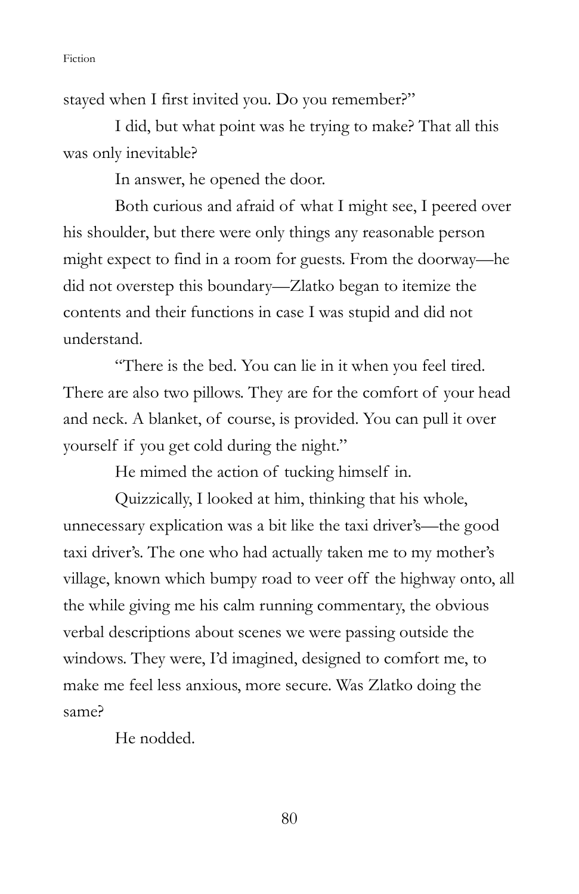stayed when I first invited you. Do you remember?"

I did, but what point was he trying to make? That all this was only inevitable?

In answer, he opened the door.

Both curious and afraid of what I might see, I peered over his shoulder, but there were only things any reasonable person might expect to find in a room for guests. From the doorway—he did not overstep this boundary—Zlatko began to itemize the contents and their functions in case I was stupid and did not understand.

"There is the bed. You can lie in it when you feel tired. There are also two pillows. They are for the comfort of your head and neck. A blanket, of course, is provided. You can pull it over yourself if you get cold during the night."

He mimed the action of tucking himself in.

Quizzically, I looked at him, thinking that his whole, unnecessary explication was a bit like the taxi driver's—the good taxi driver's. The one who had actually taken me to my mother's village, known which bumpy road to veer off the highway onto, all the while giving me his calm running commentary, the obvious verbal descriptions about scenes we were passing outside the windows. They were, I'd imagined, designed to comfort me, to make me feel less anxious, more secure. Was Zlatko doing the same?

He nodded.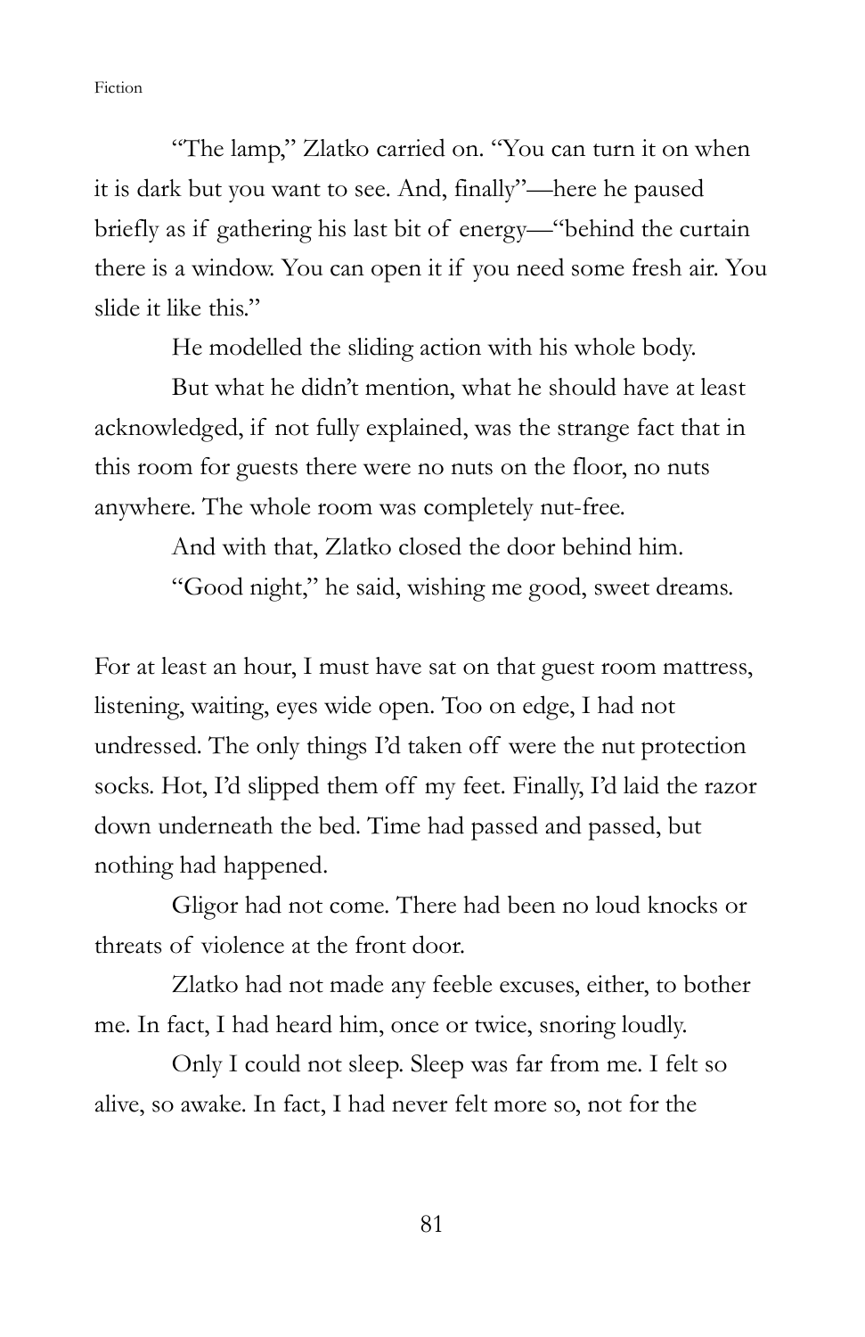"The lamp," Zlatko carried on. "You can turn it on when it is dark but you want to see. And, finally"—here he paused briefly as if gathering his last bit of energy—"behind the curtain there is a window. You can open it if you need some fresh air. You slide it like this."

He modelled the sliding action with his whole body.

But what he didn't mention, what he should have at least acknowledged, if not fully explained, was the strange fact that in this room for guests there were no nuts on the floor, no nuts anywhere. The whole room was completely nut-free.

And with that, Zlatko closed the door behind him.

"Good night," he said, wishing me good, sweet dreams.

For at least an hour, I must have sat on that guest room mattress, listening, waiting, eyes wide open. Too on edge, I had not undressed. The only things I'd taken off were the nut protection socks. Hot, I'd slipped them off my feet. Finally, I'd laid the razor down underneath the bed. Time had passed and passed, but nothing had happened.

Gligor had not come. There had been no loud knocks or threats of violence at the front door.

Zlatko had not made any feeble excuses, either, to bother me. In fact, I had heard him, once or twice, snoring loudly.

Only I could not sleep. Sleep was far from me. I felt so alive, so awake. In fact, I had never felt more so, not for the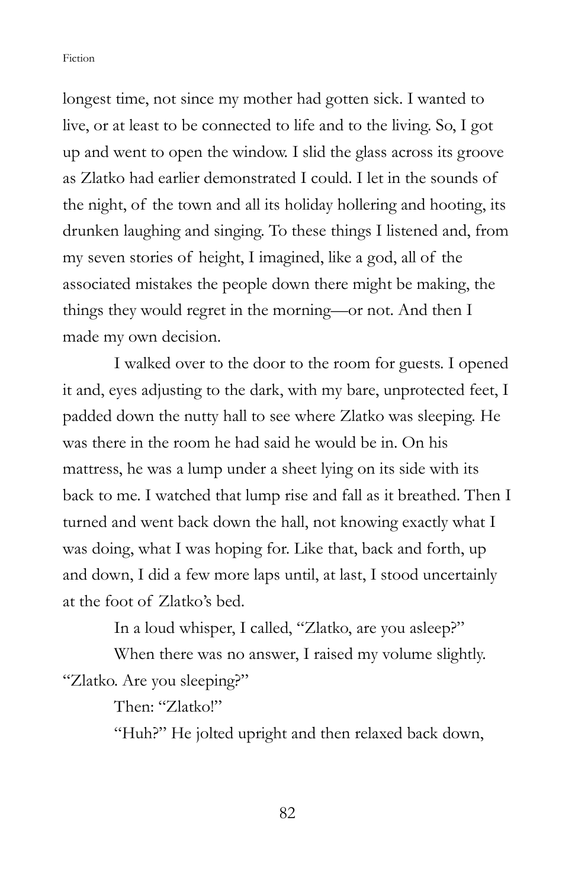longest time, not since my mother had gotten sick. I wanted to live, or at least to be connected to life and to the living. So, I got up and went to open the window. I slid the glass across its groove as Zlatko had earlier demonstrated I could. I let in the sounds of the night, of the town and all its holiday hollering and hooting, its drunken laughing and singing. To these things I listened and, from my seven stories of height, I imagined, like a god, all of the associated mistakes the people down there might be making, the things they would regret in the morning—or not. And then I made my own decision.

I walked over to the door to the room for guests. I opened it and, eyes adjusting to the dark, with my bare, unprotected feet, I padded down the nutty hall to see where Zlatko was sleeping. He was there in the room he had said he would be in. On his mattress, he was a lump under a sheet lying on its side with its back to me. I watched that lump rise and fall as it breathed. Then I turned and went back down the hall, not knowing exactly what I was doing, what I was hoping for. Like that, back and forth, up and down, I did a few more laps until, at last, I stood uncertainly at the foot of Zlatko's bed.

In a loud whisper, I called, "Zlatko, are you asleep?"

When there was no answer, I raised my volume slightly. "Zlatko. Are you sleeping?"

Then: "Zlatko!"

"Huh?" He jolted upright and then relaxed back down,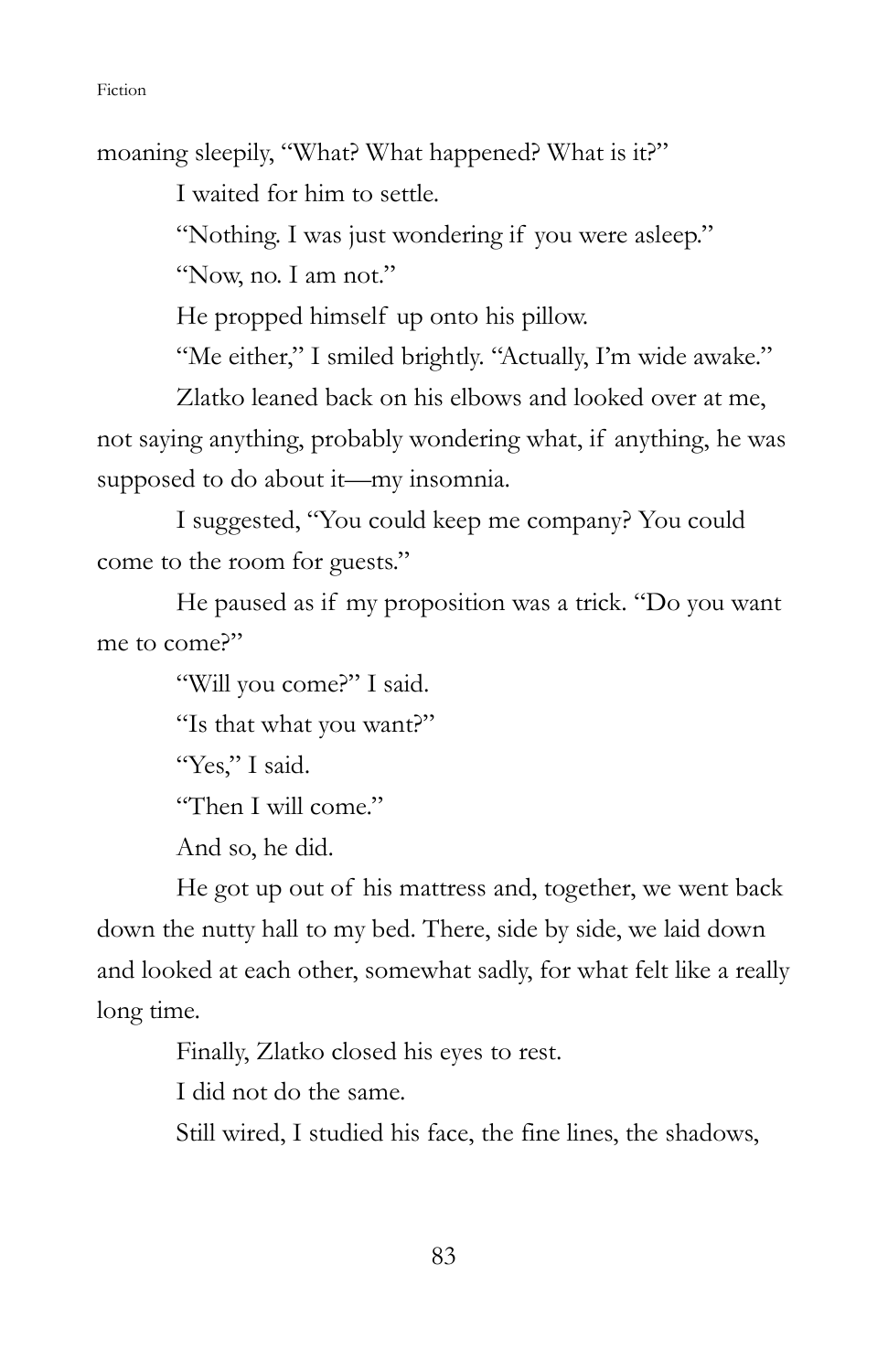moaning sleepily, "What? What happened? What is it?"

I waited for him to settle.

"Nothing. I was just wondering if you were asleep."

"Now, no. I am not."

He propped himself up onto his pillow.

"Me either," I smiled brightly. "Actually, I'm wide awake."

Zlatko leaned back on his elbows and looked over at me, not saying anything, probably wondering what, if anything, he was supposed to do about it—my insomnia.

I suggested, "You could keep me company? You could come to the room for guests."

He paused as if my proposition was a trick. "Do you want me to come?"

"Will you come?" I said.

"Is that what you want?"

"Yes," I said.

"Then I will come."

And so, he did.

He got up out of his mattress and, together, we went back down the nutty hall to my bed. There, side by side, we laid down and looked at each other, somewhat sadly, for what felt like a really long time.

Finally, Zlatko closed his eyes to rest.

I did not do the same.

Still wired, I studied his face, the fine lines, the shadows,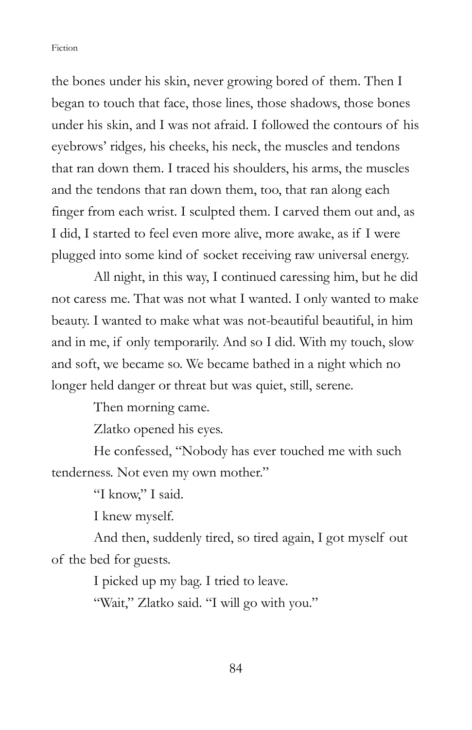the bones under his skin, never growing bored of them. Then I began to touch that face, those lines, those shadows, those bones under his skin, and I was not afraid. I followed the contours of his eyebrows' ridges*,* his cheeks, his neck, the muscles and tendons that ran down them. I traced his shoulders, his arms, the muscles and the tendons that ran down them, too, that ran along each finger from each wrist. I sculpted them. I carved them out and, as I did, I started to feel even more alive, more awake, as if I were plugged into some kind of socket receiving raw universal energy.

All night, in this way, I continued caressing him, but he did not caress me. That was not what I wanted. I only wanted to make beauty. I wanted to make what was not-beautiful beautiful, in him and in me, if only temporarily. And so I did. With my touch, slow and soft, we became so. We became bathed in a night which no longer held danger or threat but was quiet, still, serene.

Then morning came.

Zlatko opened his eyes.

He confessed, "Nobody has ever touched me with such tenderness. Not even my own mother."

"I know," I said.

I knew myself.

And then, suddenly tired, so tired again, I got myself out of the bed for guests.

I picked up my bag. I tried to leave.

"Wait," Zlatko said. "I will go with you."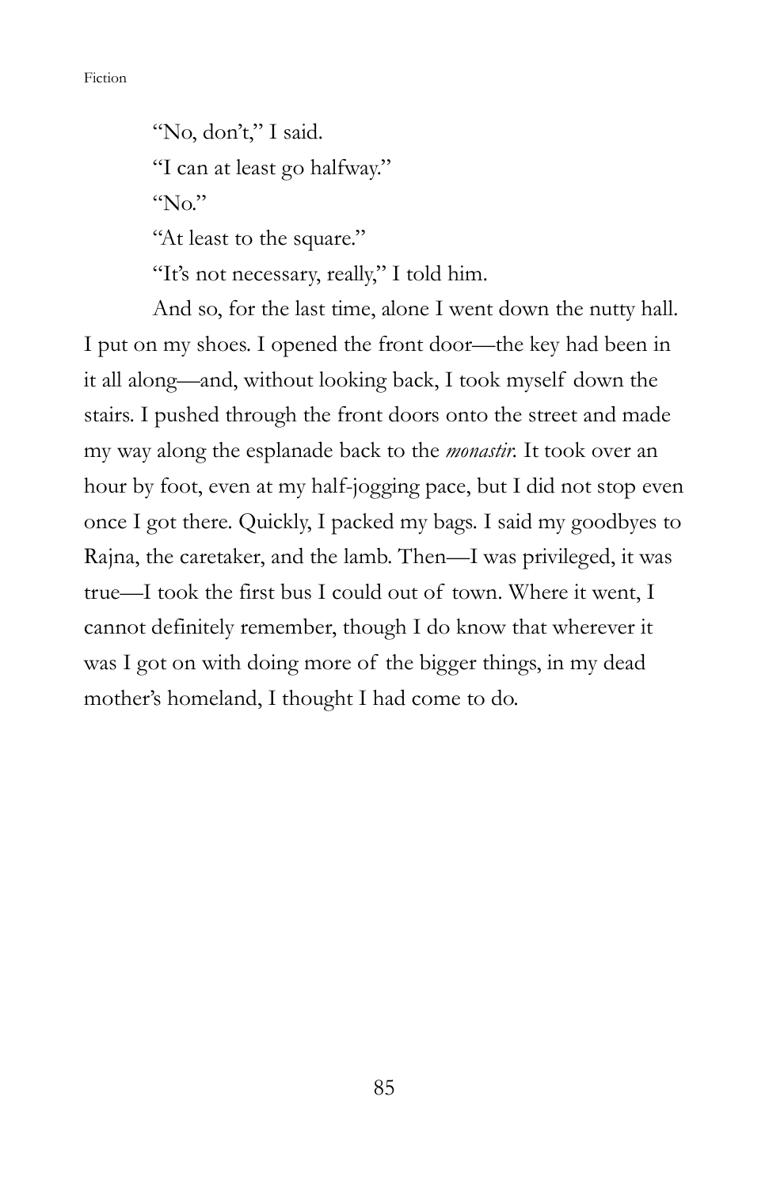"No, don't," I said.

"I can at least go halfway."

"No."

"At least to the square."

"It's not necessary, really," I told him.

And so, for the last time, alone I went down the nutty hall. I put on my shoes. I opened the front door—the key had been in it all along—and, without looking back, I took myself down the stairs. I pushed through the front doors onto the street and made my way along the esplanade back to the *monastir*. It took over an hour by foot, even at my half-jogging pace, but I did not stop even once I got there. Quickly, I packed my bags. I said my goodbyes to Rajna, the caretaker, and the lamb. Then—I was privileged, it was true—I took the first bus I could out of town. Where it went, I cannot definitely remember, though I do know that wherever it was I got on with doing more of the bigger things, in my dead mother's homeland, I thought I had come to do.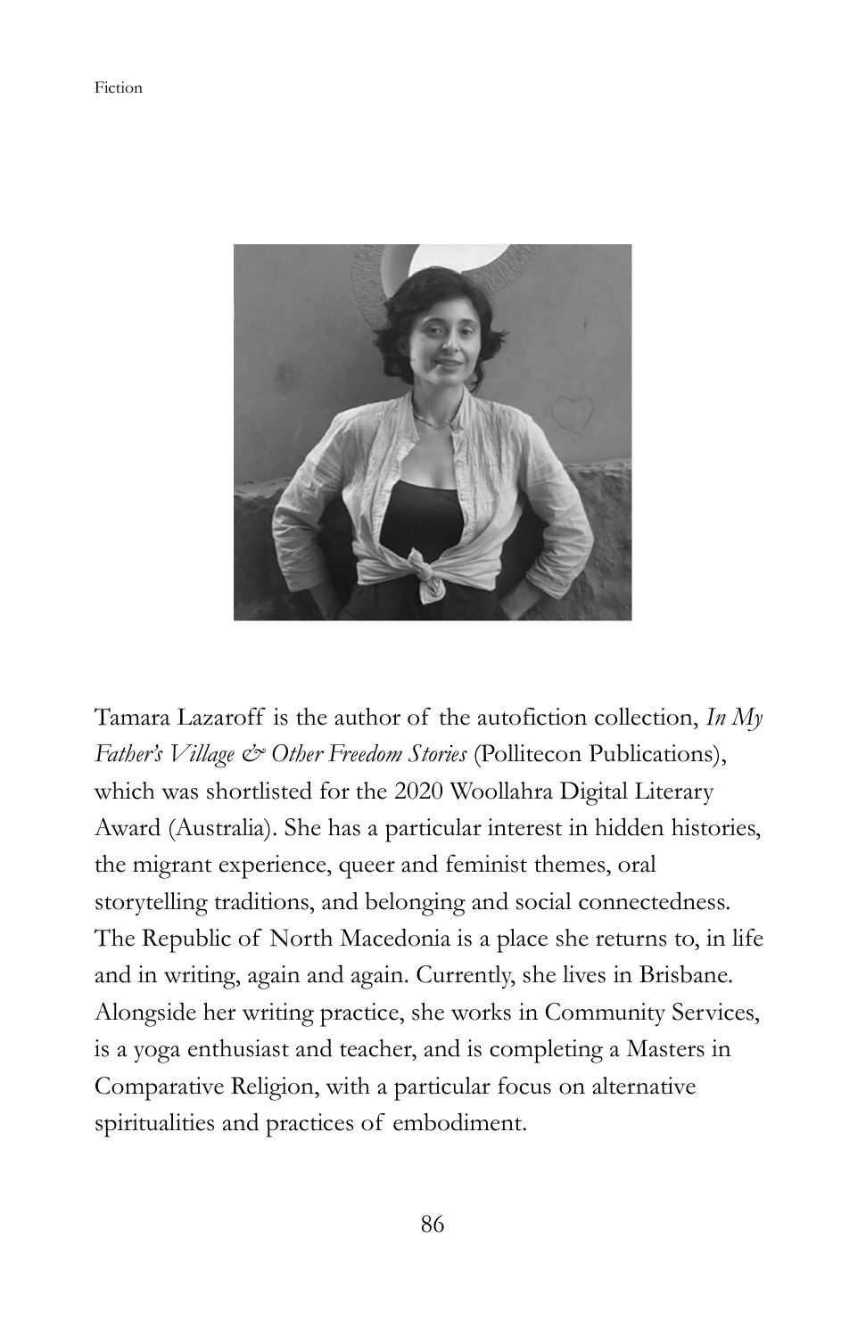Tamara Lazaroff is the author of the autofiction collection, *In My Father's Village & Other Freedom Stories* (Pollitecon Publications), which was shortlisted for the 2020 Woollahra Digital Literary Award (Australia). She has a particular interest in hidden histories, the migrant experience, queer and feminist themes, oral storytelling traditions, and belonging and social connectedness. The Republic of North Macedonia is a place she returns to, in life and in writing, again and again. Currently, she lives in Brisbane. Alongside her writing practice, she works in Community Services, is a yoga enthusiast and teacher, and is completing a Masters in Comparative Religion, with a particular focus on alternative spiritualities and practices of embodiment.